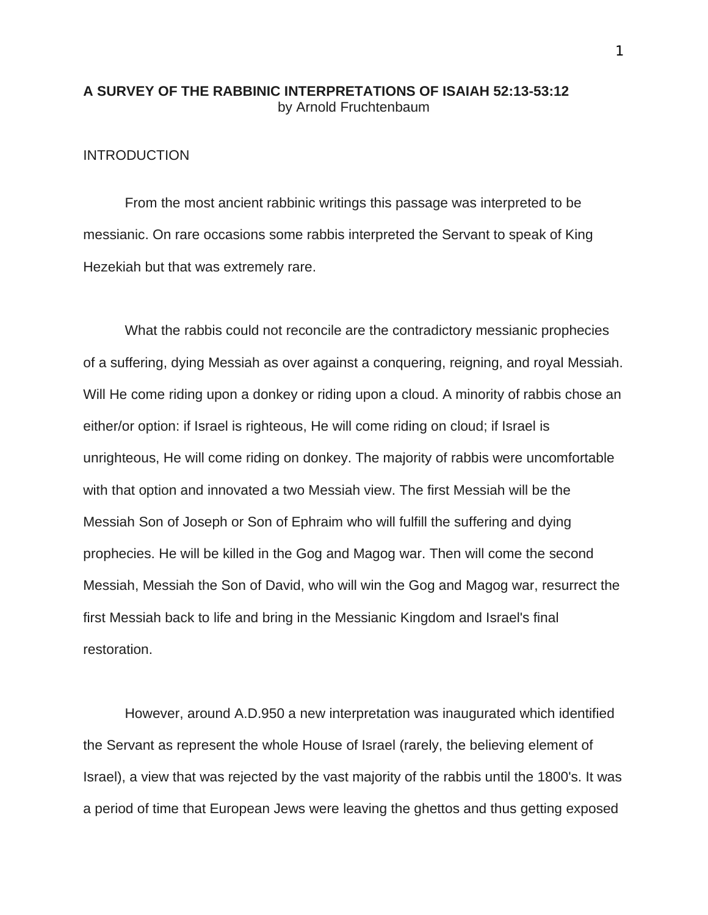# A SURVEY OF THE RABBINIC INTERPRETATIONS OF ISAIAH 52:13-53:12

by Arnold Fruchtenbaum

## INTRODUCTION

From the most ancient rabbinic writings this passage was interpreted to be messianic. On rare occasions some rabbis interpreted the Servant to speak of King Hezekiah but that was extremely rare.

What the rabbis could not reconcile are the contradictory messianic prophecies of a suffering, dying Messiah as over against a conquering, reigning, and royal Messiah. Will He come riding upon a donkey or riding upon a cloud. A minority of rabbis chose an either/or option: if Israel is righteous, He will come riding on cloud; if Israel is unrighteous, He will come riding on donkey. The majority of rabbis were uncomfortable with that option and innovated a two Messiah view. The first Messiah will be the Messiah Son of Joseph or Son of Ephraim who will fulfill the suffering and dying prophecies. He will be killed in the Gog and Magog war. Then will come the second Messiah, Messiah the Son of David, who will win the Gog and Magog war, resurrect the first Messiah back to life and bring in the Messianic Kingdom and Israel's final restoration.

However, around A.D.950 a new interpretation was inaugurated which identified the Servant as represent the whole House of Israel (rarely, the believing element of Israel), a view that was rejected by the vast majority of the rabbis until the 1800's. It was a period of time that European Jews were leaving the ghettos and thus getting exposed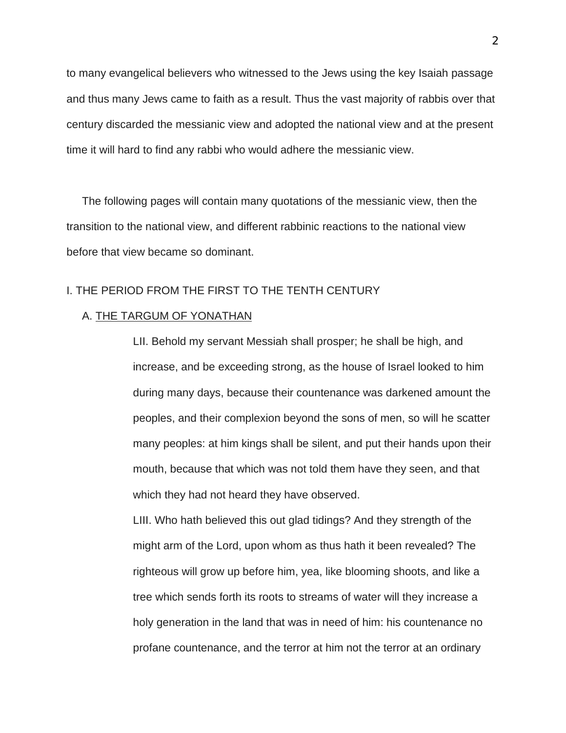to many evangelical believers who witnessed to the Jews using the key Isaiah passage and thus many Jews came to faith as a result. Thus the vast majority of rabbis over that century discarded the messianic view and adopted the national view and at the present time it will hard to find any rabbi who would adhere the messianic view.

The following pages will contain many quotations of the messianic view, then the transition to the national view, and different rabbinic reactions to the national view before that view became so dominant.

## I. THE PERIOD FROM THE FIRST TO THE TENTH CENTURY

### A. THE TARGUM OF YONATHAN

> LII. Behold my servant Messiah shall prosper; he shall be high, and increase, and be exceeding strong, as the house of Israel looked to him during many days, because their countenance was darkened amount the peoples, and their complexion beyond the sons of men, so will he scatter many peoples: at him kings shall be silent, and put their hands upon their mouth, because that which was not told them have they seen, and that which they had not heard they have observed.
>
> LIII. Who hath believed this out glad tidings? And they strength of the might arm of the Lord, upon whom as thus hath it been revealed? The righteous will grow up before him, yea, like blooming shoots, and like a tree which sends forth its roots to streams of water will they increase a holy generation in the land that was in need of him: his countenance no profane countenance, and the terror at him not the terror at an ordinary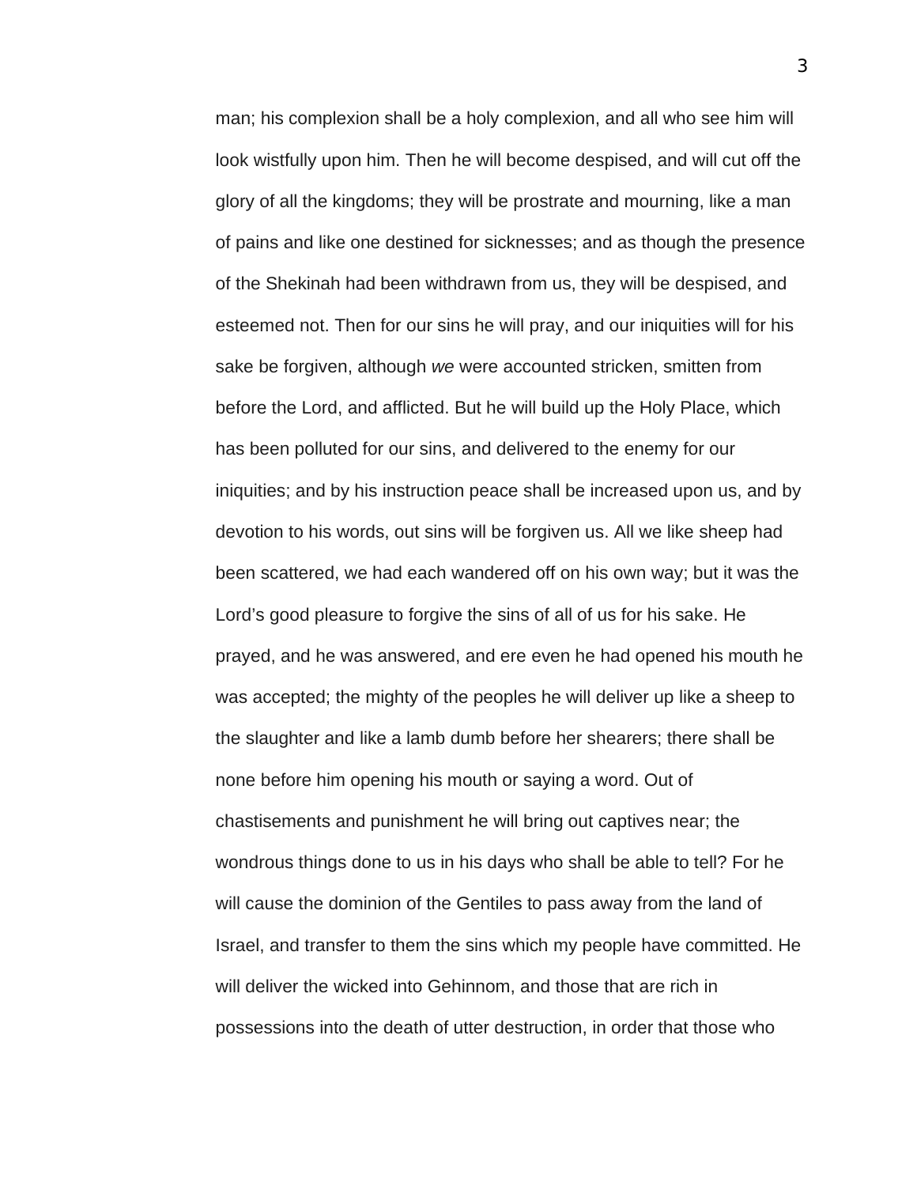man; his complexion shall be a holy complexion, and all who see him will look wistfully upon him. Then he will become despised, and will cut off the glory of all the kingdoms; they will be prostrate and mourning, like a man of pains and like one destined for sicknesses; and as though the presence of the Shekinah had been withdrawn from us, they will be despised, and esteemed not. Then for our sins he will pray, and our iniquities will for his sake be forgiven, although *we* were accounted stricken, smitten from before the Lord, and afflicted. But he will build up the Holy Place, which has been polluted for our sins, and delivered to the enemy for our iniquities; and by his instruction peace shall be increased upon us, and by devotion to his words, out sins will be forgiven us. All we like sheep had been scattered, we had each wandered off on his own way; but it was the Lord's good pleasure to forgive the sins of all of us for his sake. He prayed, and he was answered, and ere even he had opened his mouth he was accepted; the mighty of the peoples he will deliver up like a sheep to the slaughter and like a lamb dumb before her shearers; there shall be none before him opening his mouth or saying a word. Out of chastisements and punishment he will bring out captives near; the wondrous things done to us in his days who shall be able to tell? For he will cause the dominion of the Gentiles to pass away from the land of Israel, and transfer to them the sins which my people have committed. He will deliver the wicked into Gehinnom, and those that are rich in possessions into the death of utter destruction, in order that those who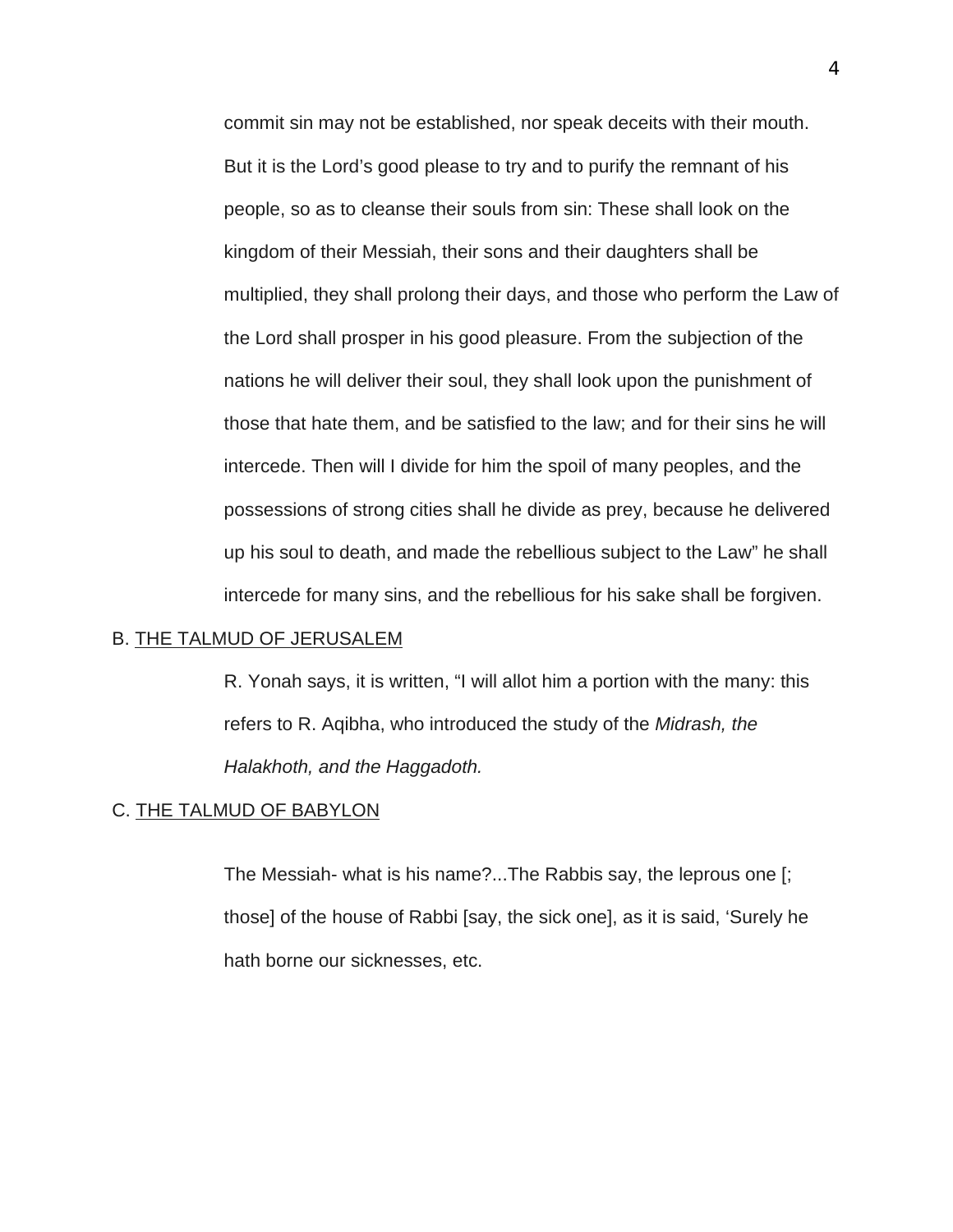commit sin may not be established, nor speak deceits with their mouth. But it is the Lord's good please to try and to purify the remnant of his people, so as to cleanse their souls from sin: These shall look on the kingdom of their Messiah, their sons and their daughters shall be multiplied, they shall prolong their days, and those who perform the Law of the Lord shall prosper in his good pleasure. From the subjection of the nations he will deliver their soul, they shall look upon the punishment of those that hate them, and be satisfied to the law; and for their sins he will intercede. Then will I divide for him the spoil of many peoples, and the possessions of strong cities shall he divide as prey, because he delivered up his soul to death, and made the rebellious subject to the Law" he shall intercede for many sins, and the rebellious for his sake shall be forgiven.

B. <u>THE TALMUD OF JERUSALEM</u>

> R. Yonah says, it is written, "I will allot him a portion with the many: this refers to R. Aqibha, who introduced the study of the *Midrash, the Halakhoth, and the Haggadoth.*

C. <u>THE TALMUD OF BABYLON</u>

> The Messiah- what is his name?...The Rabbis say, the leprous one [; those] of the house of Rabbi [say, the sick one], as it is said, 'Surely he hath borne our sicknesses, etc.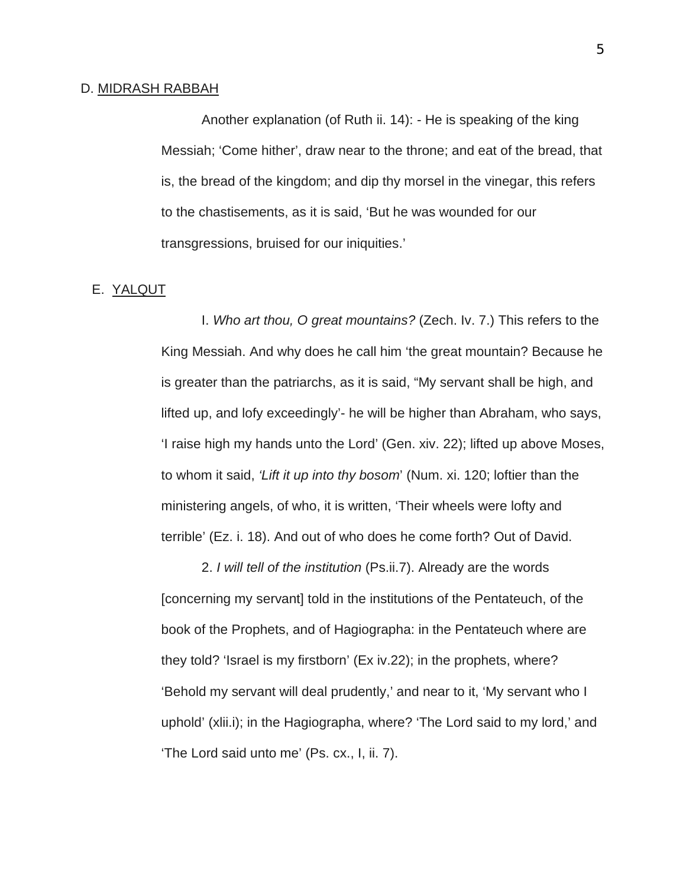D. <u>MIDRASH RABBAH</u>

Another explanation (of Ruth ii. 14): - He is speaking of the king Messiah; 'Come hither', draw near to the throne; and eat of the bread, that is, the bread of the kingdom; and dip thy morsel in the vinegar, this refers to the chastisements, as it is said, 'But he was wounded for our transgressions, bruised for our iniquities.'

E. <u>YALQUT</u>

I. *Who art thou, O great mountains?* (Zech. Iv. 7.) This refers to the King Messiah. And why does he call him 'the great mountain? Because he is greater than the patriarchs, as it is said, "My servant shall be high, and lifted up, and lofy exceedingly'- he will be higher than Abraham, who says, 'I raise high my hands unto the Lord' (Gen. xiv. 22); lifted up above Moses, to whom it said, *'Lift it up into thy bosom*' (Num. xi. 120; loftier than the ministering angels, of who, it is written, 'Their wheels were lofty and terrible' (Ez. i. 18). And out of who does he come forth? Out of David.

2. *I will tell of the institution* (Ps.ii.7). Already are the words [concerning my servant] told in the institutions of the Pentateuch, of the book of the Prophets, and of Hagiographa: in the Pentateuch where are they told? 'Israel is my firstborn' (Ex iv.22); in the prophets, where? 'Behold my servant will deal prudently,' and near to it, 'My servant who I uphold' (xlii.i); in the Hagiographa, where? 'The Lord said to my lord,' and 'The Lord said unto me' (Ps. cx., I, ii. 7).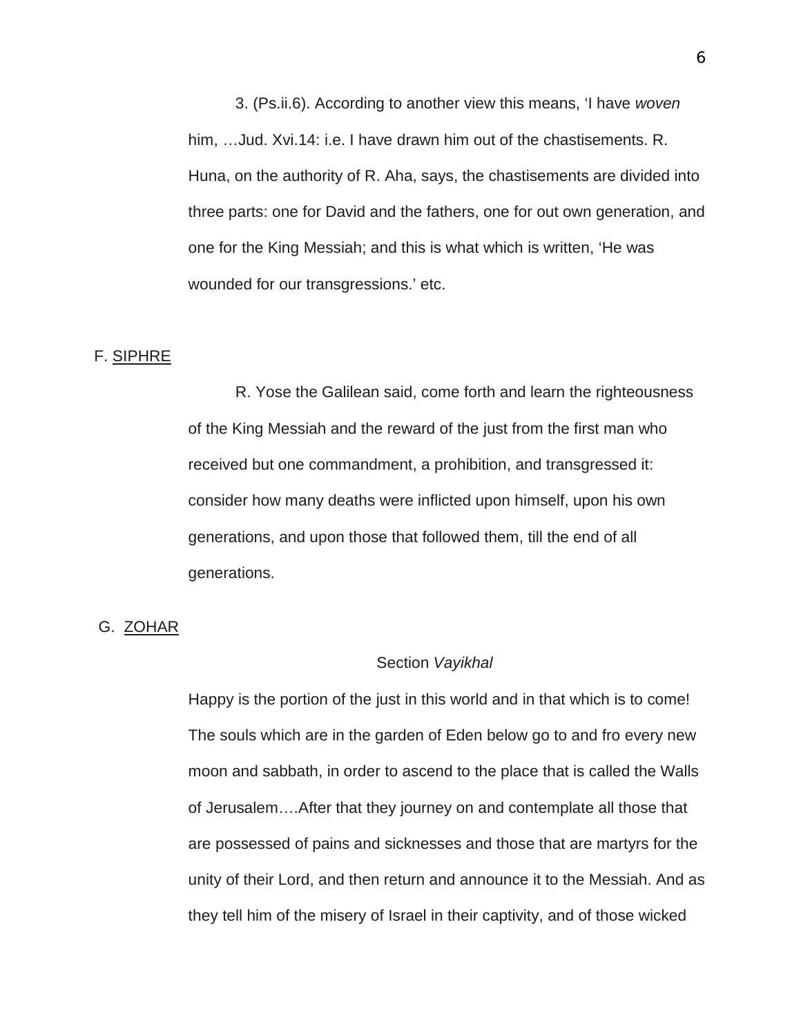3. (Ps.ii.6). According to another view this means, 'I have *woven* him, …Jud. Xvi.14: i.e. I have drawn him out of the chastisements. R. Huna, on the authority of R. Aha, says, the chastisements are divided into three parts: one for David and the fathers, one for out own generation, and one for the King Messiah; and this is what which is written, 'He was wounded for our transgressions.' etc.

F. <u>SIPHRE</u>

R. Yose the Galilean said, come forth and learn the righteousness of the King Messiah and the reward of the just from the first man who received but one commandment, a prohibition, and transgressed it: consider how many deaths were inflicted upon himself, upon his own generations, and upon those that followed them, till the end of all generations.

G. <u>ZOHAR</u>

Section *Vayikhal*

Happy is the portion of the just in this world and in that which is to come! The souls which are in the garden of Eden below go to and fro every new moon and sabbath, in order to ascend to the place that is called the Walls of Jerusalem….After that they journey on and contemplate all those that are possessed of pains and sicknesses and those that are martyrs for the unity of their Lord, and then return and announce it to the Messiah. And as they tell him of the misery of Israel in their captivity, and of those wicked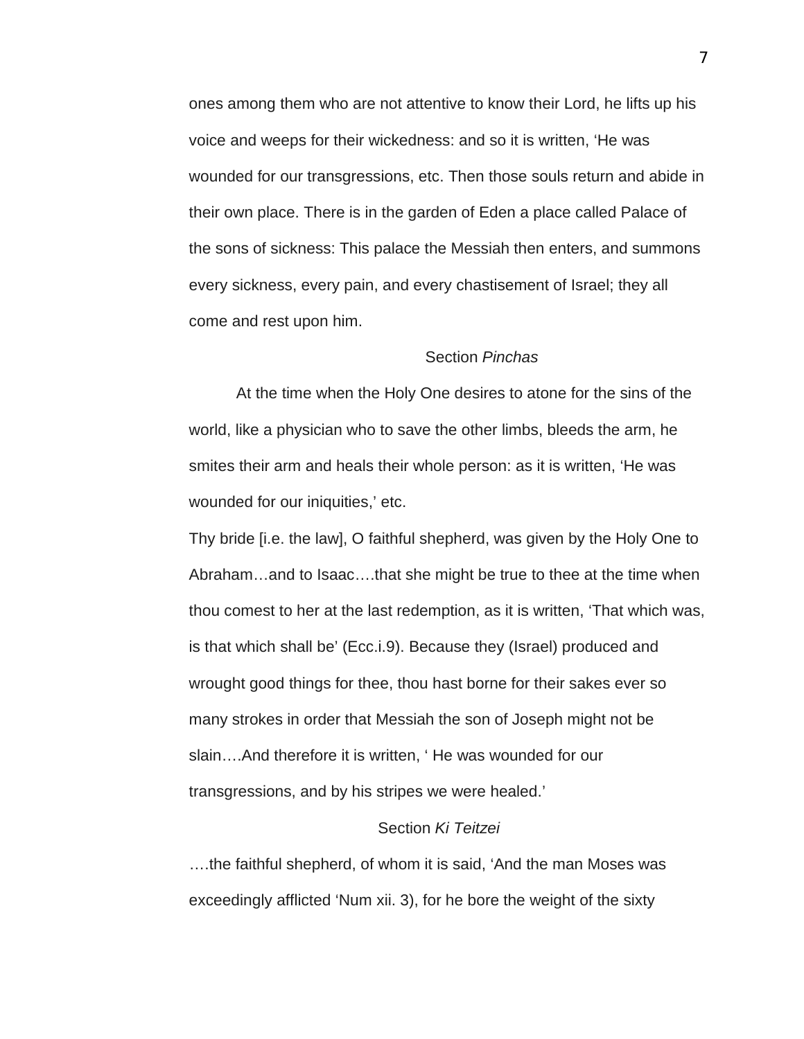ones among them who are not attentive to know their Lord, he lifts up his voice and weeps for their wickedness: and so it is written, 'He was wounded for our transgressions, etc. Then those souls return and abide in their own place. There is in the garden of Eden a place called Palace of the sons of sickness: This palace the Messiah then enters, and summons every sickness, every pain, and every chastisement of Israel; they all come and rest upon him.

Section *Pinchas*

At the time when the Holy One desires to atone for the sins of the world, like a physician who to save the other limbs, bleeds the arm, he smites their arm and heals their whole person: as it is written, 'He was wounded for our iniquities,' etc.

Thy bride [i.e. the law], O faithful shepherd, was given by the Holy One to Abraham…and to Isaac….that she might be true to thee at the time when thou comest to her at the last redemption, as it is written, 'That which was, is that which shall be' (Ecc.i.9). Because they (Israel) produced and wrought good things for thee, thou hast borne for their sakes ever so many strokes in order that Messiah the son of Joseph might not be slain….And therefore it is written, ' He was wounded for our transgressions, and by his stripes we were healed.'

Section *Ki Teitzei*

….the faithful shepherd, of whom it is said, 'And the man Moses was exceedingly afflicted 'Num xii. 3), for he bore the weight of the sixty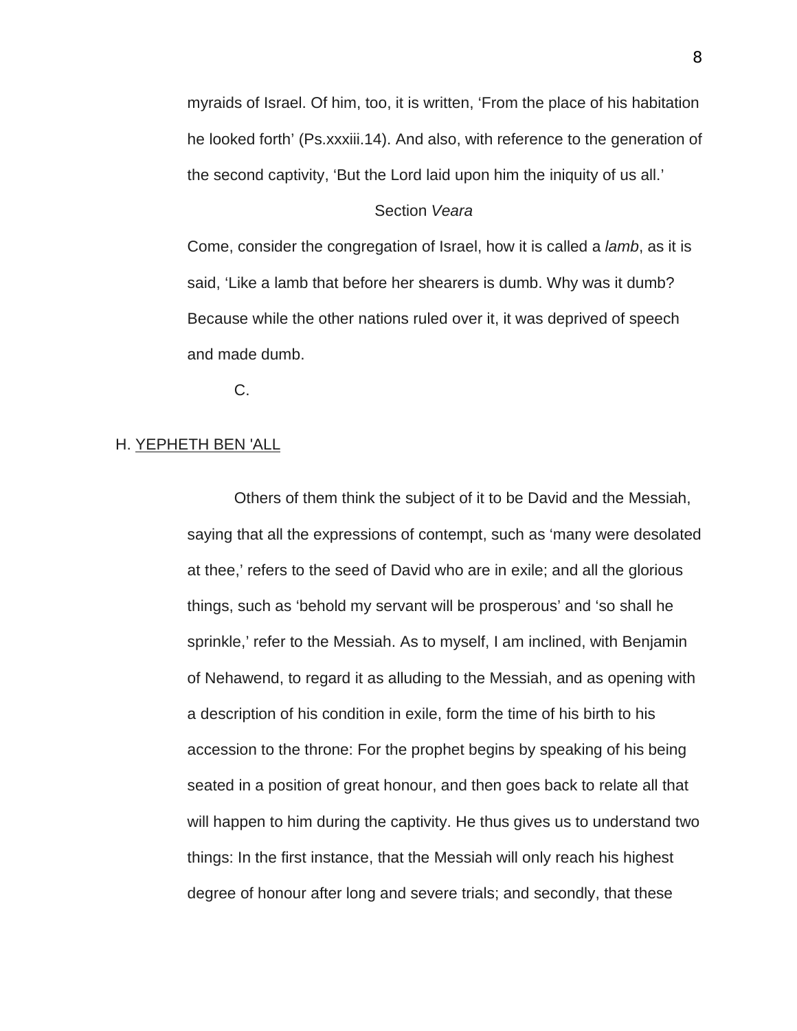myraids of Israel. Of him, too, it is written, ‘From the place of his habitation he looked forth’ (Ps.xxxiii.14). And also, with reference to the generation of the second captivity, ‘But the Lord laid upon him the iniquity of us all.’

Section *Veara*

Come, consider the congregation of Israel, how it is called a *lamb*, as it is said, ‘Like a lamb that before her shearers is dumb. Why was it dumb? Because while the other nations ruled over it, it was deprived of speech and made dumb.

C.

H. <u>YEPHETH BEN 'ALL</u>

Others of them think the subject of it to be David and the Messiah, saying that all the expressions of contempt, such as ‘many were desolated at thee,’ refers to the seed of David who are in exile; and all the glorious things, such as ‘behold my servant will be prosperous’ and ‘so shall he sprinkle,’ refer to the Messiah. As to myself, I am inclined, with Benjamin of Nehawend, to regard it as alluding to the Messiah, and as opening with a description of his condition in exile, form the time of his birth to his accession to the throne: For the prophet begins by speaking of his being seated in a position of great honour, and then goes back to relate all that will happen to him during the captivity. He thus gives us to understand two things: In the first instance, that the Messiah will only reach his highest degree of honour after long and severe trials; and secondly, that these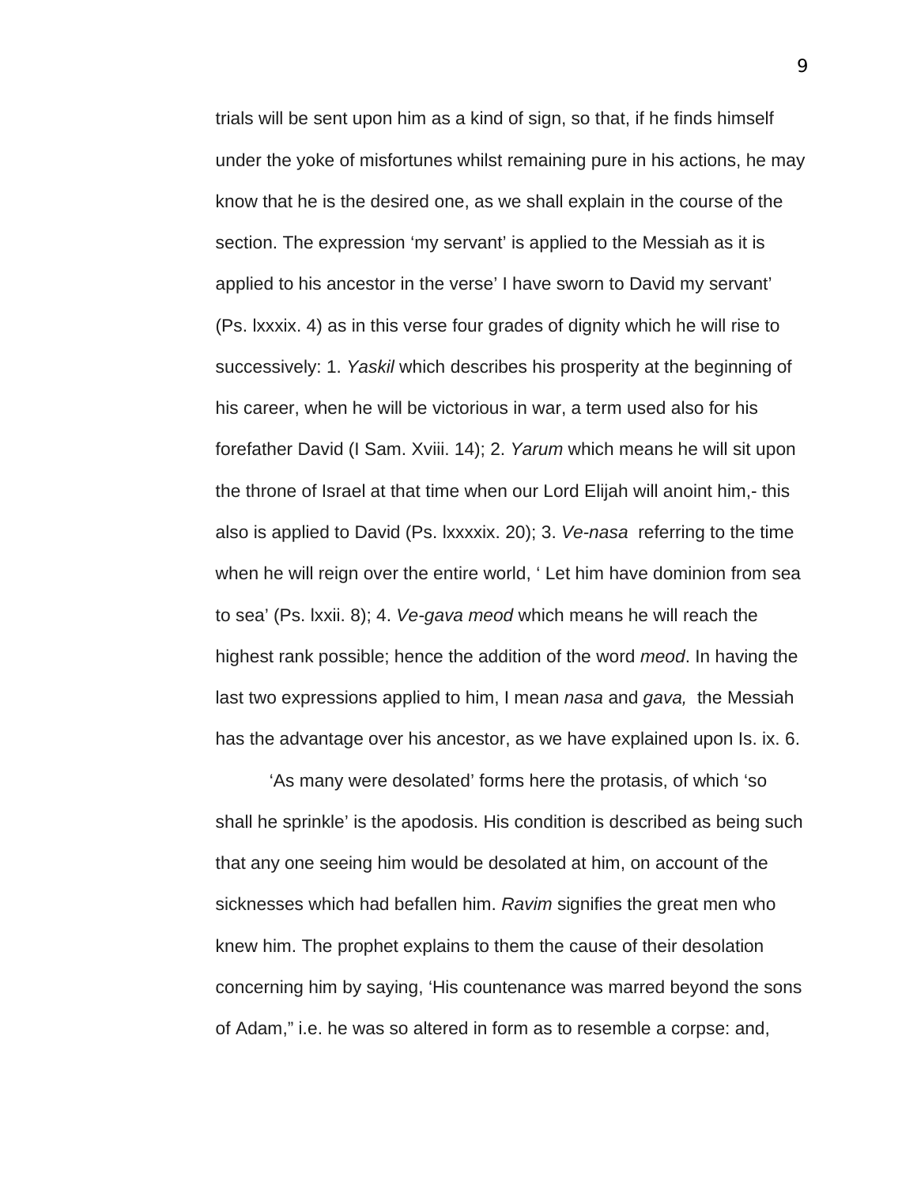trials will be sent upon him as a kind of sign, so that, if he finds himself under the yoke of misfortunes whilst remaining pure in his actions, he may know that he is the desired one, as we shall explain in the course of the section. The expression ‘my servant’ is applied to the Messiah as it is applied to his ancestor in the verse’ I have sworn to David my servant’ (Ps. lxxxix. 4) as in this verse four grades of dignity which he will rise to successively: 1. *Yaskil* which describes his prosperity at the beginning of his career, when he will be victorious in war, a term used also for his forefather David (I Sam. Xviii. 14); 2. *Yarum* which means he will sit upon the throne of Israel at that time when our Lord Elijah will anoint him,- this also is applied to David (Ps. lxxxxix. 20); 3. *Ve-nasa* referring to the time when he will reign over the entire world, ‘ Let him have dominion from sea to sea’ (Ps. lxxii. 8); 4. *Ve-gava meod* which means he will reach the highest rank possible; hence the addition of the word *meod*. In having the last two expressions applied to him, I mean *nasa* and *gava,* the Messiah has the advantage over his ancestor, as we have explained upon Is. ix. 6.

‘As many were desolated’ forms here the protasis, of which ‘so shall he sprinkle’ is the apodosis. His condition is described as being such that any one seeing him would be desolated at him, on account of the sicknesses which had befallen him. *Ravim* signifies the great men who knew him. The prophet explains to them the cause of their desolation concerning him by saying, ‘His countenance was marred beyond the sons of Adam,” i.e. he was so altered in form as to resemble a corpse: and,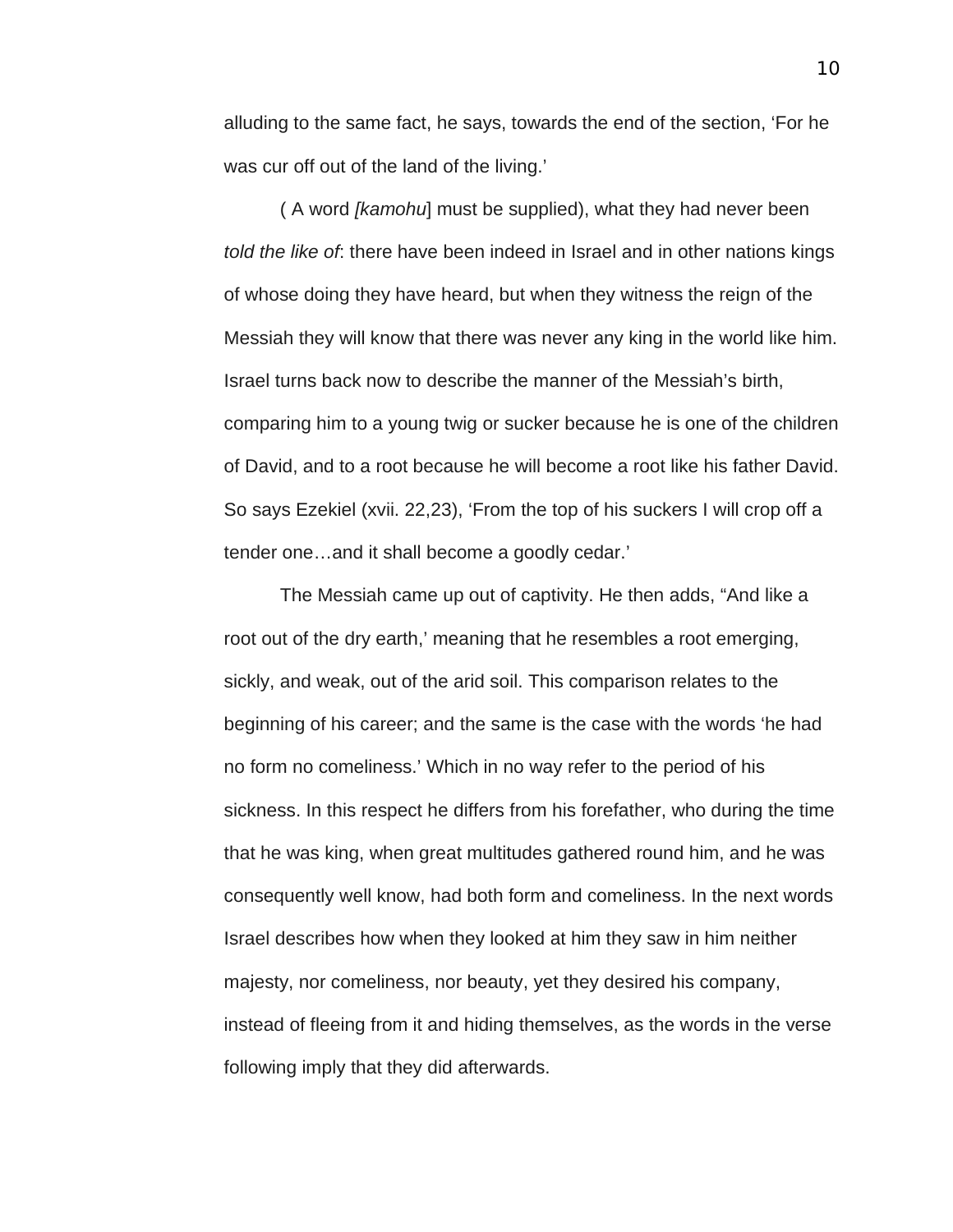alluding to the same fact, he says, towards the end of the section, 'For he was cur off out of the land of the living.'

( A word *[kamohu*] must be supplied), what they had never been *told the like of*: there have been indeed in Israel and in other nations kings of whose doing they have heard, but when they witness the reign of the Messiah they will know that there was never any king in the world like him. Israel turns back now to describe the manner of the Messiah's birth, comparing him to a young twig or sucker because he is one of the children of David, and to a root because he will become a root like his father David. So says Ezekiel (xvii. 22,23), 'From the top of his suckers I will crop off a tender one…and it shall become a goodly cedar.'

The Messiah came up out of captivity. He then adds, "And like a root out of the dry earth,' meaning that he resembles a root emerging, sickly, and weak, out of the arid soil. This comparison relates to the beginning of his career; and the same is the case with the words 'he had no form no comeliness.' Which in no way refer to the period of his sickness. In this respect he differs from his forefather, who during the time that he was king, when great multitudes gathered round him, and he was consequently well know, had both form and comeliness. In the next words Israel describes how when they looked at him they saw in him neither majesty, nor comeliness, nor beauty, yet they desired his company, instead of fleeing from it and hiding themselves, as the words in the verse following imply that they did afterwards.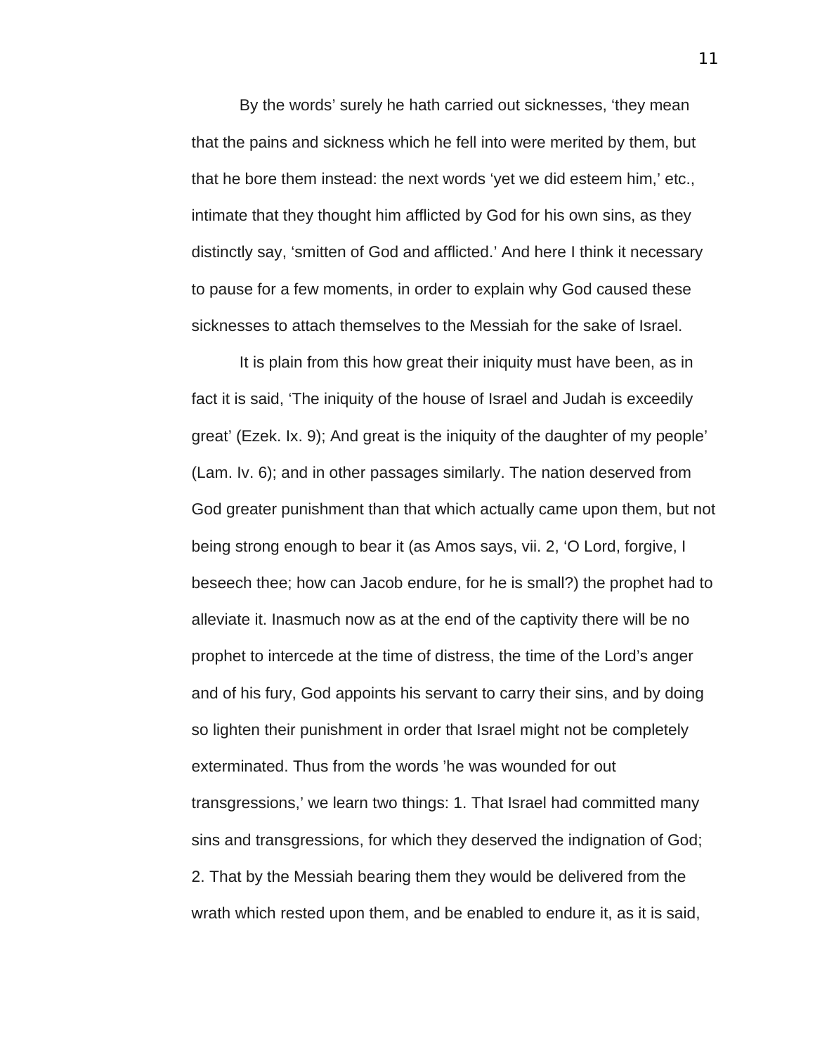By the words' surely he hath carried out sicknesses, 'they mean that the pains and sickness which he fell into were merited by them, but that he bore them instead: the next words 'yet we did esteem him,' etc., intimate that they thought him afflicted by God for his own sins, as they distinctly say, 'smitten of God and afflicted.' And here I think it necessary to pause for a few moments, in order to explain why God caused these sicknesses to attach themselves to the Messiah for the sake of Israel.

It is plain from this how great their iniquity must have been, as in fact it is said, 'The iniquity of the house of Israel and Judah is exceedily great' (Ezek. Ix. 9); And great is the iniquity of the daughter of my people' (Lam. Iv. 6); and in other passages similarly. The nation deserved from God greater punishment than that which actually came upon them, but not being strong enough to bear it (as Amos says, vii. 2, 'O Lord, forgive, I beseech thee; how can Jacob endure, for he is small?) the prophet had to alleviate it. Inasmuch now as at the end of the captivity there will be no prophet to intercede at the time of distress, the time of the Lord's anger and of his fury, God appoints his servant to carry their sins, and by doing so lighten their punishment in order that Israel might not be completely exterminated. Thus from the words 'he was wounded for out transgressions,' we learn two things: 1. That Israel had committed many sins and transgressions, for which they deserved the indignation of God; 2. That by the Messiah bearing them they would be delivered from the wrath which rested upon them, and be enabled to endure it, as it is said,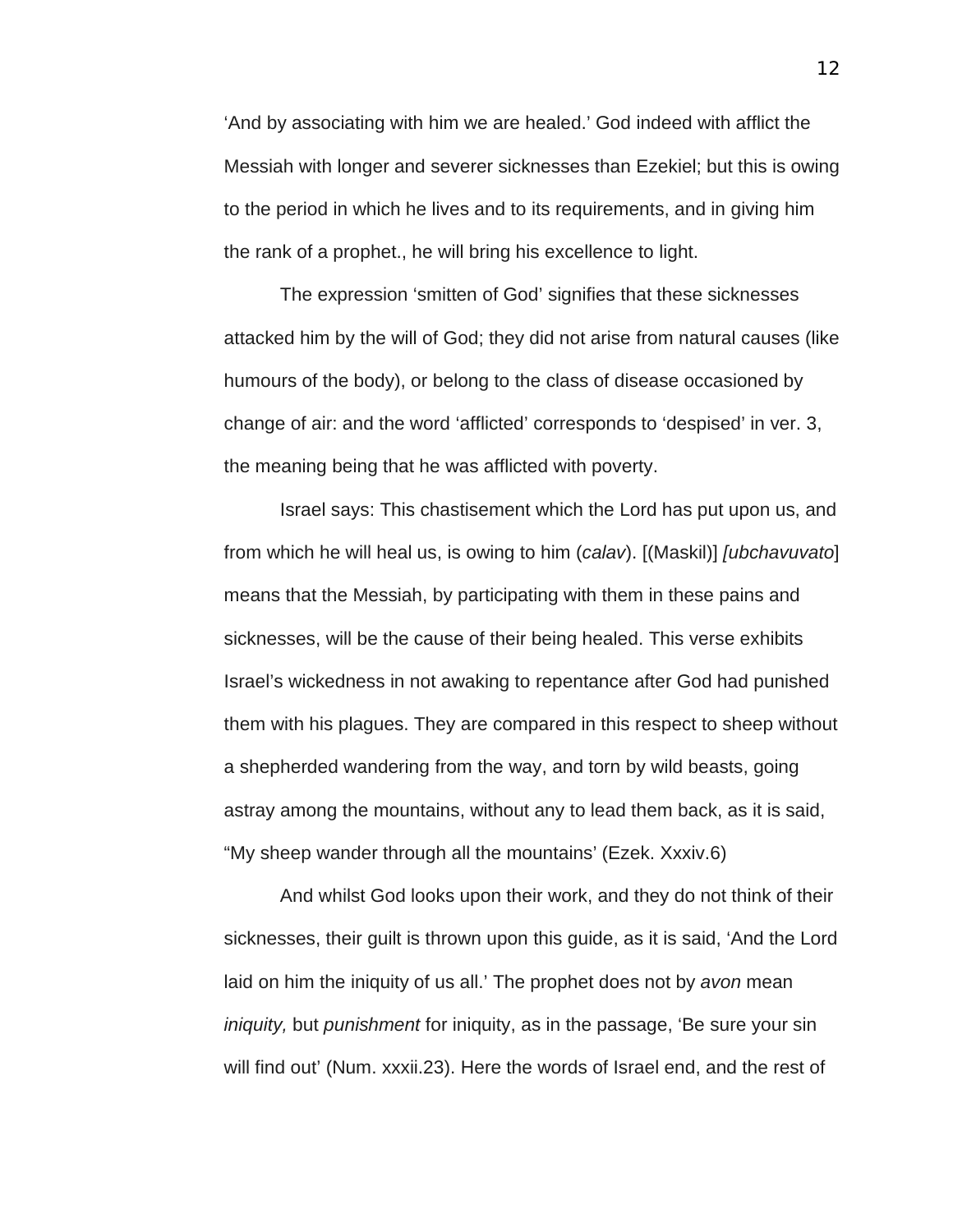‘And by associating with him we are healed.’ God indeed with afflict the Messiah with longer and severer sicknesses than Ezekiel; but this is owing to the period in which he lives and to its requirements, and in giving him the rank of a prophet., he will bring his excellence to light.

The expression ‘smitten of God’ signifies that these sicknesses attacked him by the will of God; they did not arise from natural causes (like humours of the body), or belong to the class of disease occasioned by change of air: and the word ‘afflicted’ corresponds to ‘despised’ in ver. 3, the meaning being that he was afflicted with poverty.

Israel says: This chastisement which the Lord has put upon us, and from which he will heal us, is owing to him (*calav*). [(Maskil)] *[ubchavuvato*] means that the Messiah, by participating with them in these pains and sicknesses, will be the cause of their being healed. This verse exhibits Israel’s wickedness in not awaking to repentance after God had punished them with his plagues. They are compared in this respect to sheep without a shepherded wandering from the way, and torn by wild beasts, going astray among the mountains, without any to lead them back, as it is said, “My sheep wander through all the mountains’ (Ezek. Xxxiv.6)

And whilst God looks upon their work, and they do not think of their sicknesses, their guilt is thrown upon this guide, as it is said, ‘And the Lord laid on him the iniquity of us all.’ The prophet does not by *avon* mean *iniquity,* but *punishment* for iniquity, as in the passage, ‘Be sure your sin will find out’ (Num. xxxii.23). Here the words of Israel end, and the rest of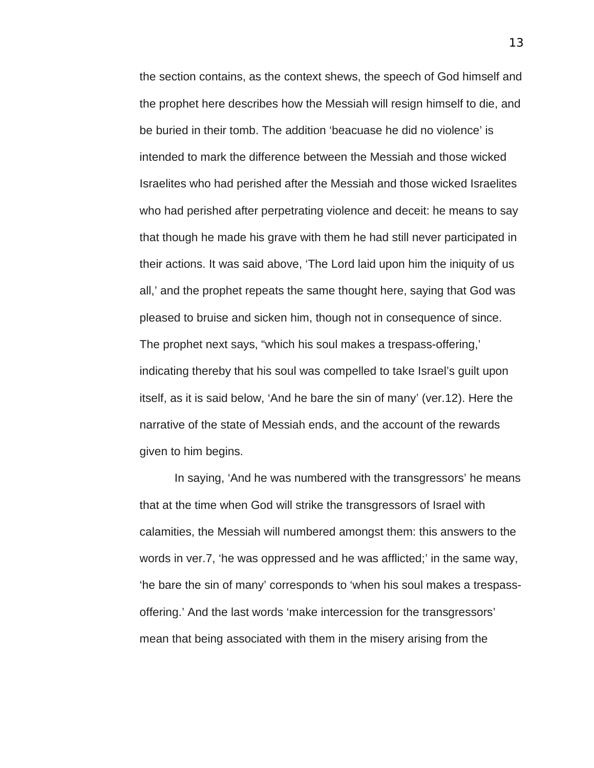the section contains, as the context shews, the speech of God himself and the prophet here describes how the Messiah will resign himself to die, and be buried in their tomb. The addition 'beacuase he did no violence' is intended to mark the difference between the Messiah and those wicked Israelites who had perished after the Messiah and those wicked Israelites who had perished after perpetrating violence and deceit: he means to say that though he made his grave with them he had still never participated in their actions. It was said above, 'The Lord laid upon him the iniquity of us all,' and the prophet repeats the same thought here, saying that God was pleased to bruise and sicken him, though not in consequence of since. The prophet next says, "which his soul makes a trespass-offering,' indicating thereby that his soul was compelled to take Israel's guilt upon itself, as it is said below, 'And he bare the sin of many' (ver.12). Here the narrative of the state of Messiah ends, and the account of the rewards given to him begins.

In saying, 'And he was numbered with the transgressors' he means that at the time when God will strike the transgressors of Israel with calamities, the Messiah will numbered amongst them: this answers to the words in ver.7, 'he was oppressed and he was afflicted;' in the same way, 'he bare the sin of many' corresponds to 'when his soul makes a trespass-offering.' And the last words 'make intercession for the transgressors' mean that being associated with them in the misery arising from the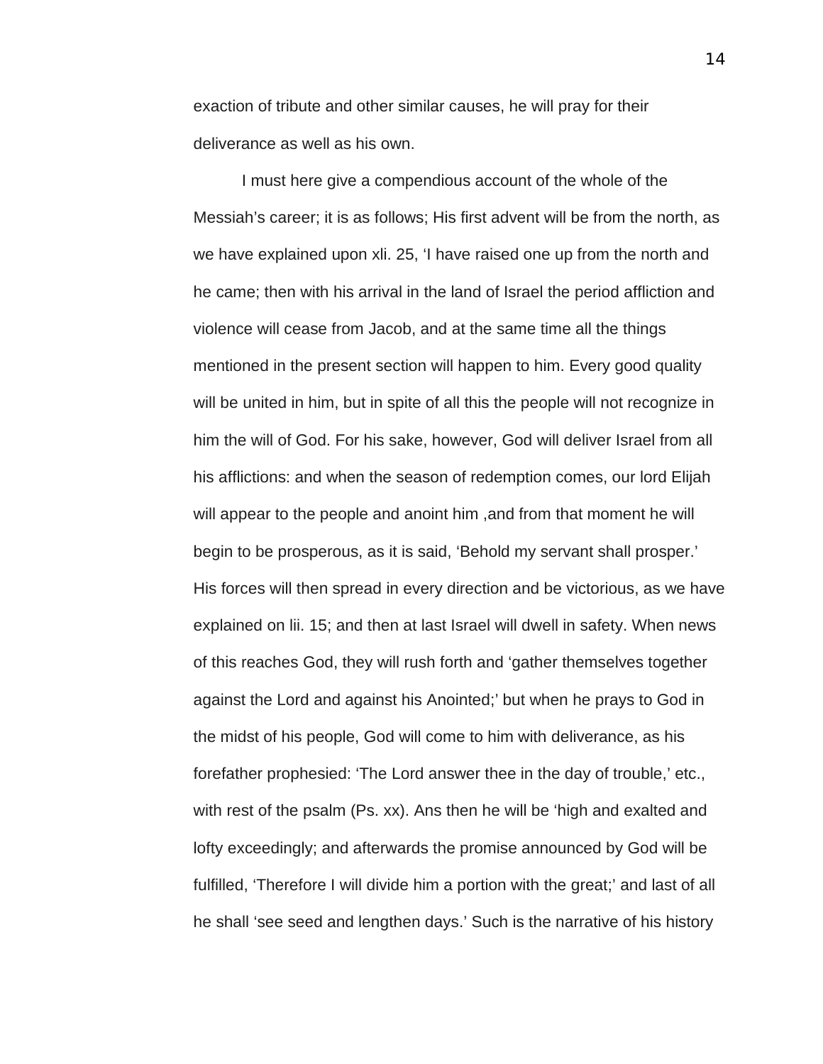exaction of tribute and other similar causes, he will pray for their deliverance as well as his own.

I must here give a compendious account of the whole of the Messiah's career; it is as follows; His first advent will be from the north, as we have explained upon xli. 25, 'I have raised one up from the north and he came; then with his arrival in the land of Israel the period affliction and violence will cease from Jacob, and at the same time all the things mentioned in the present section will happen to him. Every good quality will be united in him, but in spite of all this the people will not recognize in him the will of God. For his sake, however, God will deliver Israel from all his afflictions: and when the season of redemption comes, our lord Elijah will appear to the people and anoint him ,and from that moment he will begin to be prosperous, as it is said, 'Behold my servant shall prosper.' His forces will then spread in every direction and be victorious, as we have explained on lii. 15; and then at last Israel will dwell in safety. When news of this reaches God, they will rush forth and 'gather themselves together against the Lord and against his Anointed;' but when he prays to God in the midst of his people, God will come to him with deliverance, as his forefather prophesied: 'The Lord answer thee in the day of trouble,' etc., with rest of the psalm (Ps. xx). Ans then he will be 'high and exalted and lofty exceedingly; and afterwards the promise announced by God will be fulfilled, 'Therefore I will divide him a portion with the great;' and last of all he shall 'see seed and lengthen days.' Such is the narrative of his history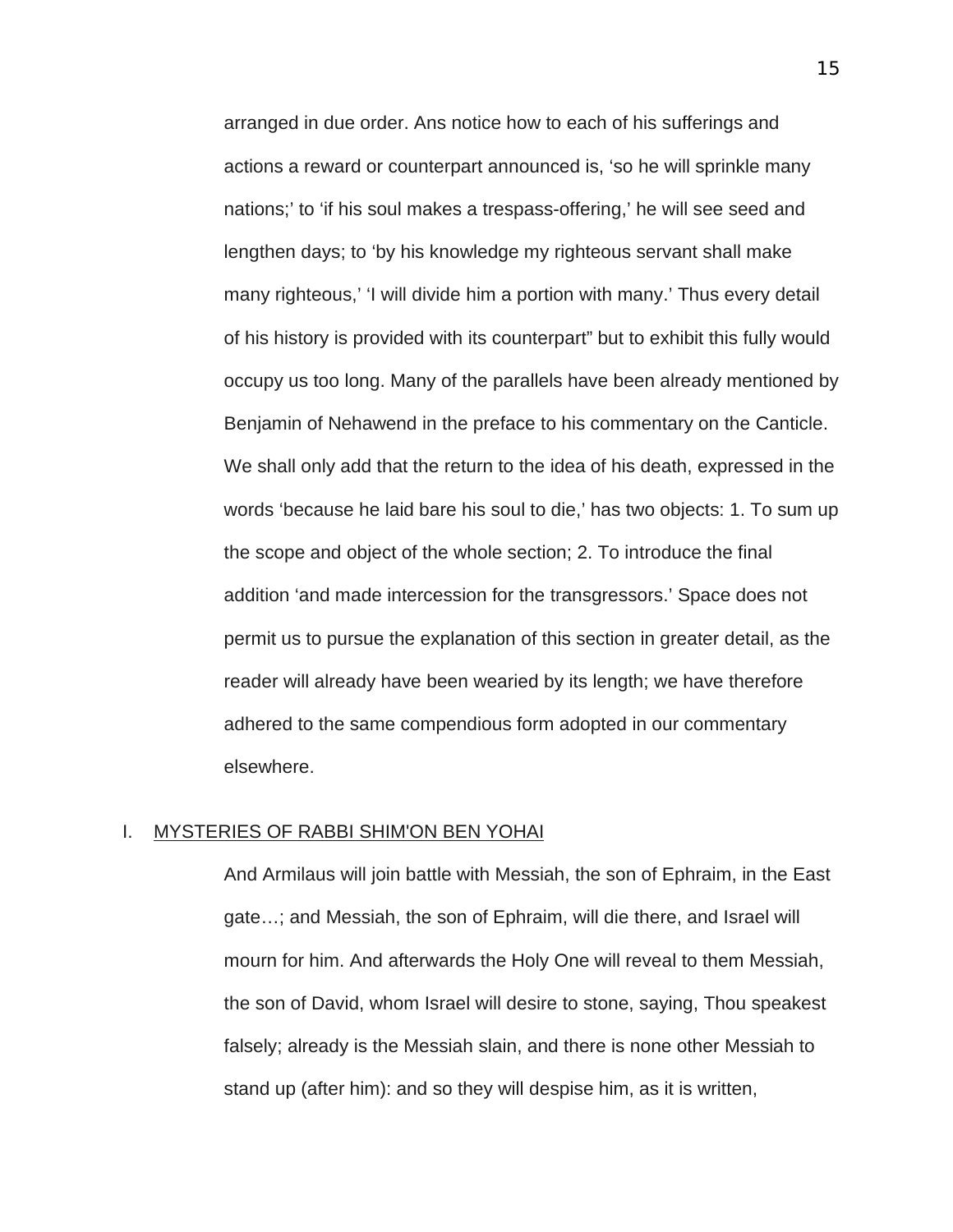arranged in due order. Ans notice how to each of his sufferings and actions a reward or counterpart announced is, 'so he will sprinkle many nations;' to 'if his soul makes a trespass-offering,' he will see seed and lengthen days; to 'by his knowledge my righteous servant shall make many righteous,' 'I will divide him a portion with many.' Thus every detail of his history is provided with its counterpart" but to exhibit this fully would occupy us too long. Many of the parallels have been already mentioned by Benjamin of Nehawend in the preface to his commentary on the Canticle. We shall only add that the return to the idea of his death, expressed in the words 'because he laid bare his soul to die,' has two objects: 1. To sum up the scope and object of the whole section; 2. To introduce the final addition 'and made intercession for the transgressors.' Space does not permit us to pursue the explanation of this section in greater detail, as the reader will already have been wearied by its length; we have therefore adhered to the same compendious form adopted in our commentary elsewhere.

## I. MYSTERIES OF RABBI SHIM'ON BEN YOHAI

And Armilaus will join battle with Messiah, the son of Ephraim, in the East gate…; and Messiah, the son of Ephraim, will die there, and Israel will mourn for him. And afterwards the Holy One will reveal to them Messiah, the son of David, whom Israel will desire to stone, saying, Thou speakest falsely; already is the Messiah slain, and there is none other Messiah to stand up (after him): and so they will despise him, as it is written,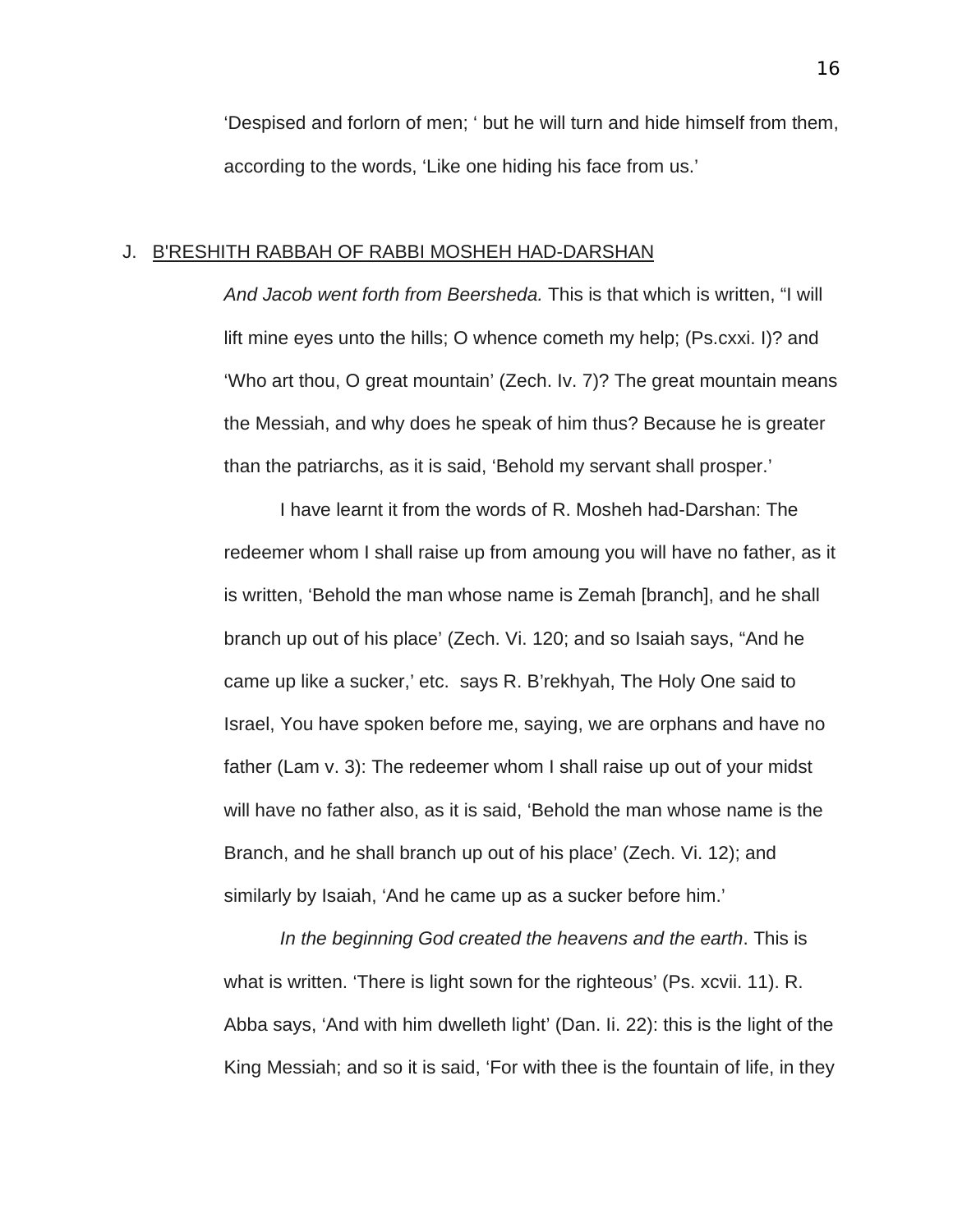'Despised and forlorn of men; ' but he will turn and hide himself from them, according to the words, 'Like one hiding his face from us.'

J. <u>B'RESHITH RABBAH OF RABBI MOSHEH HAD-DARSHAN</u>

*And Jacob went forth from Beersheda.* This is that which is written, "I will lift mine eyes unto the hills; O whence cometh my help; (Ps.cxxi. I)? and 'Who art thou, O great mountain' (Zech. Iv. 7)? The great mountain means the Messiah, and why does he speak of him thus? Because he is greater than the patriarchs, as it is said, 'Behold my servant shall prosper.'

I have learnt it from the words of R. Mosheh had-Darshan: The redeemer whom I shall raise up from amoung you will have no father, as it is written, 'Behold the man whose name is Zemah [branch], and he shall branch up out of his place' (Zech. Vi. 120; and so Isaiah says, "And he came up like a sucker,' etc. says R. B'rekhyah, The Holy One said to Israel, You have spoken before me, saying, we are orphans and have no father (Lam v. 3): The redeemer whom I shall raise up out of your midst will have no father also, as it is said, 'Behold the man whose name is the Branch, and he shall branch up out of his place' (Zech. Vi. 12); and similarly by Isaiah, 'And he came up as a sucker before him.'

*In the beginning God created the heavens and the earth*. This is what is written. 'There is light sown for the righteous' (Ps. xcvii. 11). R. Abba says, 'And with him dwelleth light' (Dan. Ii. 22): this is the light of the King Messiah; and so it is said, 'For with thee is the fountain of life, in they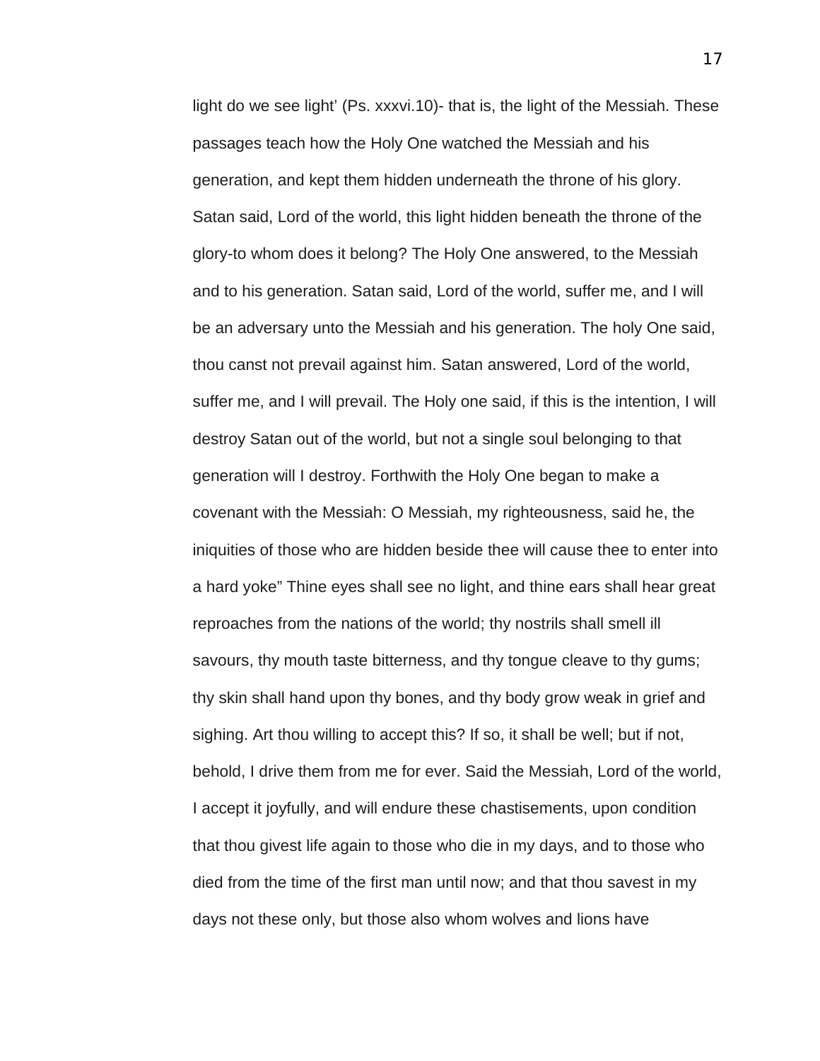light do we see light' (Ps. xxxvi.10)- that is, the light of the Messiah. These passages teach how the Holy One watched the Messiah and his generation, and kept them hidden underneath the throne of his glory. Satan said, Lord of the world, this light hidden beneath the throne of the glory-to whom does it belong? The Holy One answered, to the Messiah and to his generation. Satan said, Lord of the world, suffer me, and I will be an adversary unto the Messiah and his generation. The holy One said, thou canst not prevail against him. Satan answered, Lord of the world, suffer me, and I will prevail. The Holy one said, if this is the intention, I will destroy Satan out of the world, but not a single soul belonging to that generation will I destroy. Forthwith the Holy One began to make a covenant with the Messiah: O Messiah, my righteousness, said he, the iniquities of those who are hidden beside thee will cause thee to enter into a hard yoke" Thine eyes shall see no light, and thine ears shall hear great reproaches from the nations of the world; thy nostrils shall smell ill savours, thy mouth taste bitterness, and thy tongue cleave to thy gums; thy skin shall hand upon thy bones, and thy body grow weak in grief and sighing. Art thou willing to accept this? If so, it shall be well; but if not, behold, I drive them from me for ever. Said the Messiah, Lord of the world, I accept it joyfully, and will endure these chastisements, upon condition that thou givest life again to those who die in my days, and to those who died from the time of the first man until now; and that thou savest in my days not these only, but those also whom wolves and lions have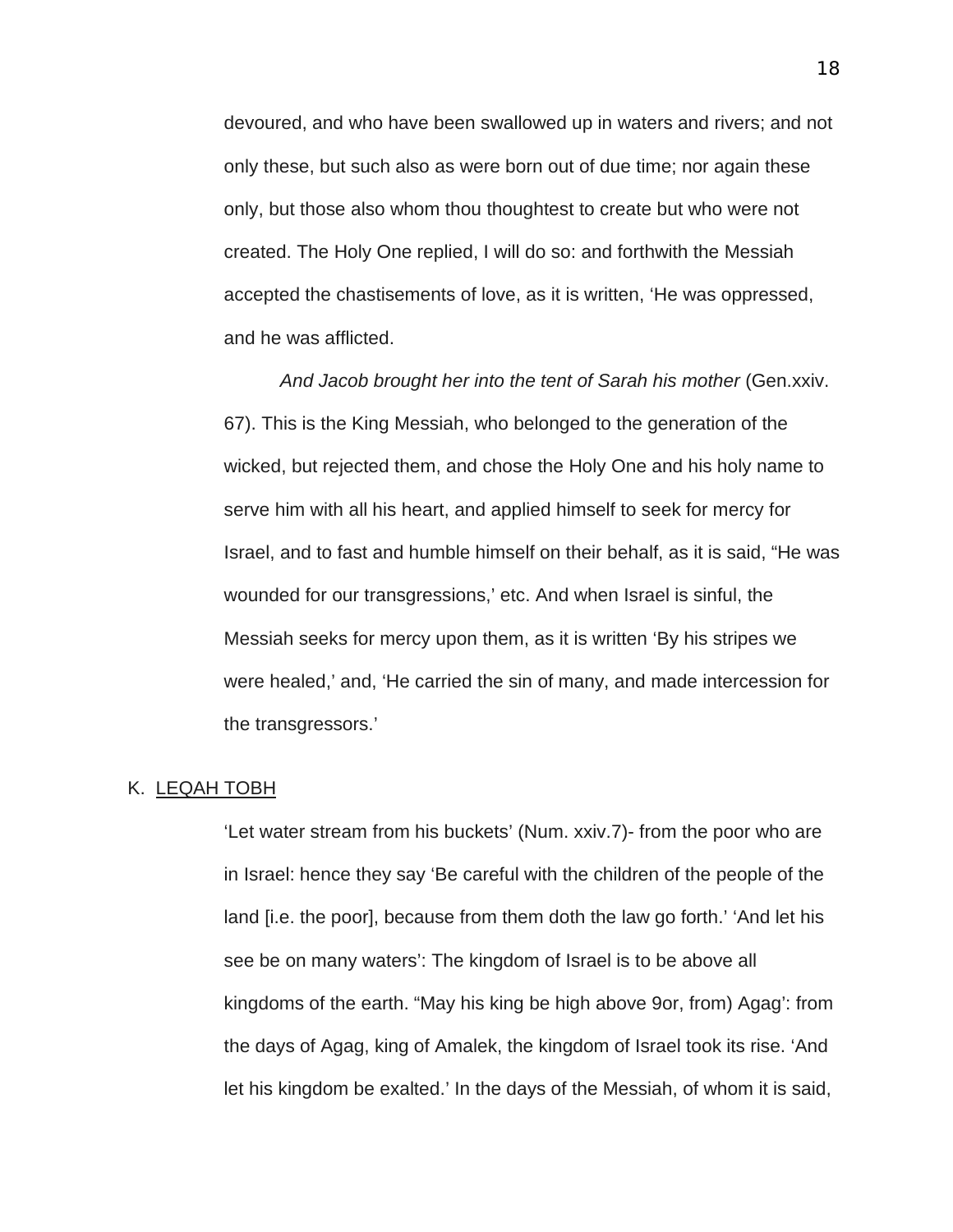devoured, and who have been swallowed up in waters and rivers; and not only these, but such also as were born out of due time; nor again these only, but those also whom thou thoughtest to create but who were not created. The Holy One replied, I will do so: and forthwith the Messiah accepted the chastisements of love, as it is written, 'He was oppressed, and he was afflicted.

*And Jacob brought her into the tent of Sarah his mother* (Gen.xxiv. 67). This is the King Messiah, who belonged to the generation of the wicked, but rejected them, and chose the Holy One and his holy name to serve him with all his heart, and applied himself to seek for mercy for Israel, and to fast and humble himself on their behalf, as it is said, "He was wounded for our transgressions,' etc. And when Israel is sinful, the Messiah seeks for mercy upon them, as it is written 'By his stripes we were healed,' and, 'He carried the sin of many, and made intercession for the transgressors.'

K. <u>LEQAH TOBH</u>

'Let water stream from his buckets' (Num. xxiv.7)- from the poor who are in Israel: hence they say 'Be careful with the children of the people of the land [i.e. the poor], because from them doth the law go forth.' 'And let his see be on many waters': The kingdom of Israel is to be above all kingdoms of the earth. "May his king be high above 9or, from) Agag': from the days of Agag, king of Amalek, the kingdom of Israel took its rise. 'And let his kingdom be exalted.' In the days of the Messiah, of whom it is said,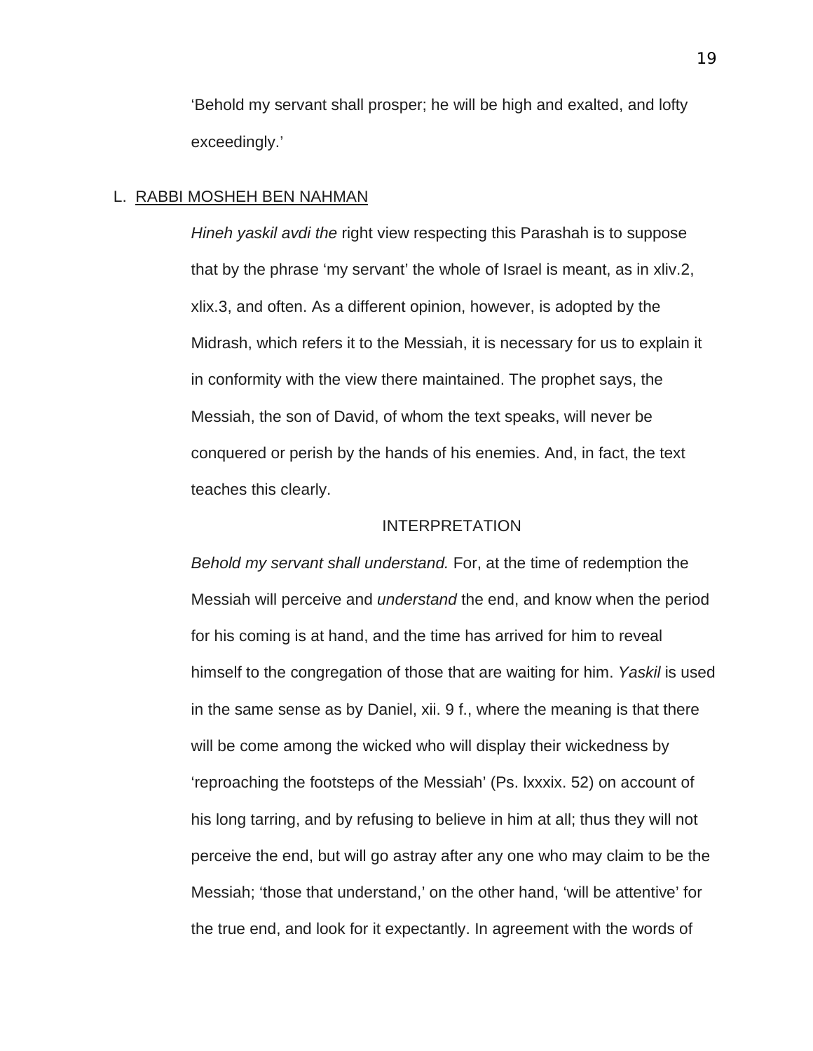'Behold my servant shall prosper; he will be high and exalted, and lofty exceedingly.'

L. <u>RABBI MOSHEH BEN NAHMAN</u>

*Hineh yaskil avdi the* right view respecting this Parashah is to suppose that by the phrase 'my servant' the whole of Israel is meant, as in xliv.2, xlix.3, and often. As a different opinion, however, is adopted by the Midrash, which refers it to the Messiah, it is necessary for us to explain it in conformity with the view there maintained. The prophet says, the Messiah, the son of David, of whom the text speaks, will never be conquered or perish by the hands of his enemies. And, in fact, the text teaches this clearly.

INTERPRETATION

*Behold my servant shall understand.* For, at the time of redemption the Messiah will perceive and *understand* the end, and know when the period for his coming is at hand, and the time has arrived for him to reveal himself to the congregation of those that are waiting for him. *Yaskil* is used in the same sense as by Daniel, xii. 9 f., where the meaning is that there will be come among the wicked who will display their wickedness by 'reproaching the footsteps of the Messiah' (Ps. lxxxix. 52) on account of his long tarring, and by refusing to believe in him at all; thus they will not perceive the end, but will go astray after any one who may claim to be the Messiah; 'those that understand,' on the other hand, 'will be attentive' for the true end, and look for it expectantly. In agreement with the words of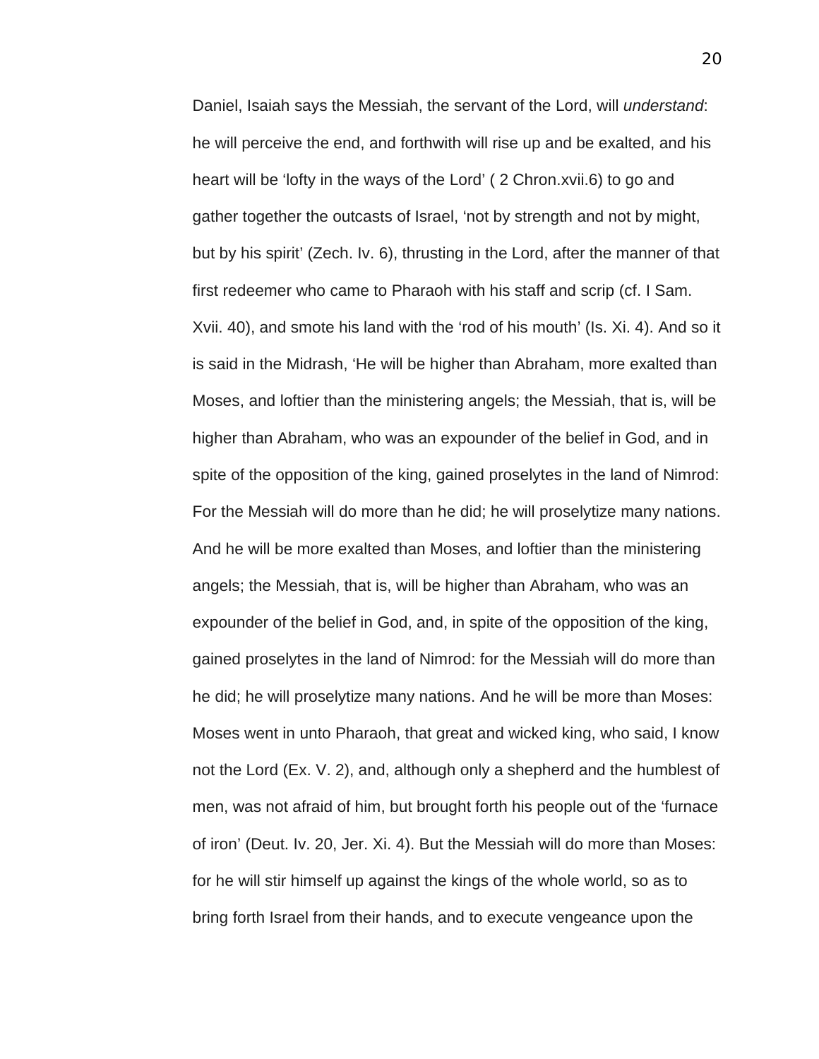Daniel, Isaiah says the Messiah, the servant of the Lord, will *understand*: he will perceive the end, and forthwith will rise up and be exalted, and his heart will be 'lofty in the ways of the Lord' ( 2 Chron.xvii.6) to go and gather together the outcasts of Israel, 'not by strength and not by might, but by his spirit' (Zech. Iv. 6), thrusting in the Lord, after the manner of that first redeemer who came to Pharaoh with his staff and scrip (cf. I Sam. Xvii. 40), and smote his land with the 'rod of his mouth' (Is. Xi. 4). And so it is said in the Midrash, 'He will be higher than Abraham, more exalted than Moses, and loftier than the ministering angels; the Messiah, that is, will be higher than Abraham, who was an expounder of the belief in God, and in spite of the opposition of the king, gained proselytes in the land of Nimrod: For the Messiah will do more than he did; he will proselytize many nations. And he will be more exalted than Moses, and loftier than the ministering angels; the Messiah, that is, will be higher than Abraham, who was an expounder of the belief in God, and, in spite of the opposition of the king, gained proselytes in the land of Nimrod: for the Messiah will do more than he did; he will proselytize many nations. And he will be more than Moses: Moses went in unto Pharaoh, that great and wicked king, who said, I know not the Lord (Ex. V. 2), and, although only a shepherd and the humblest of men, was not afraid of him, but brought forth his people out of the 'furnace of iron' (Deut. Iv. 20, Jer. Xi. 4). But the Messiah will do more than Moses: for he will stir himself up against the kings of the whole world, so as to bring forth Israel from their hands, and to execute vengeance upon the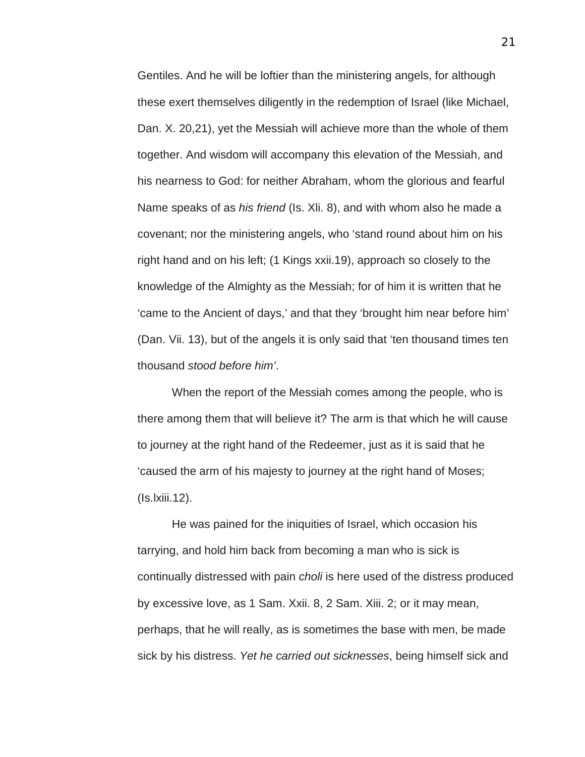Gentiles. And he will be loftier than the ministering angels, for although these exert themselves diligently in the redemption of Israel (like Michael, Dan. X. 20,21), yet the Messiah will achieve more than the whole of them together. And wisdom will accompany this elevation of the Messiah, and his nearness to God: for neither Abraham, whom the glorious and fearful Name speaks of as *his friend* (Is. Xli. 8), and with whom also he made a covenant; nor the ministering angels, who 'stand round about him on his right hand and on his left; (1 Kings xxii.19), approach so closely to the knowledge of the Almighty as the Messiah; for of him it is written that he 'came to the Ancient of days,' and that they 'brought him near before him' (Dan. Vii. 13), but of the angels it is only said that 'ten thousand times ten thousand *stood before him'*.

When the report of the Messiah comes among the people, who is there among them that will believe it? The arm is that which he will cause to journey at the right hand of the Redeemer, just as it is said that he 'caused the arm of his majesty to journey at the right hand of Moses; (Is.lxiii.12).

He was pained for the iniquities of Israel, which occasion his tarrying, and hold him back from becoming a man who is sick is continually distressed with pain *choli* is here used of the distress produced by excessive love, as 1 Sam. Xxii. 8, 2 Sam. Xiii. 2; or it may mean, perhaps, that he will really, as is sometimes the base with men, be made sick by his distress. *Yet he carried out sicknesses*, being himself sick and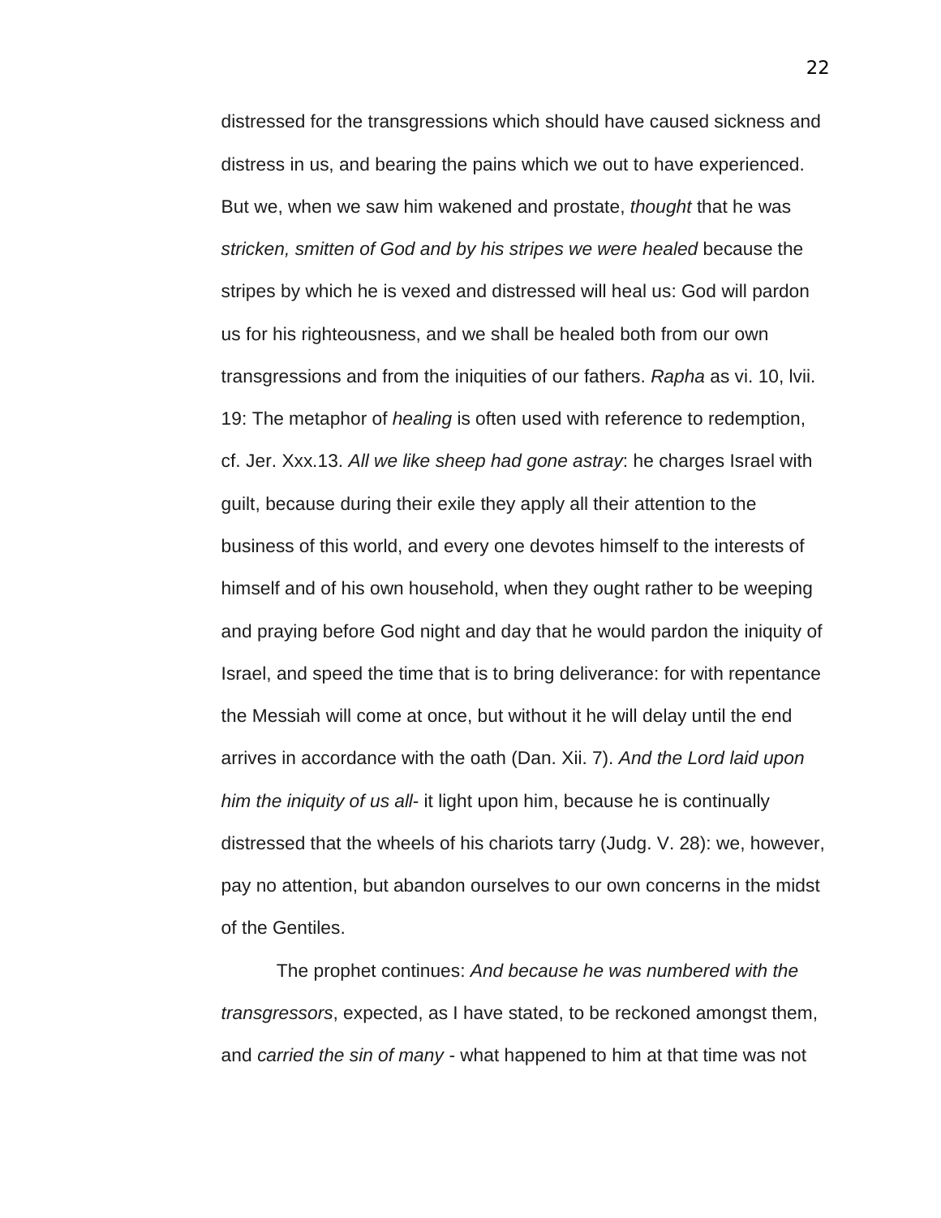distressed for the transgressions which should have caused sickness and distress in us, and bearing the pains which we out to have experienced. But we, when we saw him wakened and prostate, *thought* that he was *stricken, smitten of God and by his stripes we were healed* because the stripes by which he is vexed and distressed will heal us: God will pardon us for his righteousness, and we shall be healed both from our own transgressions and from the iniquities of our fathers. *Rapha* as vi. 10, lvii. 19: The metaphor of *healing* is often used with reference to redemption, cf. Jer. Xxx.13. *All we like sheep had gone astray*: he charges Israel with guilt, because during their exile they apply all their attention to the business of this world, and every one devotes himself to the interests of himself and of his own household, when they ought rather to be weeping and praying before God night and day that he would pardon the iniquity of Israel, and speed the time that is to bring deliverance: for with repentance the Messiah will come at once, but without it he will delay until the end arrives in accordance with the oath (Dan. Xii. 7). *And the Lord laid upon him the iniquity of us all*- it light upon him, because he is continually distressed that the wheels of his chariots tarry (Judg. V. 28): we, however, pay no attention, but abandon ourselves to our own concerns in the midst of the Gentiles.

The prophet continues: *And because he was numbered with the transgressors*, expected, as I have stated, to be reckoned amongst them, and *carried the sin of many* - what happened to him at that time was not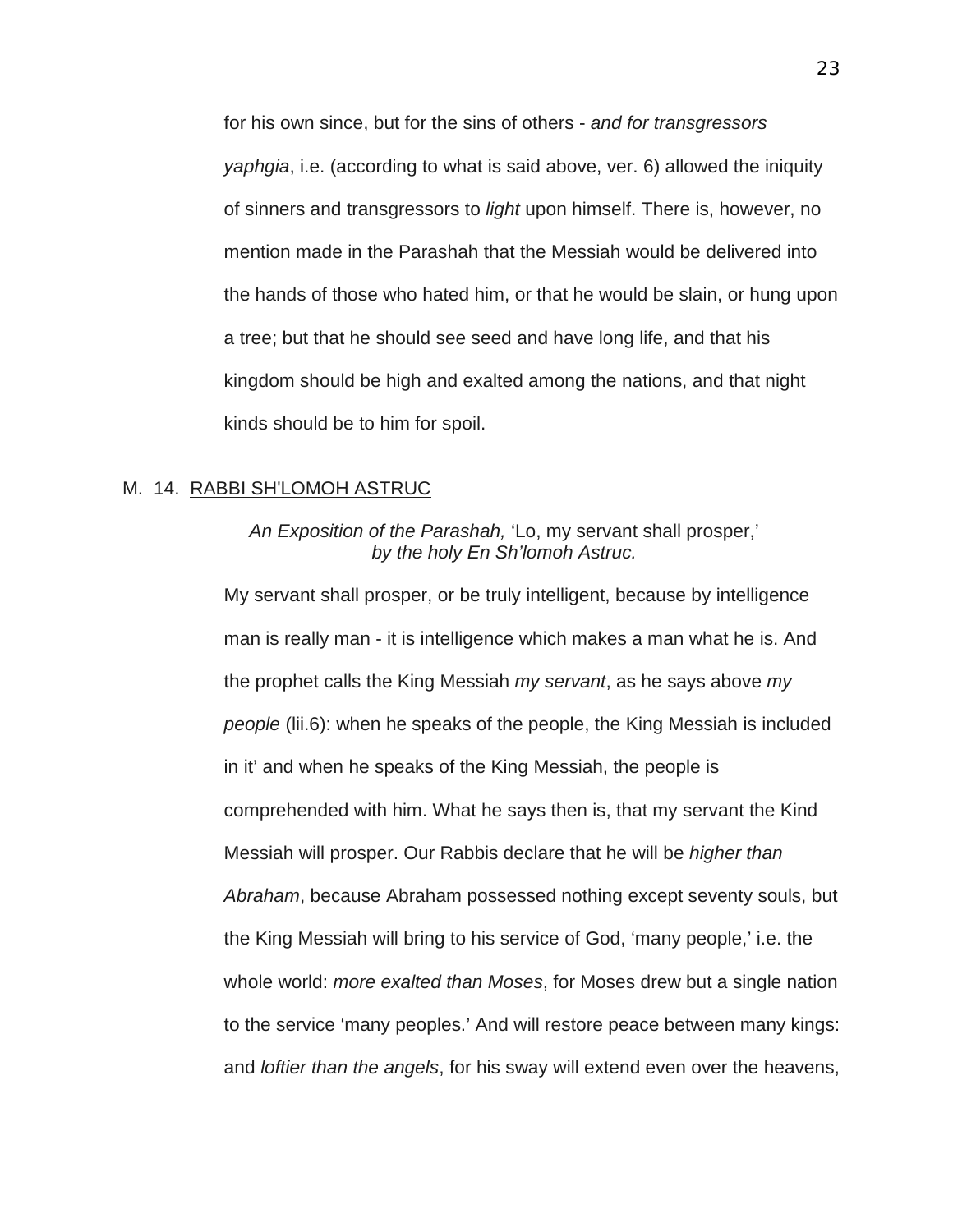for his own since, but for the sins of others - *and for transgressors yaphgia*, i.e. (according to what is said above, ver. 6) allowed the iniquity of sinners and transgressors to *light* upon himself. There is, however, no mention made in the Parashah that the Messiah would be delivered into the hands of those who hated him, or that he would be slain, or hung upon a tree; but that he should see seed and have long life, and that his kingdom should be high and exalted among the nations, and that night kinds should be to him for spoil.

## M. 14. <u>RABBI SH'LOMOH ASTRUC</u>

*An Exposition of the Parashah,* 'Lo, my servant shall prosper,'
*by the holy En Sh'lomoh Astruc.*

My servant shall prosper, or be truly intelligent, because by intelligence man is really man - it is intelligence which makes a man what he is. And the prophet calls the King Messiah *my servant*, as he says above *my people* (lii.6): when he speaks of the people, the King Messiah is included in it' and when he speaks of the King Messiah, the people is comprehended with him. What he says then is, that my servant the Kind Messiah will prosper. Our Rabbis declare that he will be *higher than Abraham*, because Abraham possessed nothing except seventy souls, but the King Messiah will bring to his service of God, 'many people,' i.e. the whole world: *more exalted than Moses*, for Moses drew but a single nation to the service 'many peoples.' And will restore peace between many kings: and *loftier than the angels*, for his sway will extend even over the heavens,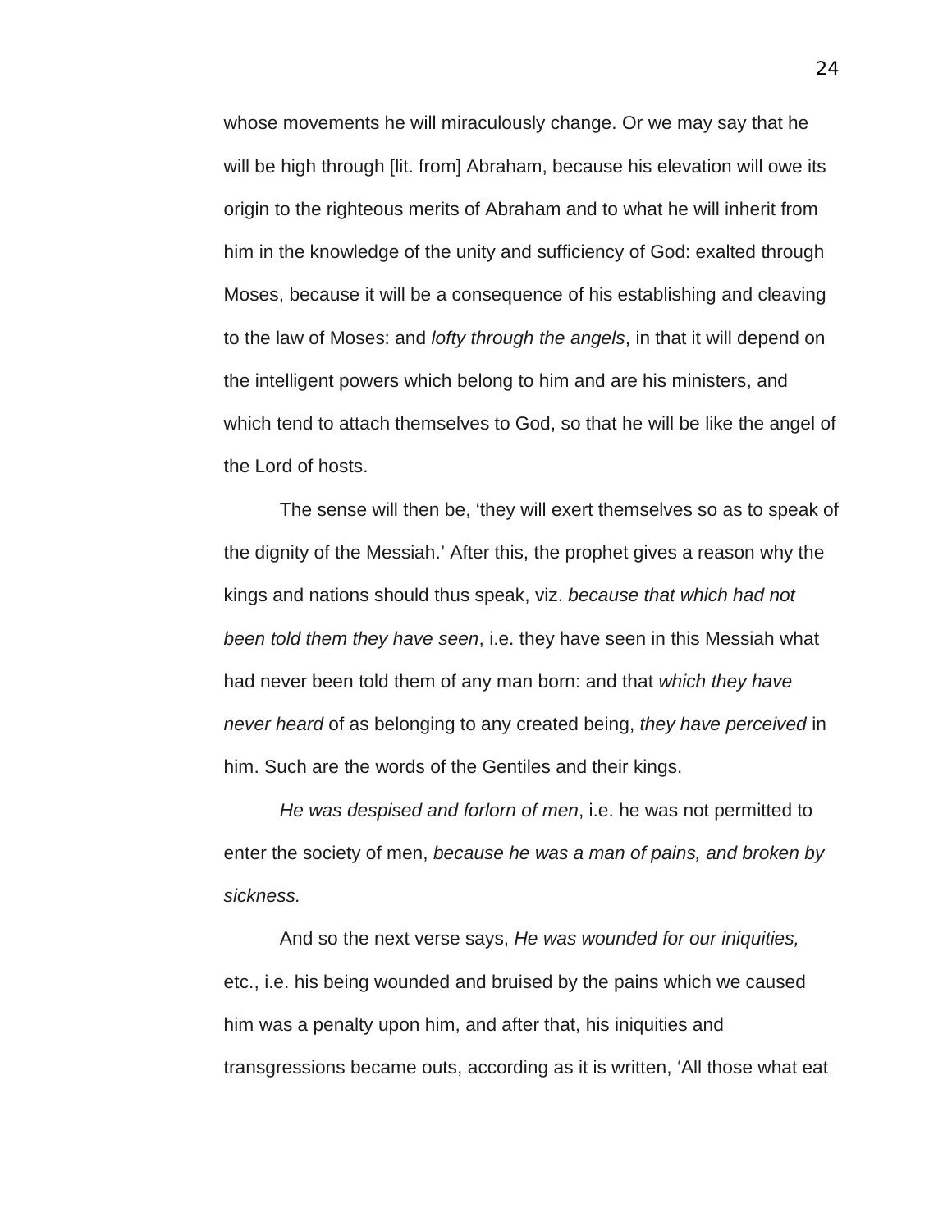whose movements he will miraculously change. Or we may say that he will be high through [lit. from] Abraham, because his elevation will owe its origin to the righteous merits of Abraham and to what he will inherit from him in the knowledge of the unity and sufficiency of God: exalted through Moses, because it will be a consequence of his establishing and cleaving to the law of Moses: and *lofty through the angels*, in that it will depend on the intelligent powers which belong to him and are his ministers, and which tend to attach themselves to God, so that he will be like the angel of the Lord of hosts.

The sense will then be, ‘they will exert themselves so as to speak of the dignity of the Messiah.’ After this, the prophet gives a reason why the kings and nations should thus speak, viz. *because that which had not been told them they have seen*, i.e. they have seen in this Messiah what had never been told them of any man born: and that *which they have never heard* of as belonging to any created being, *they have perceived* in him. Such are the words of the Gentiles and their kings.

*He was despised and forlorn of men*, i.e. he was not permitted to enter the society of men, *because he was a man of pains, and broken by sickness.*

And so the next verse says, *He was wounded for our iniquities,* etc., i.e. his being wounded and bruised by the pains which we caused him was a penalty upon him, and after that, his iniquities and transgressions became outs, according as it is written, ‘All those what eat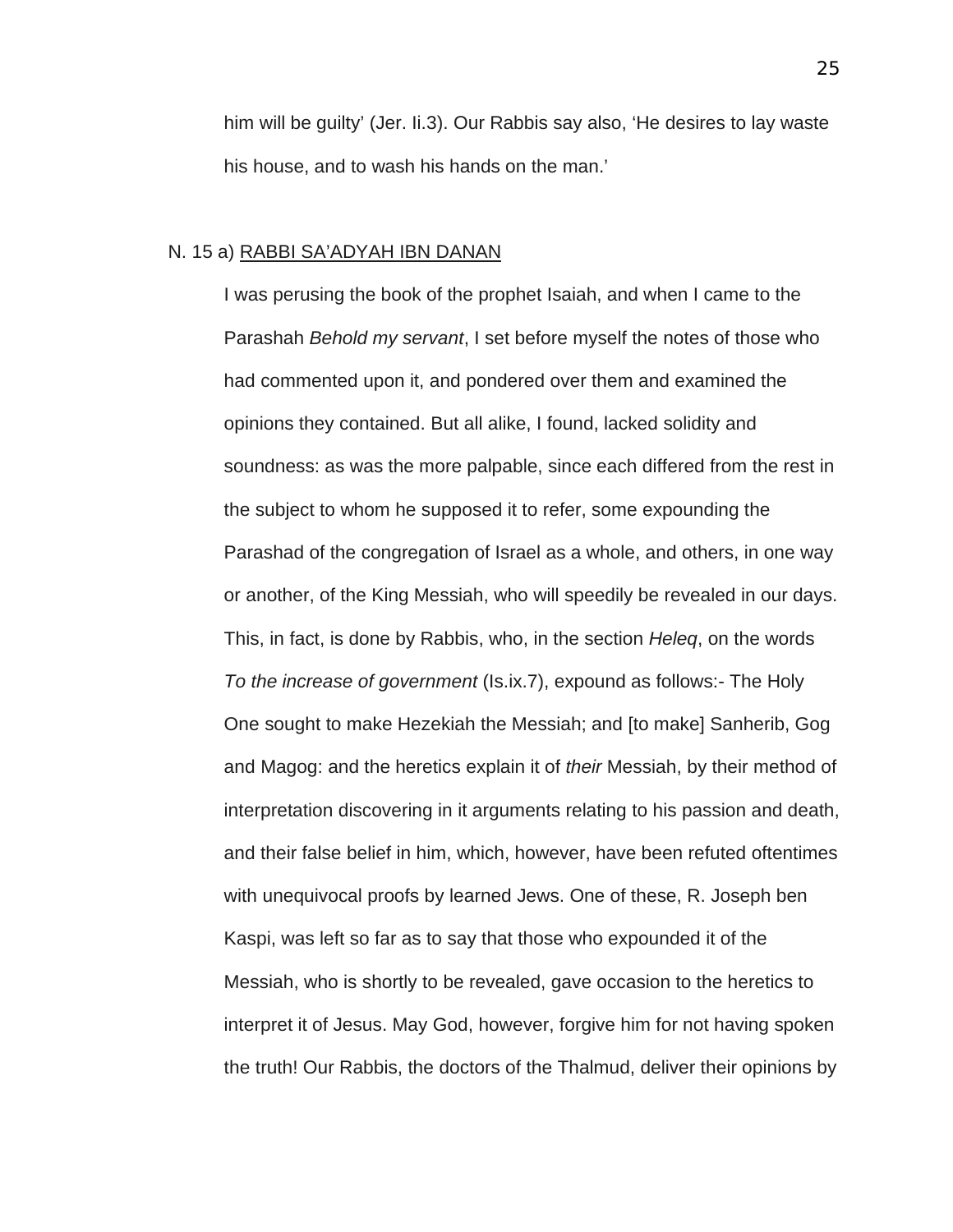him will be guilty' (Jer. Ii.3). Our Rabbis say also, 'He desires to lay waste his house, and to wash his hands on the man.'

N. 15 a) RABBI SA'ADYAH IBN DANAN

I was perusing the book of the prophet Isaiah, and when I came to the Parashah *Behold my servant*, I set before myself the notes of those who had commented upon it, and pondered over them and examined the opinions they contained. But all alike, I found, lacked solidity and soundness: as was the more palpable, since each differed from the rest in the subject to whom he supposed it to refer, some expounding the Parashad of the congregation of Israel as a whole, and others, in one way or another, of the King Messiah, who will speedily be revealed in our days. This, in fact, is done by Rabbis, who, in the section *Heleq*, on the words *To the increase of government* (Is.ix.7), expound as follows:- The Holy One sought to make Hezekiah the Messiah; and [to make] Sanherib, Gog and Magog: and the heretics explain it of *their* Messiah, by their method of interpretation discovering in it arguments relating to his passion and death, and their false belief in him, which, however, have been refuted oftentimes with unequivocal proofs by learned Jews. One of these, R. Joseph ben Kaspi, was left so far as to say that those who expounded it of the Messiah, who is shortly to be revealed, gave occasion to the heretics to interpret it of Jesus. May God, however, forgive him for not having spoken the truth! Our Rabbis, the doctors of the Thalmud, deliver their opinions by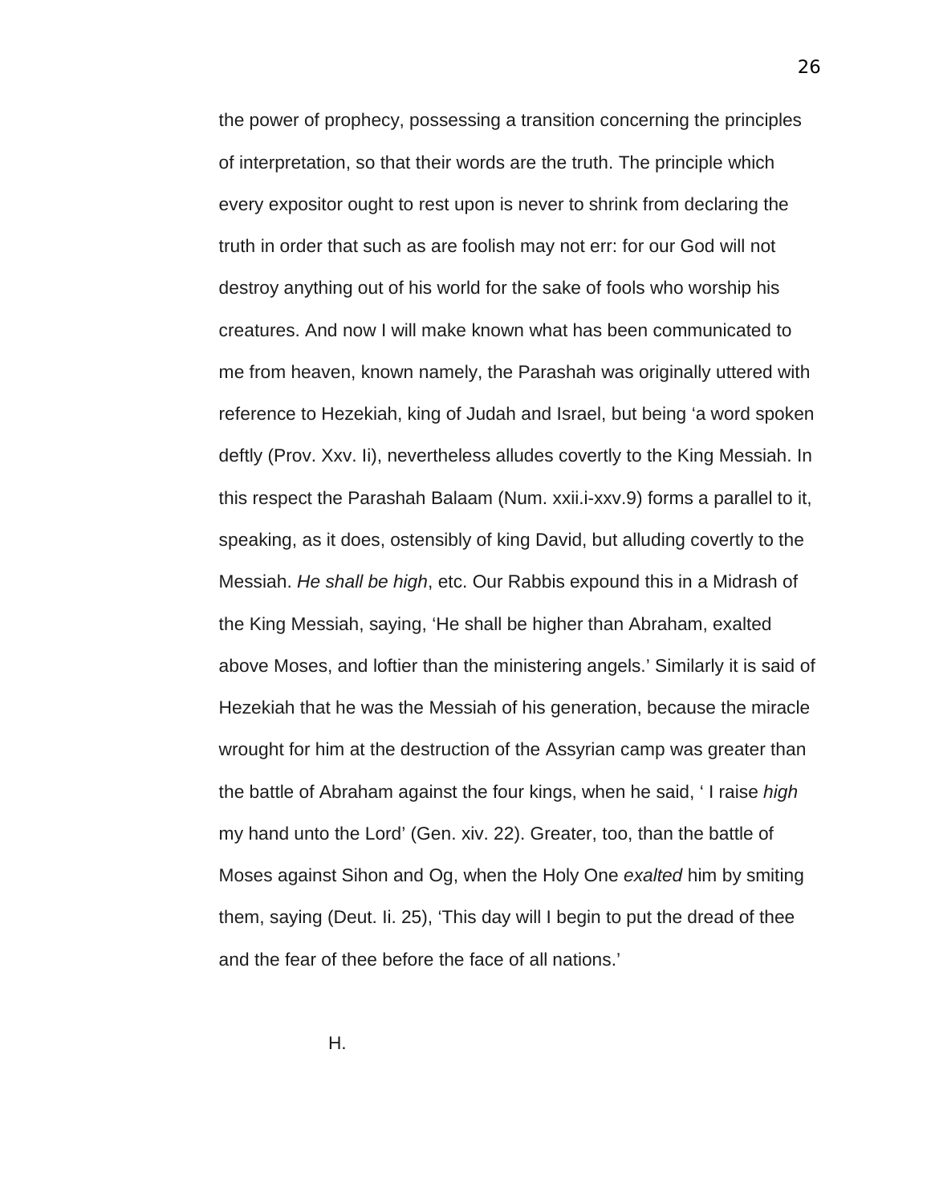the power of prophecy, possessing a transition concerning the principles of interpretation, so that their words are the truth. The principle which every expositor ought to rest upon is never to shrink from declaring the truth in order that such as are foolish may not err: for our God will not destroy anything out of his world for the sake of fools who worship his creatures. And now I will make known what has been communicated to me from heaven, known namely, the Parashah was originally uttered with reference to Hezekiah, king of Judah and Israel, but being 'a word spoken deftly (Prov. Xxv. Ii), nevertheless alludes covertly to the King Messiah. In this respect the Parashah Balaam (Num. xxii.i-xxv.9) forms a parallel to it, speaking, as it does, ostensibly of king David, but alluding covertly to the Messiah. *He shall be high*, etc. Our Rabbis expound this in a Midrash of the King Messiah, saying, 'He shall be higher than Abraham, exalted above Moses, and loftier than the ministering angels.' Similarly it is said of Hezekiah that he was the Messiah of his generation, because the miracle wrought for him at the destruction of the Assyrian camp was greater than the battle of Abraham against the four kings, when he said, ' I raise *high* my hand unto the Lord' (Gen. xiv. 22). Greater, too, than the battle of Moses against Sihon and Og, when the Holy One *exalted* him by smiting them, saying (Deut. Ii. 25), 'This day will I begin to put the dread of thee and the fear of thee before the face of all nations.'

H.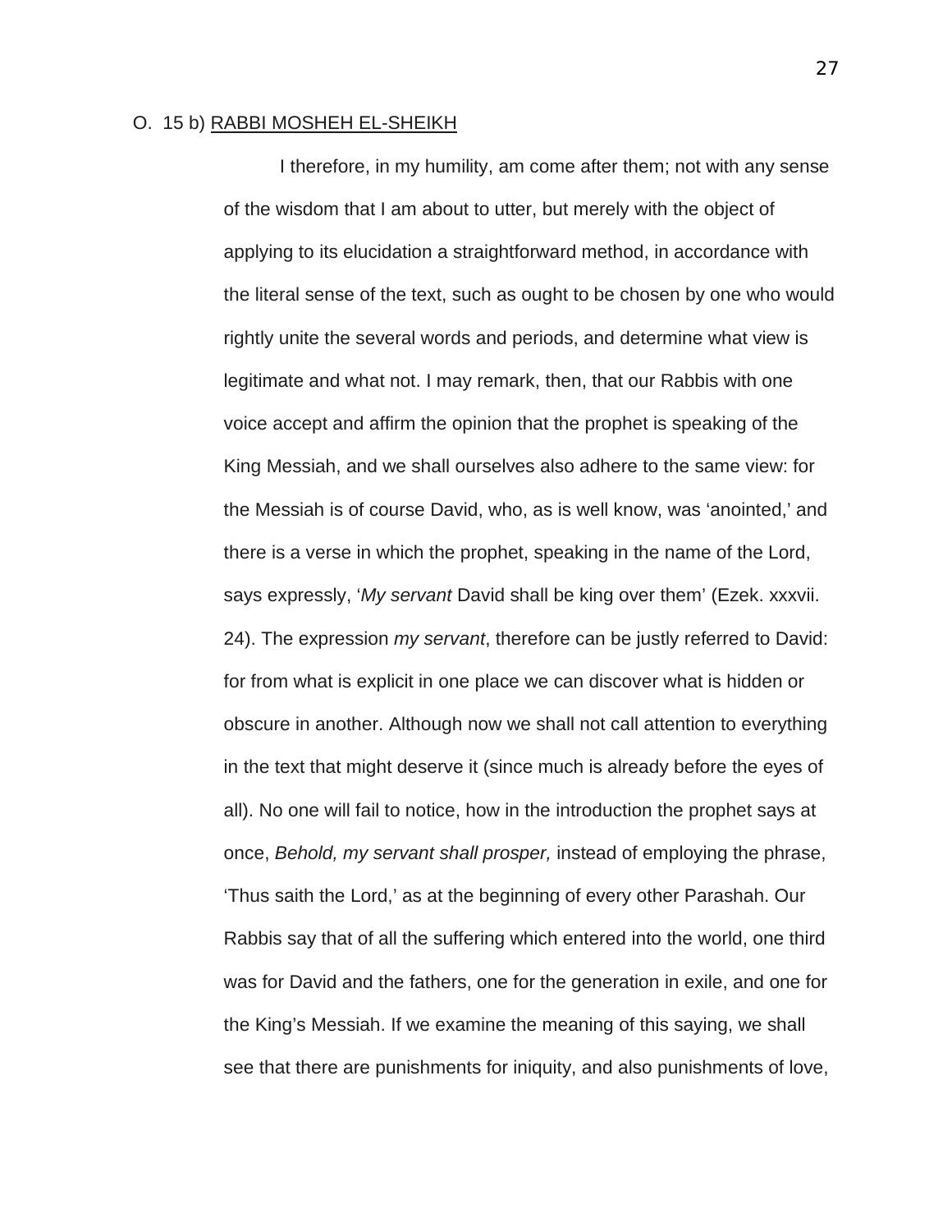O. 15 b) <u>RABBI MOSHEH EL-SHEIKH</u>

I therefore, in my humility, am come after them; not with any sense of the wisdom that I am about to utter, but merely with the object of applying to its elucidation a straightforward method, in accordance with the literal sense of the text, such as ought to be chosen by one who would rightly unite the several words and periods, and determine what view is legitimate and what not. I may remark, then, that our Rabbis with one voice accept and affirm the opinion that the prophet is speaking of the King Messiah, and we shall ourselves also adhere to the same view: for the Messiah is of course David, who, as is well know, was 'anointed,' and there is a verse in which the prophet, speaking in the name of the Lord, says expressly, '*My servant* David shall be king over them' (Ezek. xxxvii. 24). The expression *my servant*, therefore can be justly referred to David: for from what is explicit in one place we can discover what is hidden or obscure in another. Although now we shall not call attention to everything in the text that might deserve it (since much is already before the eyes of all). No one will fail to notice, how in the introduction the prophet says at once, *Behold, my servant shall prosper,* instead of employing the phrase, 'Thus saith the Lord,' as at the beginning of every other Parashah. Our Rabbis say that of all the suffering which entered into the world, one third was for David and the fathers, one for the generation in exile, and one for the King's Messiah. If we examine the meaning of this saying, we shall see that there are punishments for iniquity, and also punishments of love,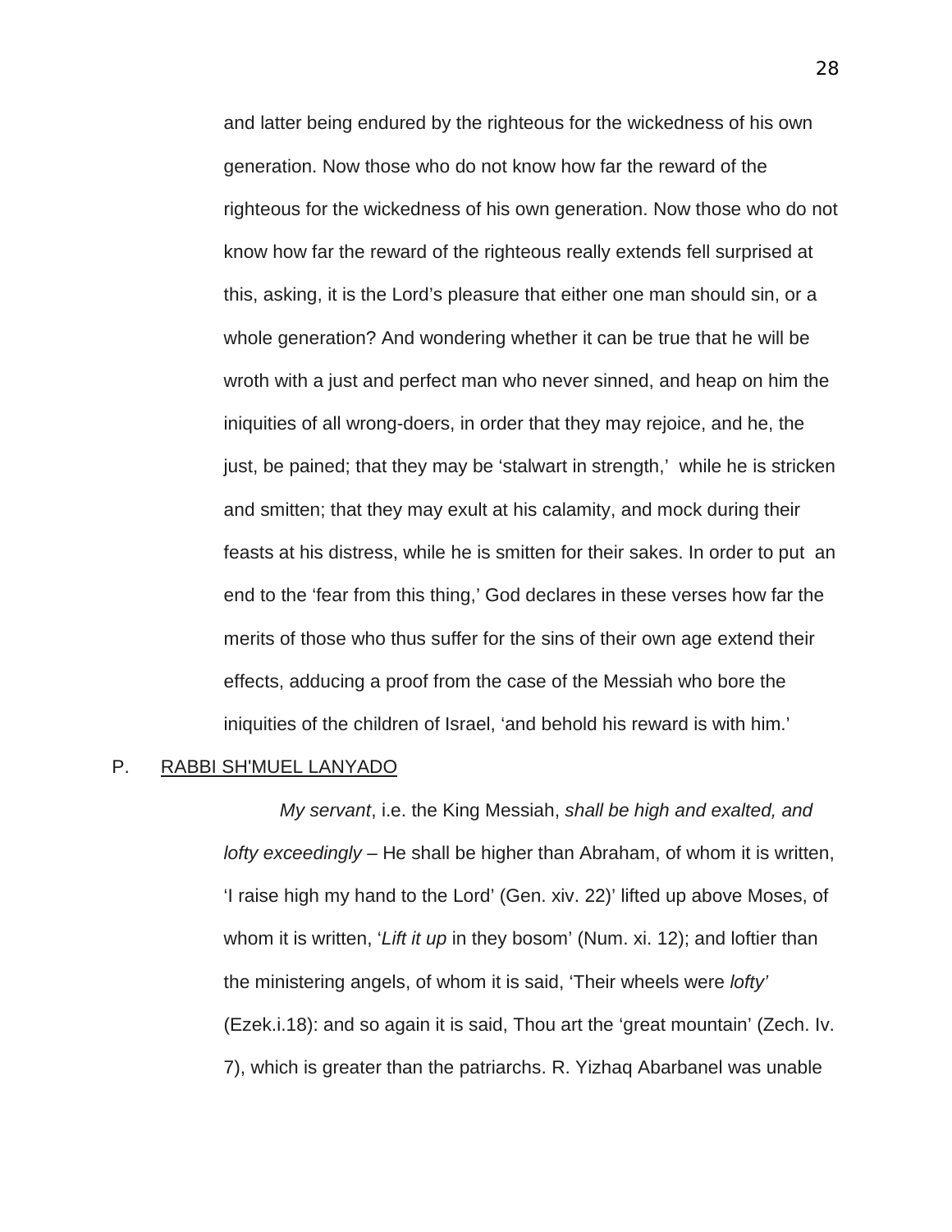and latter being endured by the righteous for the wickedness of his own generation. Now those who do not know how far the reward of the righteous for the wickedness of his own generation. Now those who do not know how far the reward of the righteous really extends fell surprised at this, asking, it is the Lord's pleasure that either one man should sin, or a whole generation? And wondering whether it can be true that he will be wroth with a just and perfect man who never sinned, and heap on him the iniquities of all wrong-doers, in order that they may rejoice, and he, the just, be pained; that they may be 'stalwart in strength,' while he is stricken and smitten; that they may exult at his calamity, and mock during their feasts at his distress, while he is smitten for their sakes. In order to put an end to the 'fear from this thing,' God declares in these verses how far the merits of those who thus suffer for the sins of their own age extend their effects, adducing a proof from the case of the Messiah who bore the iniquities of the children of Israel, 'and behold his reward is with him.'

P. <u>RABBI SH'MUEL LANYADO</u>

*My servant*, i.e. the King Messiah, *shall be high and exalted, and lofty exceedingly* – He shall be higher than Abraham, of whom it is written, 'I raise high my hand to the Lord' (Gen. xiv. 22)' lifted up above Moses, of whom it is written, '*Lift it up* in they bosom' (Num. xi. 12); and loftier than the ministering angels, of whom it is said, 'Their wheels were *lofty'* (Ezek.i.18): and so again it is said, Thou art the 'great mountain' (Zech. Iv. 7), which is greater than the patriarchs. R. Yizhaq Abarbanel was unable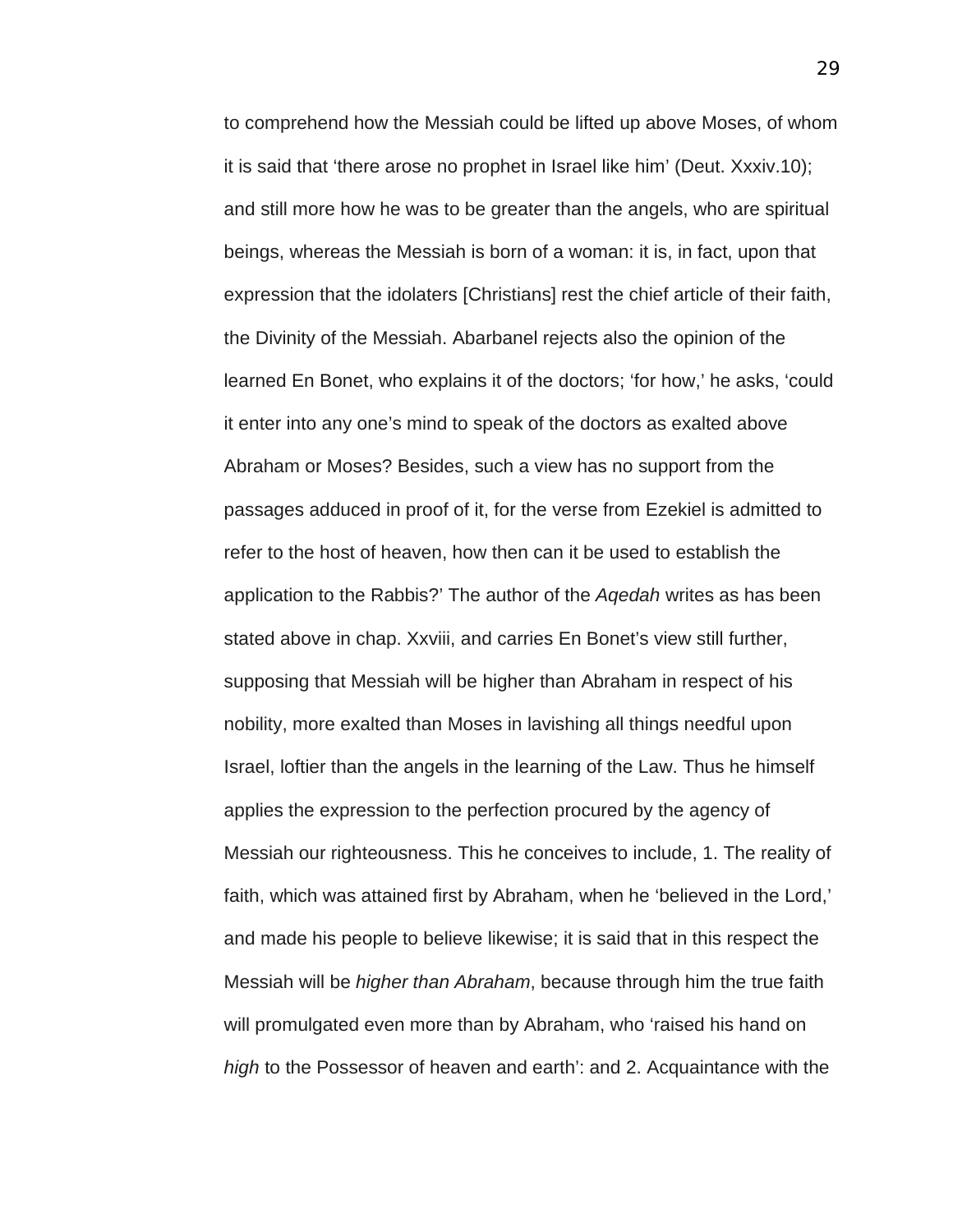to comprehend how the Messiah could be lifted up above Moses, of whom it is said that ‘there arose no prophet in Israel like him’ (Deut. Xxxiv.10); and still more how he was to be greater than the angels, who are spiritual beings, whereas the Messiah is born of a woman: it is, in fact, upon that expression that the idolaters [Christians] rest the chief article of their faith, the Divinity of the Messiah. Abarbanel rejects also the opinion of the learned En Bonet, who explains it of the doctors; ‘for how,’ he asks, ‘could it enter into any one’s mind to speak of the doctors as exalted above Abraham or Moses? Besides, such a view has no support from the passages adduced in proof of it, for the verse from Ezekiel is admitted to refer to the host of heaven, how then can it be used to establish the application to the Rabbis?’ The author of the *Aqedah* writes as has been stated above in chap. Xxviii, and carries En Bonet’s view still further, supposing that Messiah will be higher than Abraham in respect of his nobility, more exalted than Moses in lavishing all things needful upon Israel, loftier than the angels in the learning of the Law. Thus he himself applies the expression to the perfection procured by the agency of Messiah our righteousness. This he conceives to include, 1. The reality of faith, which was attained first by Abraham, when he ‘believed in the Lord,’ and made his people to believe likewise; it is said that in this respect the Messiah will be *higher than Abraham*, because through him the true faith will promulgated even more than by Abraham, who ‘raised his hand on *high* to the Possessor of heaven and earth’: and 2. Acquaintance with the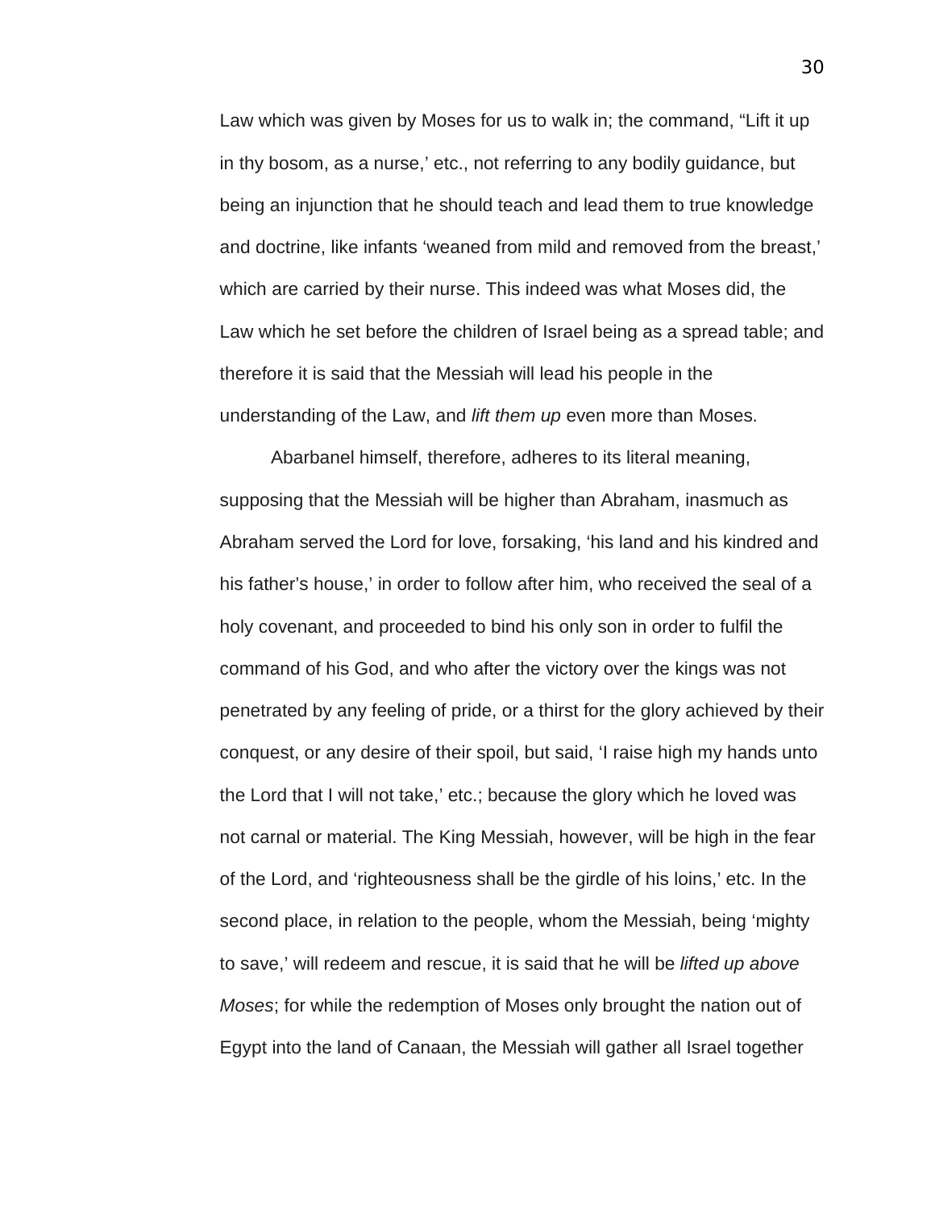Law which was given by Moses for us to walk in; the command, “Lift it up in thy bosom, as a nurse,’ etc., not referring to any bodily guidance, but being an injunction that he should teach and lead them to true knowledge and doctrine, like infants ‘weaned from mild and removed from the breast,’ which are carried by their nurse. This indeed was what Moses did, the Law which he set before the children of Israel being as a spread table; and therefore it is said that the Messiah will lead his people in the understanding of the Law, and *lift them up* even more than Moses.

Abarbanel himself, therefore, adheres to its literal meaning, supposing that the Messiah will be higher than Abraham, inasmuch as Abraham served the Lord for love, forsaking, ‘his land and his kindred and his father’s house,’ in order to follow after him, who received the seal of a holy covenant, and proceeded to bind his only son in order to fulfil the command of his God, and who after the victory over the kings was not penetrated by any feeling of pride, or a thirst for the glory achieved by their conquest, or any desire of their spoil, but said, ‘I raise high my hands unto the Lord that I will not take,’ etc.; because the glory which he loved was not carnal or material. The King Messiah, however, will be high in the fear of the Lord, and ‘righteousness shall be the girdle of his loins,’ etc. In the second place, in relation to the people, whom the Messiah, being ‘mighty to save,’ will redeem and rescue, it is said that he will be *lifted up above Moses*; for while the redemption of Moses only brought the nation out of Egypt into the land of Canaan, the Messiah will gather all Israel together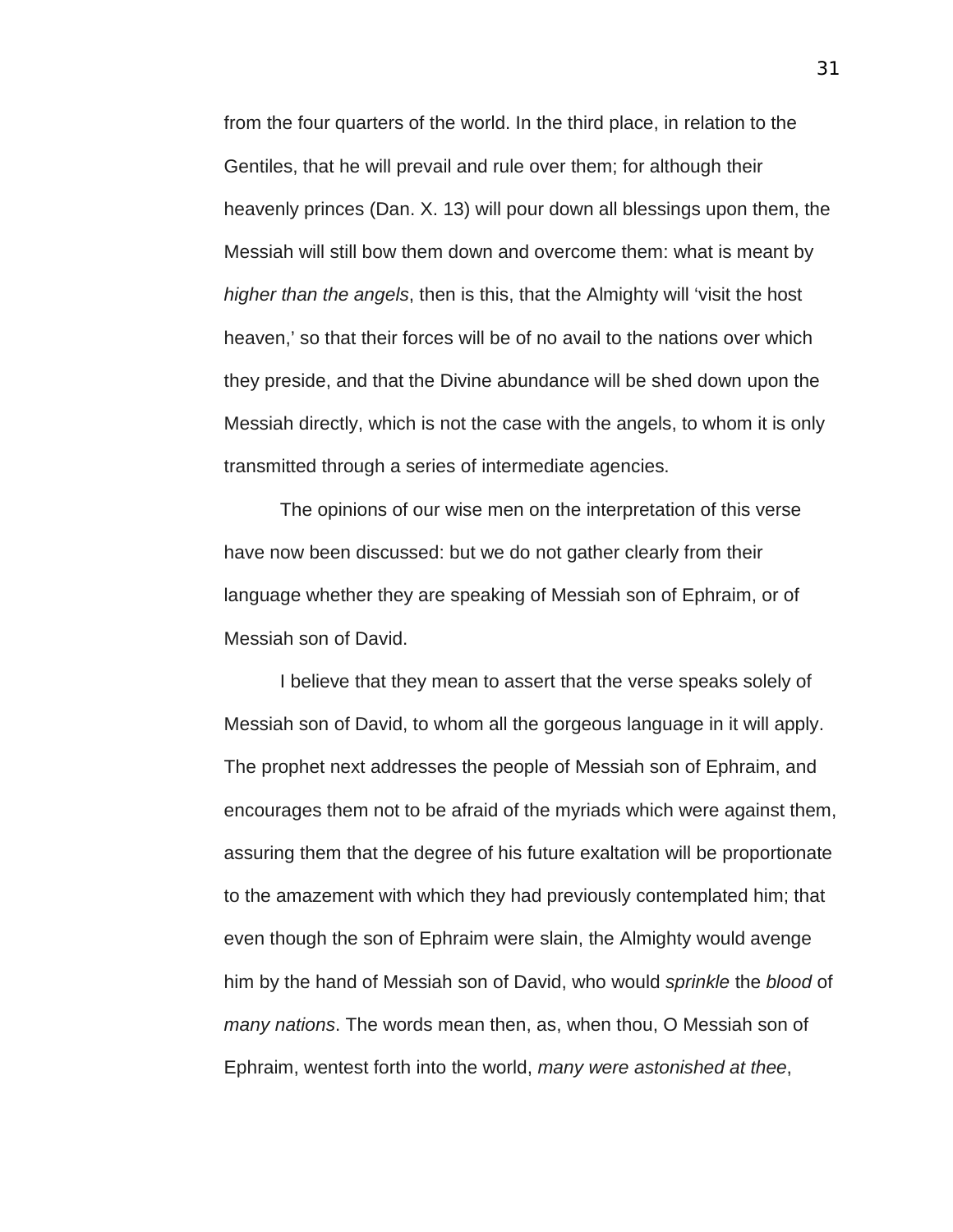from the four quarters of the world. In the third place, in relation to the Gentiles, that he will prevail and rule over them; for although their heavenly princes (Dan. X. 13) will pour down all blessings upon them, the Messiah will still bow them down and overcome them: what is meant by *higher than the angels*, then is this, that the Almighty will 'visit the host heaven,' so that their forces will be of no avail to the nations over which they preside, and that the Divine abundance will be shed down upon the Messiah directly, which is not the case with the angels, to whom it is only transmitted through a series of intermediate agencies.

The opinions of our wise men on the interpretation of this verse have now been discussed: but we do not gather clearly from their language whether they are speaking of Messiah son of Ephraim, or of Messiah son of David.

I believe that they mean to assert that the verse speaks solely of Messiah son of David, to whom all the gorgeous language in it will apply. The prophet next addresses the people of Messiah son of Ephraim, and encourages them not to be afraid of the myriads which were against them, assuring them that the degree of his future exaltation will be proportionate to the amazement with which they had previously contemplated him; that even though the son of Ephraim were slain, the Almighty would avenge him by the hand of Messiah son of David, who would *sprinkle* the *blood* of *many nations*. The words mean then, as, when thou, O Messiah son of Ephraim, wentest forth into the world, *many were astonished at thee*,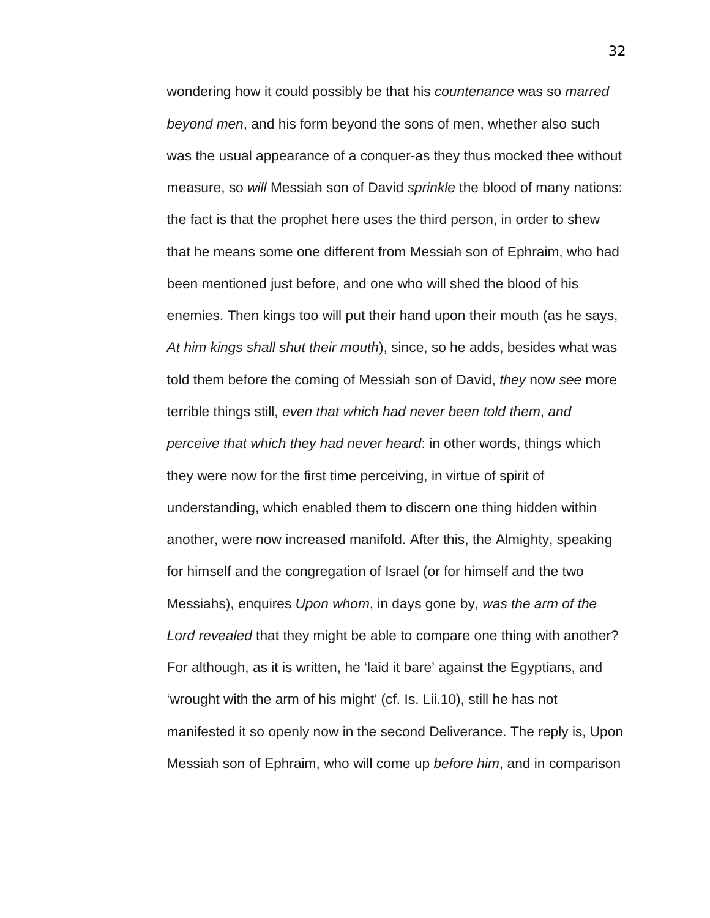wondering how it could possibly be that his *countenance* was so *marred beyond men*, and his form beyond the sons of men, whether also such was the usual appearance of a conquer-as they thus mocked thee without measure, so *will* Messiah son of David *sprinkle* the blood of many nations: the fact is that the prophet here uses the third person, in order to shew that he means some one different from Messiah son of Ephraim, who had been mentioned just before, and one who will shed the blood of his enemies. Then kings too will put their hand upon their mouth (as he says, *At him kings shall shut their mouth*), since, so he adds, besides what was told them before the coming of Messiah son of David, *they* now *see* more terrible things still, *even that which had never been told them*, *and perceive that which they had never heard*: in other words, things which they were now for the first time perceiving, in virtue of spirit of understanding, which enabled them to discern one thing hidden within another, were now increased manifold. After this, the Almighty, speaking for himself and the congregation of Israel (or for himself and the two Messiahs), enquires *Upon whom*, in days gone by, *was the arm of the Lord revealed* that they might be able to compare one thing with another? For although, as it is written, he 'laid it bare' against the Egyptians, and 'wrought with the arm of his might' (cf. Is. Lii.10), still he has not manifested it so openly now in the second Deliverance. The reply is, Upon Messiah son of Ephraim, who will come up *before him*, and in comparison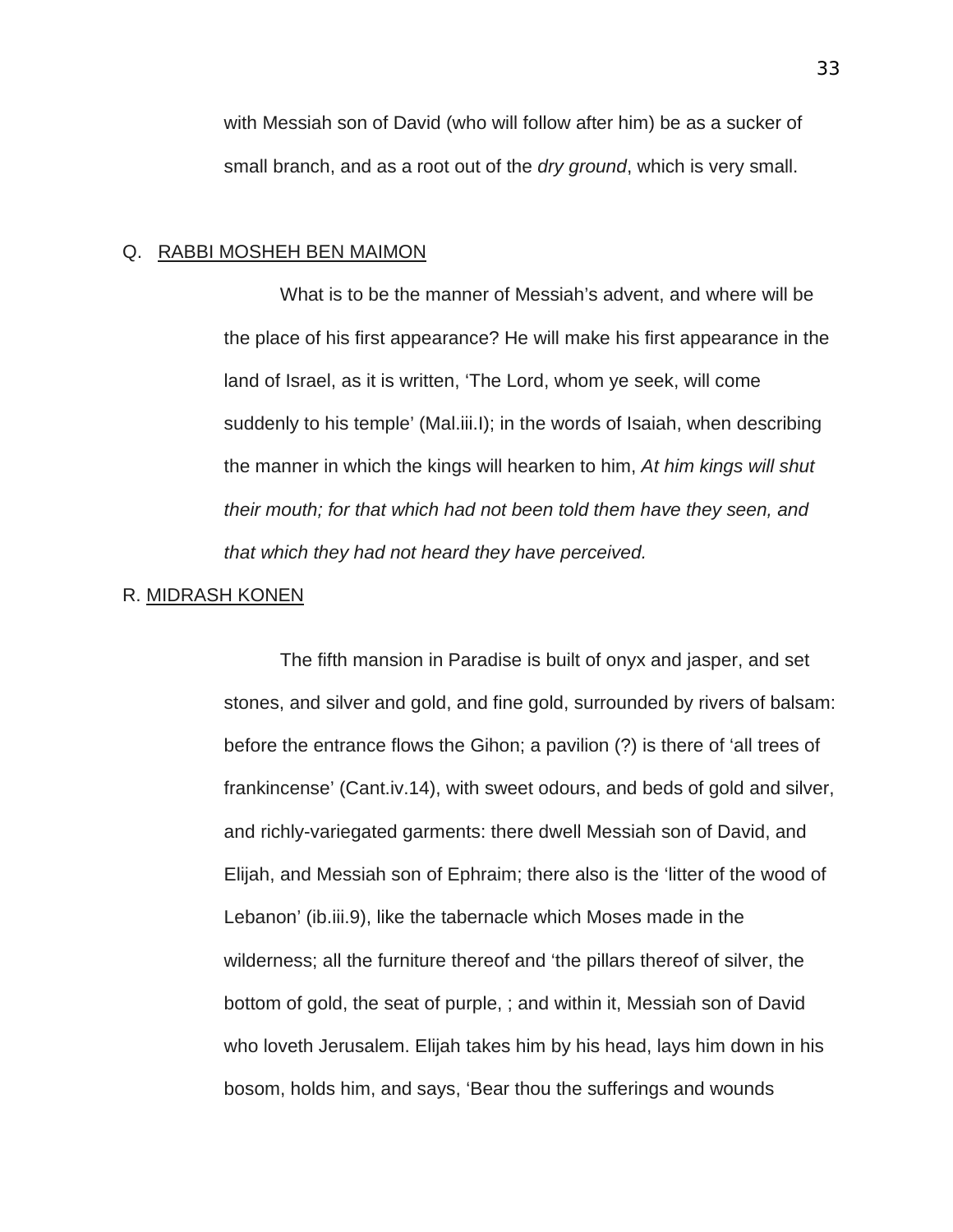with Messiah son of David (who will follow after him) be as a sucker of small branch, and as a root out of the *dry ground*, which is very small.

Q. <u>RABBI MOSHEH BEN MAIMON</u>

What is to be the manner of Messiah's advent, and where will be the place of his first appearance? He will make his first appearance in the land of Israel, as it is written, 'The Lord, whom ye seek, will come suddenly to his temple' (Mal.iii.I); in the words of Isaiah, when describing the manner in which the kings will hearken to him, *At him kings will shut their mouth; for that which had not been told them have they seen, and that which they had not heard they have perceived.*

R. <u>MIDRASH KONEN</u>

The fifth mansion in Paradise is built of onyx and jasper, and set stones, and silver and gold, and fine gold, surrounded by rivers of balsam: before the entrance flows the Gihon; a pavilion (?) is there of 'all trees of frankincense' (Cant.iv.14), with sweet odours, and beds of gold and silver, and richly-variegated garments: there dwell Messiah son of David, and Elijah, and Messiah son of Ephraim; there also is the 'litter of the wood of Lebanon' (ib.iii.9), like the tabernacle which Moses made in the wilderness; all the furniture thereof and 'the pillars thereof of silver, the bottom of gold, the seat of purple, ; and within it, Messiah son of David who loveth Jerusalem. Elijah takes him by his head, lays him down in his bosom, holds him, and says, 'Bear thou the sufferings and wounds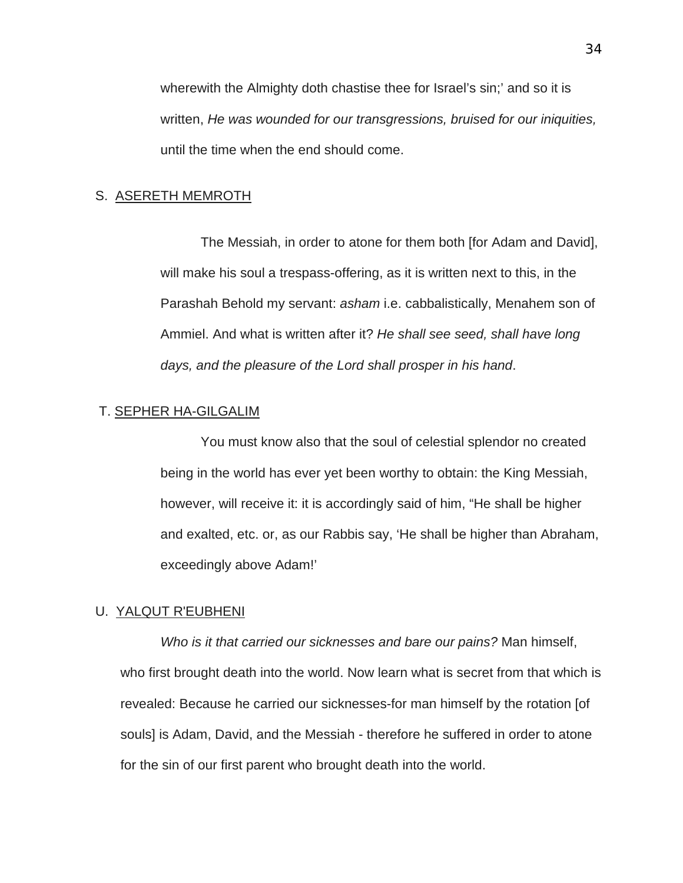wherewith the Almighty doth chastise thee for Israel's sin;' and so it is written, *He was wounded for our transgressions, bruised for our iniquities,* until the time when the end should come.

S. <u>ASERETH MEMROTH</u>

The Messiah, in order to atone for them both [for Adam and David], will make his soul a trespass-offering, as it is written next to this, in the Parashah Behold my servant: *asham* i.e. cabbalistically, Menahem son of Ammiel. And what is written after it? *He shall see seed, shall have long days, and the pleasure of the Lord shall prosper in his hand*.

T. <u>SEPHER HA-GILGALIM</u>

You must know also that the soul of celestial splendor no created being in the world has ever yet been worthy to obtain: the King Messiah, however, will receive it: it is accordingly said of him, "He shall be higher and exalted, etc. or, as our Rabbis say, 'He shall be higher than Abraham, exceedingly above Adam!'

U. <u>YALQUT R'EUBHENI</u>

*Who is it that carried our sicknesses and bare our pains?* Man himself, who first brought death into the world. Now learn what is secret from that which is revealed: Because he carried our sicknesses-for man himself by the rotation [of souls] is Adam, David, and the Messiah - therefore he suffered in order to atone for the sin of our first parent who brought death into the world.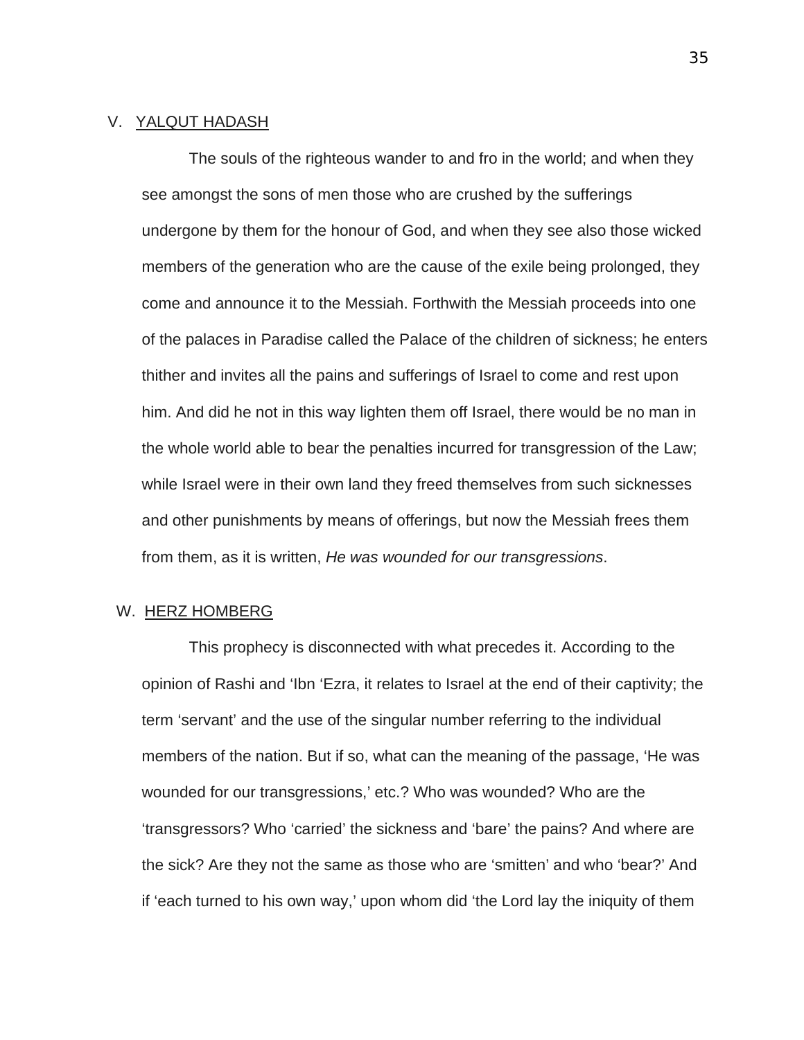V. <u>YALQUT HADASH</u>

The souls of the righteous wander to and fro in the world; and when they see amongst the sons of men those who are crushed by the sufferings undergone by them for the honour of God, and when they see also those wicked members of the generation who are the cause of the exile being prolonged, they come and announce it to the Messiah. Forthwith the Messiah proceeds into one of the palaces in Paradise called the Palace of the children of sickness; he enters thither and invites all the pains and sufferings of Israel to come and rest upon him. And did he not in this way lighten them off Israel, there would be no man in the whole world able to bear the penalties incurred for transgression of the Law; while Israel were in their own land they freed themselves from such sicknesses and other punishments by means of offerings, but now the Messiah frees them from them, as it is written, *He was wounded for our transgressions*.

W. <u>HERZ HOMBERG</u>

This prophecy is disconnected with what precedes it. According to the opinion of Rashi and 'Ibn 'Ezra, it relates to Israel at the end of their captivity; the term 'servant' and the use of the singular number referring to the individual members of the nation. But if so, what can the meaning of the passage, 'He was wounded for our transgressions,' etc.? Who was wounded? Who are the 'transgressors? Who 'carried' the sickness and 'bare' the pains? And where are the sick? Are they not the same as those who are 'smitten' and who 'bear?' And if 'each turned to his own way,' upon whom did 'the Lord lay the iniquity of them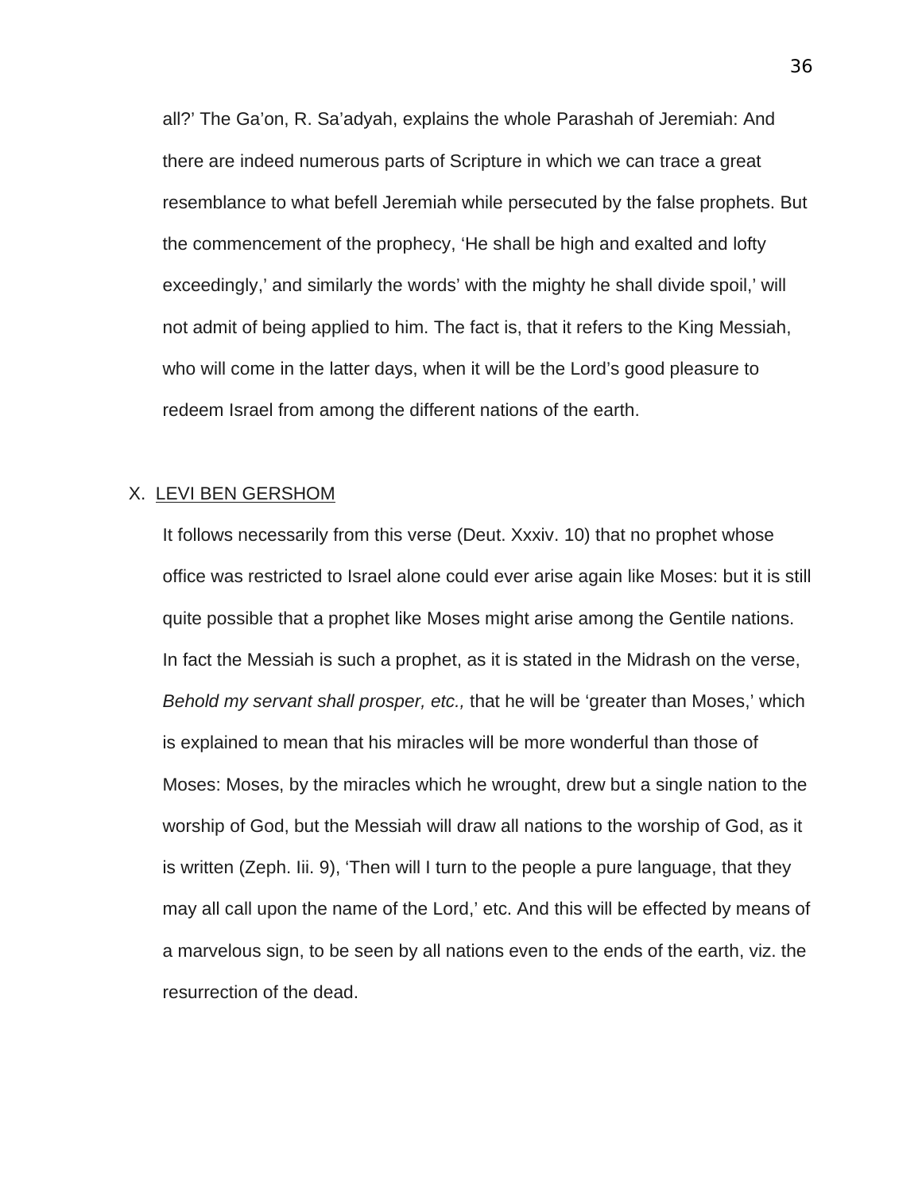all?' The Ga'on, R. Sa'adyah, explains the whole Parashah of Jeremiah: And there are indeed numerous parts of Scripture in which we can trace a great resemblance to what befell Jeremiah while persecuted by the false prophets. But the commencement of the prophecy, 'He shall be high and exalted and lofty exceedingly,' and similarly the words' with the mighty he shall divide spoil,' will not admit of being applied to him. The fact is, that it refers to the King Messiah, who will come in the latter days, when it will be the Lord's good pleasure to redeem Israel from among the different nations of the earth.

## X. <u>LEVI BEN GERSHOM</u>

It follows necessarily from this verse (Deut. Xxxiv. 10) that no prophet whose office was restricted to Israel alone could ever arise again like Moses: but it is still quite possible that a prophet like Moses might arise among the Gentile nations. In fact the Messiah is such a prophet, as it is stated in the Midrash on the verse, *Behold my servant shall prosper, etc.,* that he will be 'greater than Moses,' which is explained to mean that his miracles will be more wonderful than those of Moses: Moses, by the miracles which he wrought, drew but a single nation to the worship of God, but the Messiah will draw all nations to the worship of God, as it is written (Zeph. Iii. 9), 'Then will I turn to the people a pure language, that they may all call upon the name of the Lord,' etc. And this will be effected by means of a marvelous sign, to be seen by all nations even to the ends of the earth, viz. the resurrection of the dead.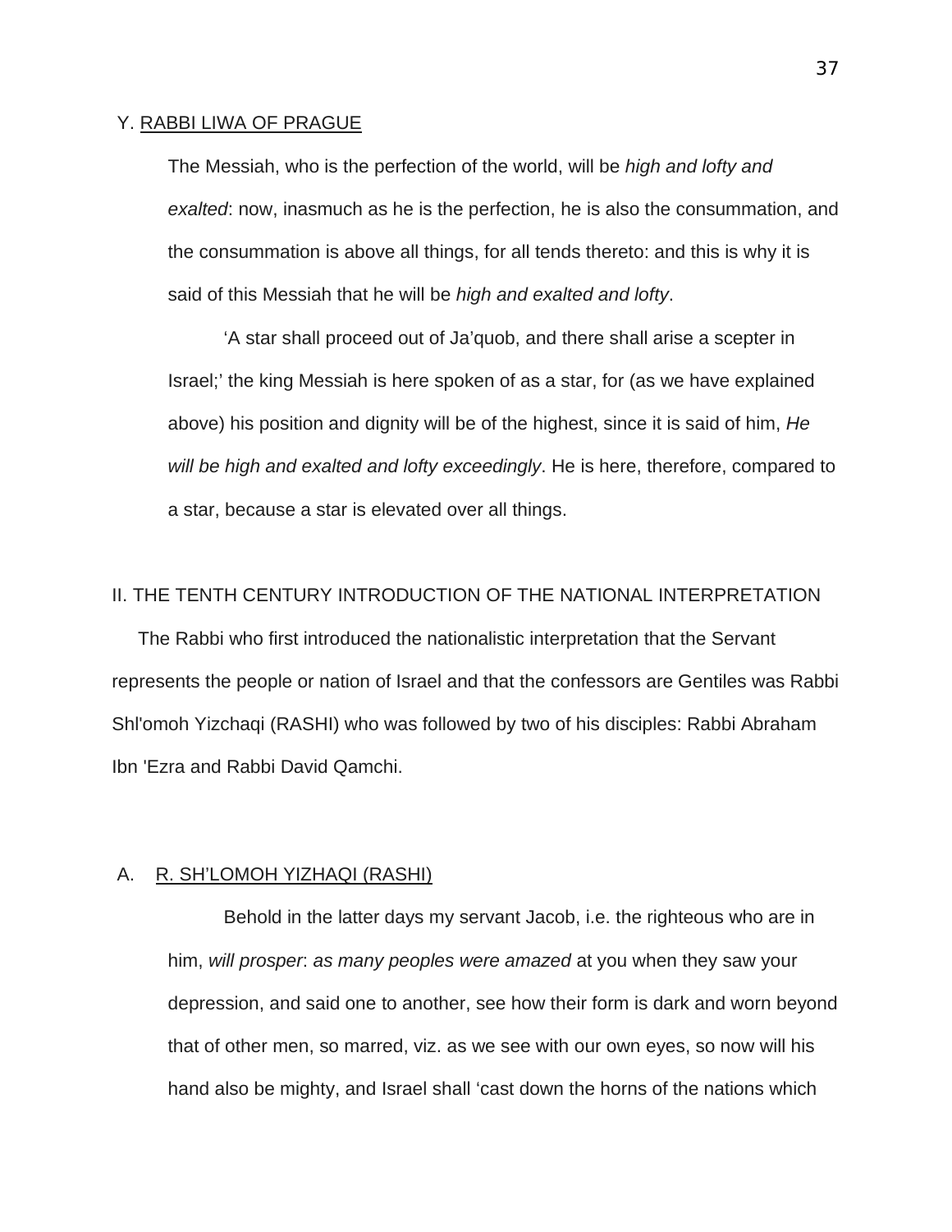Y. <u>RABBI LIWA OF PRAGUE</u>

> The Messiah, who is the perfection of the world, will be *high and lofty and exalted*: now, inasmuch as he is the perfection, he is also the consummation, and the consummation is above all things, for all tends thereto: and this is why it is said of this Messiah that he will be *high and exalted and lofty*.
>
> 'A star shall proceed out of Ja'quob, and there shall arise a scepter in Israel;' the king Messiah is here spoken of as a star, for (as we have explained above) his position and dignity will be of the highest, since it is said of him, *He will be high and exalted and lofty exceedingly*. He is here, therefore, compared to a star, because a star is elevated over all things.

II. THE TENTH CENTURY INTRODUCTION OF THE NATIONAL INTERPRETATION

The Rabbi who first introduced the nationalistic interpretation that the Servant represents the people or nation of Israel and that the confessors are Gentiles was Rabbi Shl'omoh Yizchaqi (RASHI) who was followed by two of his disciples: Rabbi Abraham Ibn 'Ezra and Rabbi David Qamchi.

A. <u>R. SH'LOMOH YIZHAQI (RASHI)</u>

> Behold in the latter days my servant Jacob, i.e. the righteous who are in him, *will prosper*: *as many peoples were amazed* at you when they saw your depression, and said one to another, see how their form is dark and worn beyond that of other men, so marred, viz. as we see with our own eyes, so now will his hand also be mighty, and Israel shall 'cast down the horns of the nations which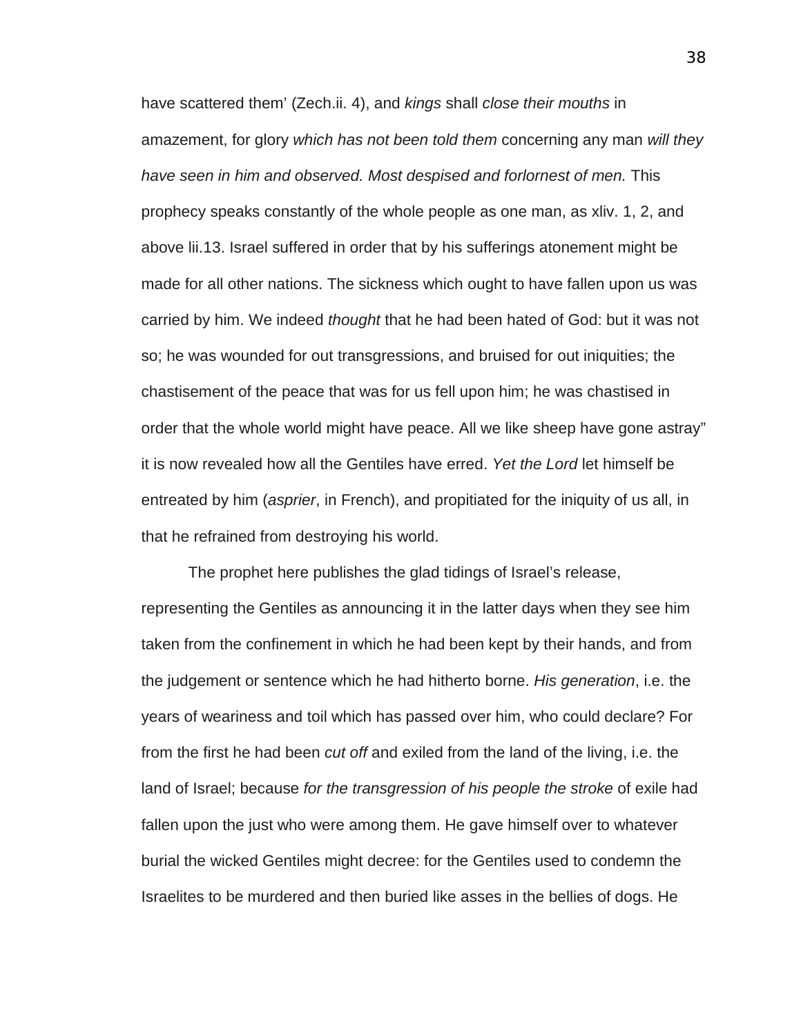have scattered them' (Zech.ii. 4), and *kings* shall *close their mouths* in amazement, for glory *which has not been told them* concerning any man *will they have seen in him and observed. Most despised and forlornest of men.* This prophecy speaks constantly of the whole people as one man, as xliv. 1, 2, and above lii.13. Israel suffered in order that by his sufferings atonement might be made for all other nations. The sickness which ought to have fallen upon us was carried by him. We indeed *thought* that he had been hated of God: but it was not so; he was wounded for out transgressions, and bruised for out iniquities; the chastisement of the peace that was for us fell upon him; he was chastised in order that the whole world might have peace. All we like sheep have gone astray" it is now revealed how all the Gentiles have erred. *Yet the Lord* let himself be entreated by him (*asprier*, in French), and propitiated for the iniquity of us all, in that he refrained from destroying his world.

The prophet here publishes the glad tidings of Israel's release, representing the Gentiles as announcing it in the latter days when they see him taken from the confinement in which he had been kept by their hands, and from the judgement or sentence which he had hitherto borne. *His generation*, i.e. the years of weariness and toil which has passed over him, who could declare? For from the first he had been *cut off* and exiled from the land of the living, i.e. the land of Israel; because *for the transgression of his people the stroke* of exile had fallen upon the just who were among them. He gave himself over to whatever burial the wicked Gentiles might decree: for the Gentiles used to condemn the Israelites to be murdered and then buried like asses in the bellies of dogs. He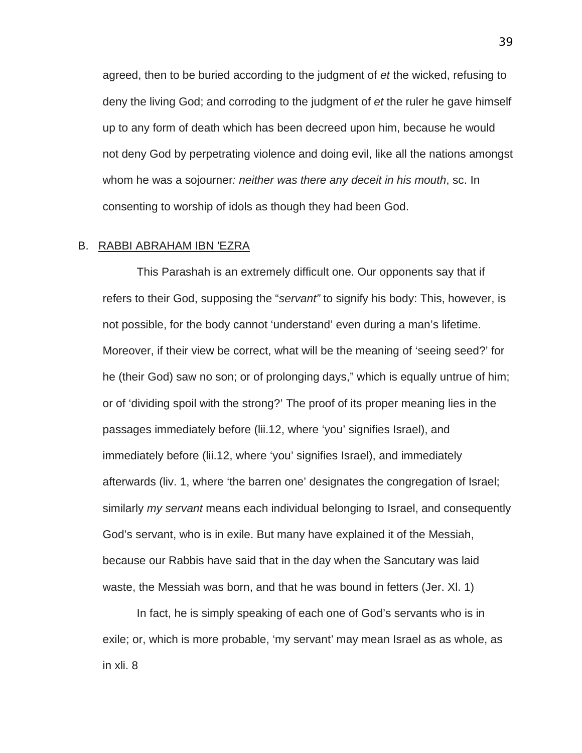agreed, then to be buried according to the judgment of *et* the wicked, refusing to deny the living God; and corroding to the judgment of *et* the ruler he gave himself up to any form of death which has been decreed upon him, because he would not deny God by perpetrating violence and doing evil, like all the nations amongst whom he was a sojourner*: neither was there any deceit in his mouth*, sc. In consenting to worship of idols as though they had been God.

B. <u>RABBI ABRAHAM IBN 'EZRA</u>

This Parashah is an extremely difficult one. Our opponents say that if refers to their God, supposing the "*servant"* to signify his body: This, however, is not possible, for the body cannot 'understand' even during a man's lifetime. Moreover, if their view be correct, what will be the meaning of 'seeing seed?' for he (their God) saw no son; or of prolonging days," which is equally untrue of him; or of 'dividing spoil with the strong?' The proof of its proper meaning lies in the passages immediately before (lii.12, where 'you' signifies Israel), and immediately before (lii.12, where 'you' signifies Israel), and immediately afterwards (liv. 1, where 'the barren one' designates the congregation of Israel; similarly *my servant* means each individual belonging to Israel, and consequently God's servant, who is in exile. But many have explained it of the Messiah, because our Rabbis have said that in the day when the Sancutary was laid waste, the Messiah was born, and that he was bound in fetters (Jer. Xl. 1)

In fact, he is simply speaking of each one of God's servants who is in exile; or, which is more probable, 'my servant' may mean Israel as as whole, as in xli. 8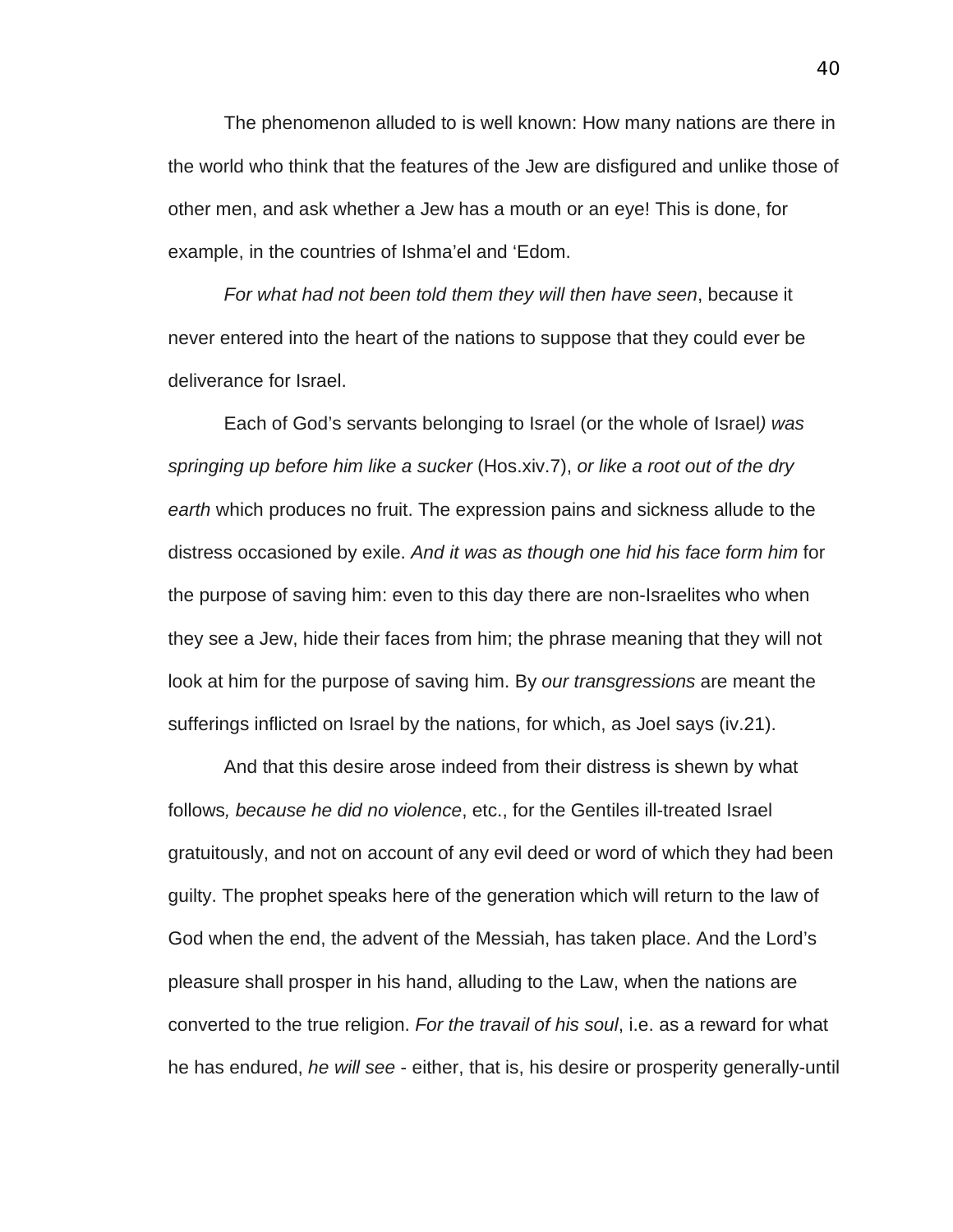The phenomenon alluded to is well known: How many nations are there in the world who think that the features of the Jew are disfigured and unlike those of other men, and ask whether a Jew has a mouth or an eye! This is done, for example, in the countries of Ishma'el and 'Edom.

*For what had not been told them they will then have seen*, because it never entered into the heart of the nations to suppose that they could ever be deliverance for Israel.

Each of God's servants belonging to Israel (or the whole of Israel*) was springing up before him like a sucker* (Hos.xiv.7), *or like a root out of the dry earth* which produces no fruit. The expression pains and sickness allude to the distress occasioned by exile. *And it was as though one hid his face form him* for the purpose of saving him: even to this day there are non-Israelites who when they see a Jew, hide their faces from him; the phrase meaning that they will not look at him for the purpose of saving him. By *our transgressions* are meant the sufferings inflicted on Israel by the nations, for which, as Joel says (iv.21).

And that this desire arose indeed from their distress is shewn by what follows*, because he did no violence*, etc., for the Gentiles ill-treated Israel gratuitously, and not on account of any evil deed or word of which they had been guilty. The prophet speaks here of the generation which will return to the law of God when the end, the advent of the Messiah, has taken place. And the Lord's pleasure shall prosper in his hand, alluding to the Law, when the nations are converted to the true religion. *For the travail of his soul*, i.e. as a reward for what he has endured, *he will see* - either, that is, his desire or prosperity generally-until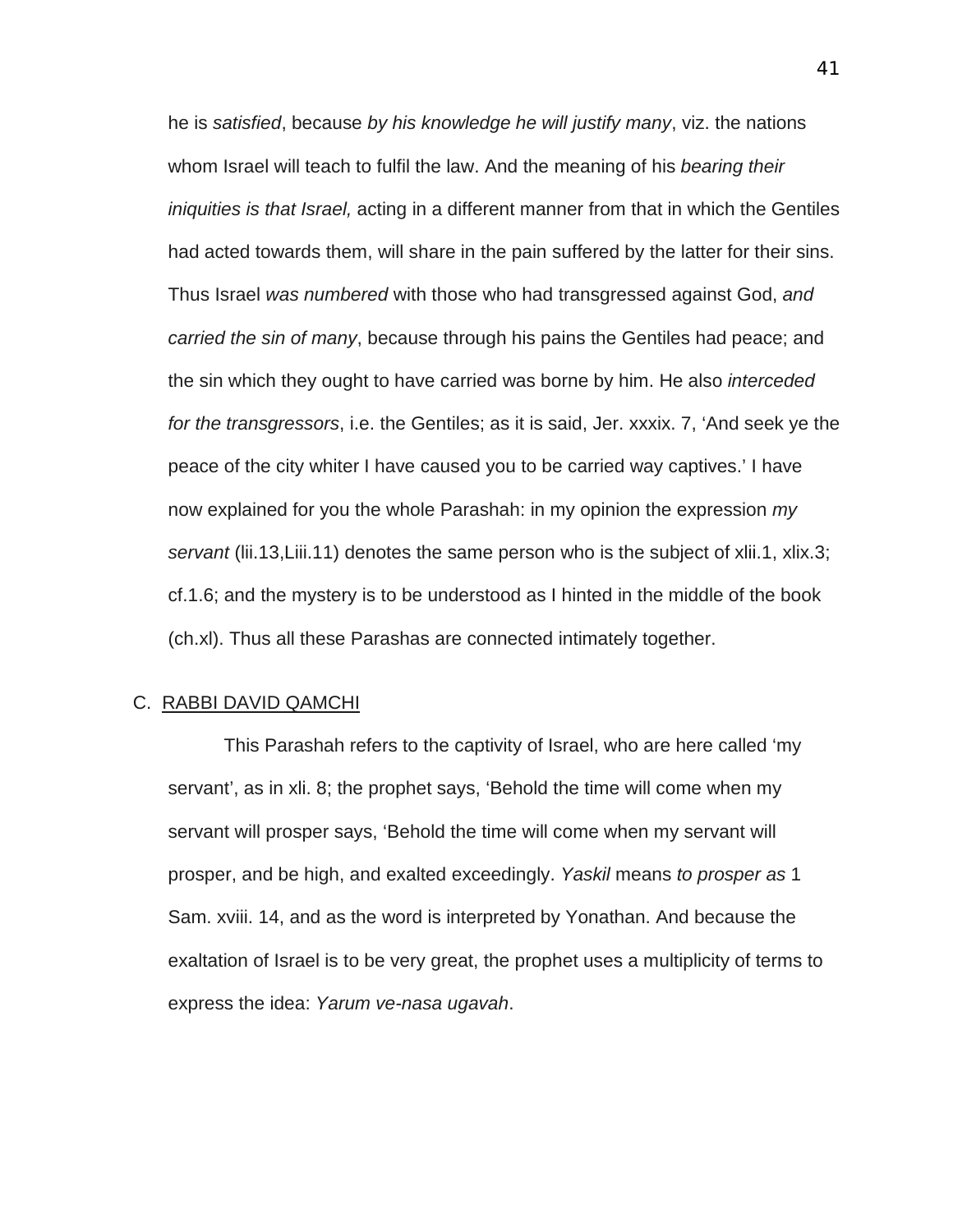he is *satisfied*, because *by his knowledge he will justify many*, viz. the nations whom Israel will teach to fulfil the law. And the meaning of his *bearing their iniquities is that Israel,* acting in a different manner from that in which the Gentiles had acted towards them, will share in the pain suffered by the latter for their sins. Thus Israel *was numbered* with those who had transgressed against God, *and carried the sin of many*, because through his pains the Gentiles had peace; and the sin which they ought to have carried was borne by him. He also *interceded for the transgressors*, i.e. the Gentiles; as it is said, Jer. xxxix. 7, 'And seek ye the peace of the city whiter I have caused you to be carried way captives.' I have now explained for you the whole Parashah: in my opinion the expression *my servant* (lii.13,Liii.11) denotes the same person who is the subject of xlii.1, xlix.3; cf.1.6; and the mystery is to be understood as I hinted in the middle of the book (ch.xl). Thus all these Parashas are connected intimately together.

C. <u>RABBI DAVID QAMCHI</u>

This Parashah refers to the captivity of Israel, who are here called 'my servant', as in xli. 8; the prophet says, 'Behold the time will come when my servant will prosper says, 'Behold the time will come when my servant will prosper, and be high, and exalted exceedingly. *Yaskil* means *to prosper as* 1 Sam. xviii. 14, and as the word is interpreted by Yonathan. And because the exaltation of Israel is to be very great, the prophet uses a multiplicity of terms to express the idea: *Yarum ve-nasa ugavah*.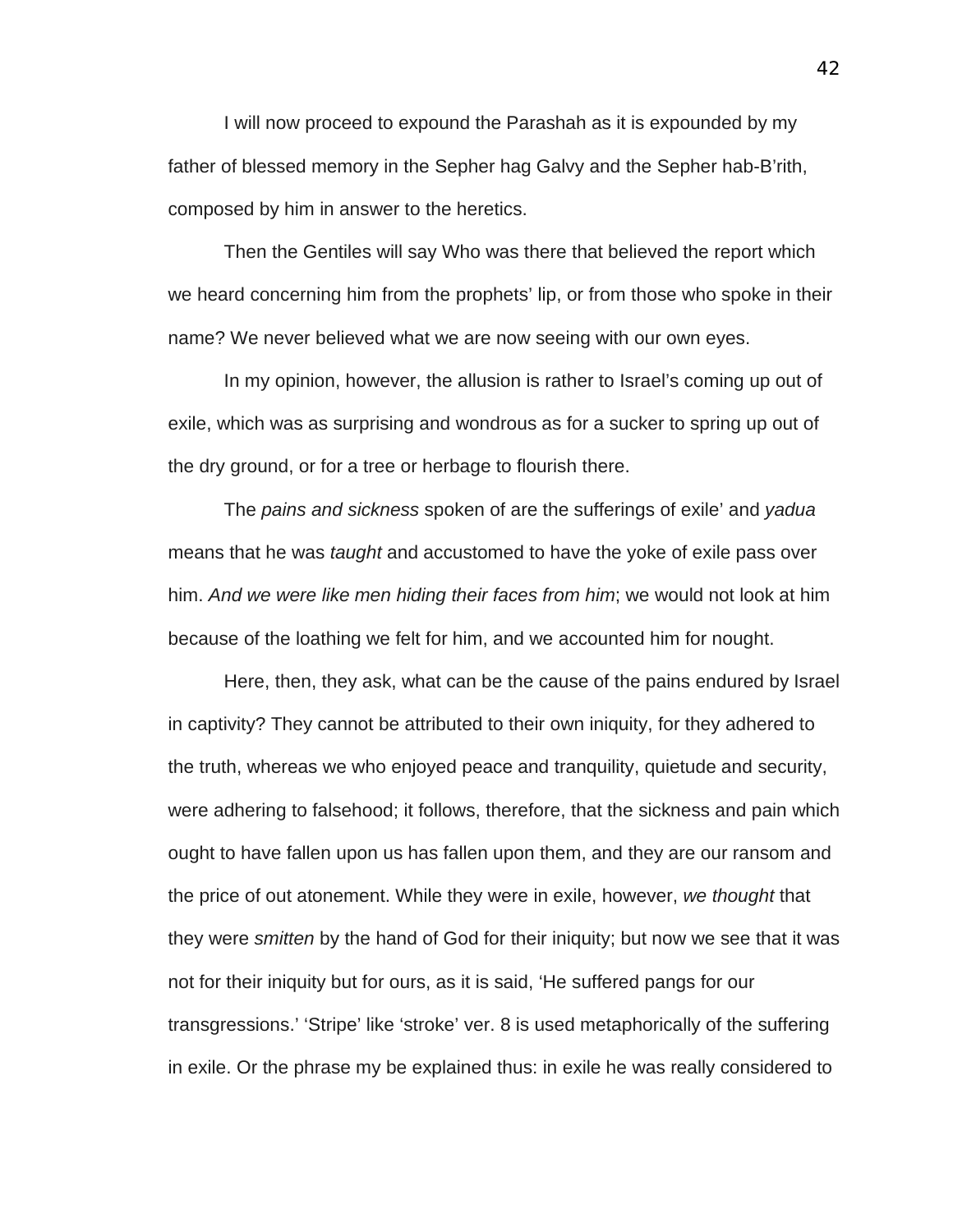I will now proceed to expound the Parashah as it is expounded by my father of blessed memory in the Sepher hag Galvy and the Sepher hab-B'rith, composed by him in answer to the heretics.

Then the Gentiles will say Who was there that believed the report which we heard concerning him from the prophets' lip, or from those who spoke in their name? We never believed what we are now seeing with our own eyes.

In my opinion, however, the allusion is rather to Israel's coming up out of exile, which was as surprising and wondrous as for a sucker to spring up out of the dry ground, or for a tree or herbage to flourish there.

The *pains and sickness* spoken of are the sufferings of exile' and *yadua* means that he was *taught* and accustomed to have the yoke of exile pass over him. *And we were like men hiding their faces from him*; we would not look at him because of the loathing we felt for him, and we accounted him for nought.

Here, then, they ask, what can be the cause of the pains endured by Israel in captivity? They cannot be attributed to their own iniquity, for they adhered to the truth, whereas we who enjoyed peace and tranquility, quietude and security, were adhering to falsehood; it follows, therefore, that the sickness and pain which ought to have fallen upon us has fallen upon them, and they are our ransom and the price of out atonement. While they were in exile, however, *we thought* that they were *smitten* by the hand of God for their iniquity; but now we see that it was not for their iniquity but for ours, as it is said, 'He suffered pangs for our transgressions.' 'Stripe' like 'stroke' ver. 8 is used metaphorically of the suffering in exile. Or the phrase my be explained thus: in exile he was really considered to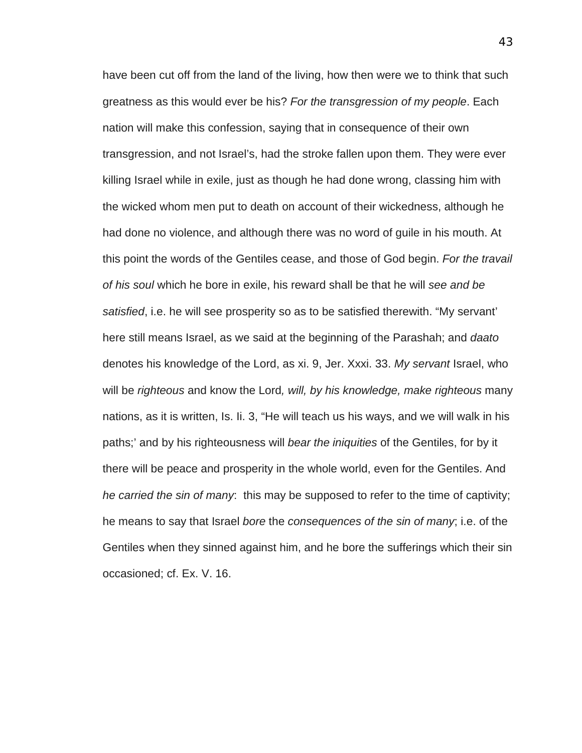have been cut off from the land of the living, how then were we to think that such greatness as this would ever be his? *For the transgression of my people*. Each nation will make this confession, saying that in consequence of their own transgression, and not Israel's, had the stroke fallen upon them. They were ever killing Israel while in exile, just as though he had done wrong, classing him with the wicked whom men put to death on account of their wickedness, although he had done no violence, and although there was no word of guile in his mouth. At this point the words of the Gentiles cease, and those of God begin. *For the travail of his soul* which he bore in exile, his reward shall be that he will *see and be satisfied*, i.e. he will see prosperity so as to be satisfied therewith. "My servant' here still means Israel, as we said at the beginning of the Parashah; and *daato* denotes his knowledge of the Lord, as xi. 9, Jer. Xxxi. 33. *My servant* Israel, who will be *righteous* and know the Lord*, will, by his knowledge, make righteous* many nations, as it is written, Is. Ii. 3, "He will teach us his ways, and we will walk in his paths;' and by his righteousness will *bear the iniquities* of the Gentiles, for by it there will be peace and prosperity in the whole world, even for the Gentiles. And *he carried the sin of many*: this may be supposed to refer to the time of captivity; he means to say that Israel *bore* the *consequences of the sin of many*; i.e. of the Gentiles when they sinned against him, and he bore the sufferings which their sin occasioned; cf. Ex. V. 16.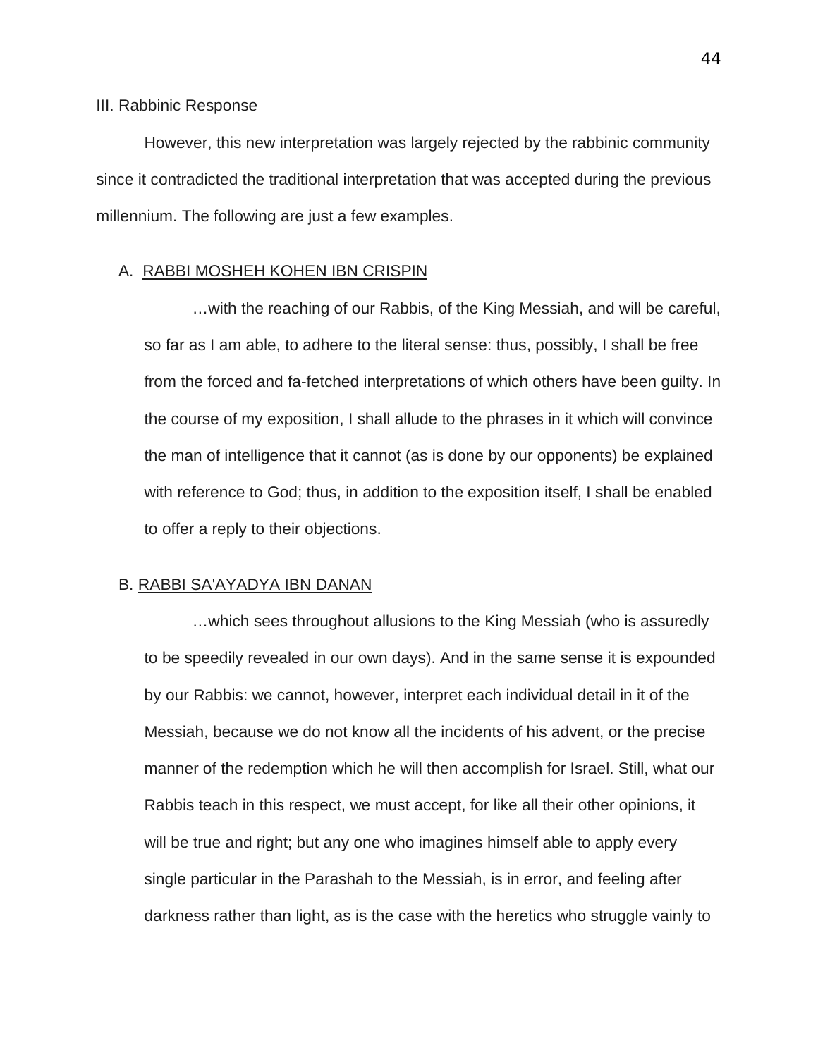## III. Rabbinic Response

However, this new interpretation was largely rejected by the rabbinic community since it contradicted the traditional interpretation that was accepted during the previous millennium. The following are just a few examples.

### A. RABBI MOSHEH KOHEN IBN CRISPIN

> …with the reaching of our Rabbis, of the King Messiah, and will be careful, so far as I am able, to adhere to the literal sense: thus, possibly, I shall be free from the forced and fa-fetched interpretations of which others have been guilty. In the course of my exposition, I shall allude to the phrases in it which will convince the man of intelligence that it cannot (as is done by our opponents) be explained with reference to God; thus, in addition to the exposition itself, I shall be enabled to offer a reply to their objections.

### B. RABBI SA'AYADYA IBN DANAN

> …which sees throughout allusions to the King Messiah (who is assuredly to be speedily revealed in our own days). And in the same sense it is expounded by our Rabbis: we cannot, however, interpret each individual detail in it of the Messiah, because we do not know all the incidents of his advent, or the precise manner of the redemption which he will then accomplish for Israel. Still, what our Rabbis teach in this respect, we must accept, for like all their other opinions, it will be true and right; but any one who imagines himself able to apply every single particular in the Parashah to the Messiah, is in error, and feeling after darkness rather than light, as is the case with the heretics who struggle vainly to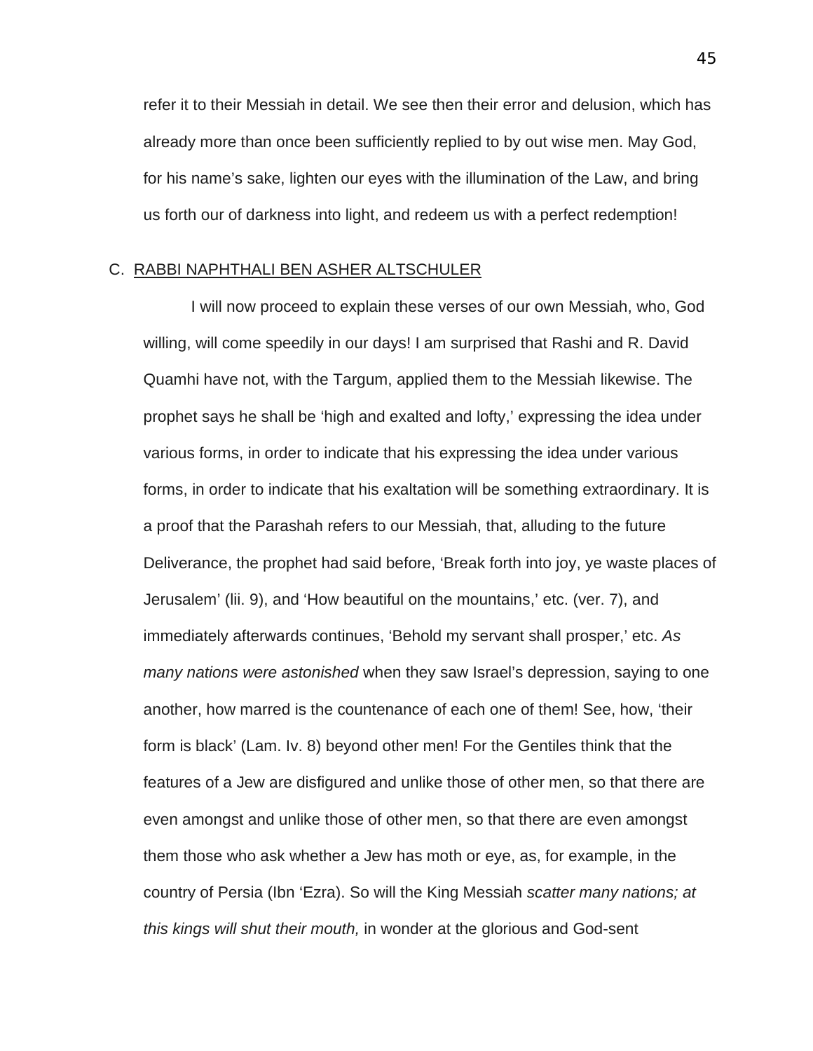refer it to their Messiah in detail. We see then their error and delusion, which has already more than once been sufficiently replied to by out wise men. May God, for his name's sake, lighten our eyes with the illumination of the Law, and bring us forth our of darkness into light, and redeem us with a perfect redemption!

C. <u>RABBI NAPHTHALI BEN ASHER ALTSCHULER</u>

I will now proceed to explain these verses of our own Messiah, who, God willing, will come speedily in our days! I am surprised that Rashi and R. David Quamhi have not, with the Targum, applied them to the Messiah likewise. The prophet says he shall be 'high and exalted and lofty,' expressing the idea under various forms, in order to indicate that his expressing the idea under various forms, in order to indicate that his exaltation will be something extraordinary. It is a proof that the Parashah refers to our Messiah, that, alluding to the future Deliverance, the prophet had said before, 'Break forth into joy, ye waste places of Jerusalem' (lii. 9), and 'How beautiful on the mountains,' etc. (ver. 7), and immediately afterwards continues, 'Behold my servant shall prosper,' etc. *As many nations were astonished* when they saw Israel's depression, saying to one another, how marred is the countenance of each one of them! See, how, 'their form is black' (Lam. Iv. 8) beyond other men! For the Gentiles think that the features of a Jew are disfigured and unlike those of other men, so that there are even amongst and unlike those of other men, so that there are even amongst them those who ask whether a Jew has moth or eye, as, for example, in the country of Persia (Ibn 'Ezra). So will the King Messiah *scatter many nations; at this kings will shut their mouth,* in wonder at the glorious and God-sent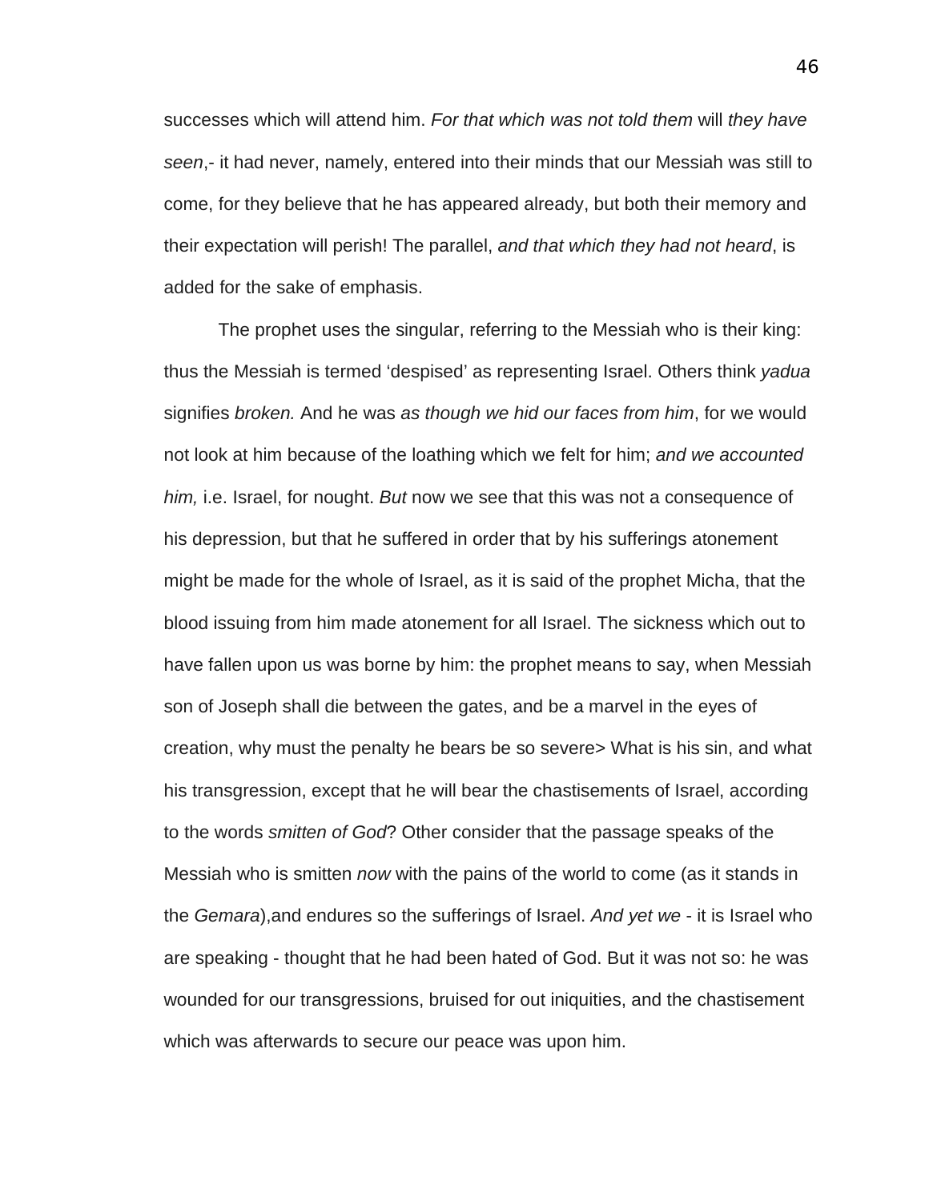successes which will attend him. *For that which was not told them* will *they have seen*,- it had never, namely, entered into their minds that our Messiah was still to come, for they believe that he has appeared already, but both their memory and their expectation will perish! The parallel, *and that which they had not heard*, is added for the sake of emphasis.

The prophet uses the singular, referring to the Messiah who is their king: thus the Messiah is termed 'despised' as representing Israel. Others think *yadua* signifies *broken.* And he was *as though we hid our faces from him*, for we would not look at him because of the loathing which we felt for him; *and we accounted him,* i.e. Israel, for nought. *But* now we see that this was not a consequence of his depression, but that he suffered in order that by his sufferings atonement might be made for the whole of Israel, as it is said of the prophet Micha, that the blood issuing from him made atonement for all Israel. The sickness which out to have fallen upon us was borne by him: the prophet means to say, when Messiah son of Joseph shall die between the gates, and be a marvel in the eyes of creation, why must the penalty he bears be so severe> What is his sin, and what his transgression, except that he will bear the chastisements of Israel, according to the words *smitten of God*? Other consider that the passage speaks of the Messiah who is smitten *now* with the pains of the world to come (as it stands in the *Gemara*),and endures so the sufferings of Israel. *And yet we* - it is Israel who are speaking - thought that he had been hated of God. But it was not so: he was wounded for our transgressions, bruised for out iniquities, and the chastisement which was afterwards to secure our peace was upon him.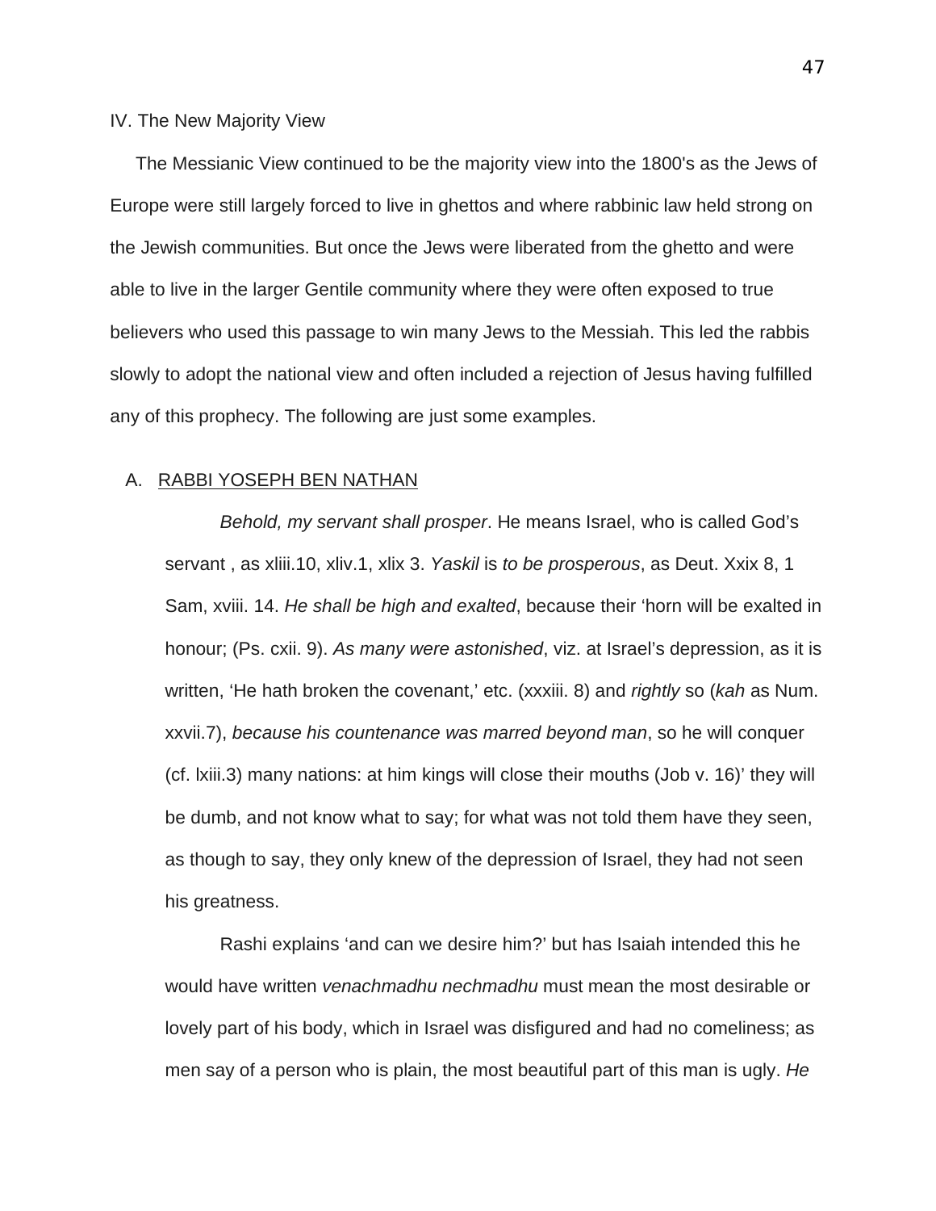## IV. The New Majority View

The Messianic View continued to be the majority view into the 1800's as the Jews of Europe were still largely forced to live in ghettos and where rabbinic law held strong on the Jewish communities. But once the Jews were liberated from the ghetto and were able to live in the larger Gentile community where they were often exposed to true believers who used this passage to win many Jews to the Messiah. This led the rabbis slowly to adopt the national view and often included a rejection of Jesus having fulfilled any of this prophecy. The following are just some examples.

### A. <u>RABBI YOSEPH BEN NATHAN</u>

> *Behold, my servant shall prosper*. He means Israel, who is called God's servant , as xliii.10, xliv.1, xlix 3. *Yaskil* is *to be prosperous*, as Deut. Xxix 8, 1 Sam, xviii. 14. *He shall be high and exalted*, because their 'horn will be exalted in honour; (Ps. cxii. 9). *As many were astonished*, viz. at Israel's depression, as it is written, 'He hath broken the covenant,' etc. (xxxiii. 8) and *rightly* so (*kah* as Num. xxvii.7), *because his countenance was marred beyond man*, so he will conquer (cf. lxiii.3) many nations: at him kings will close their mouths (Job v. 16)' they will be dumb, and not know what to say; for what was not told them have they seen, as though to say, they only knew of the depression of Israel, they had not seen his greatness.
>
> Rashi explains 'and can we desire him?' but has Isaiah intended this he would have written *venachmadhu nechmadhu* must mean the most desirable or lovely part of his body, which in Israel was disfigured and had no comeliness; as men say of a person who is plain, the most beautiful part of this man is ugly. *He*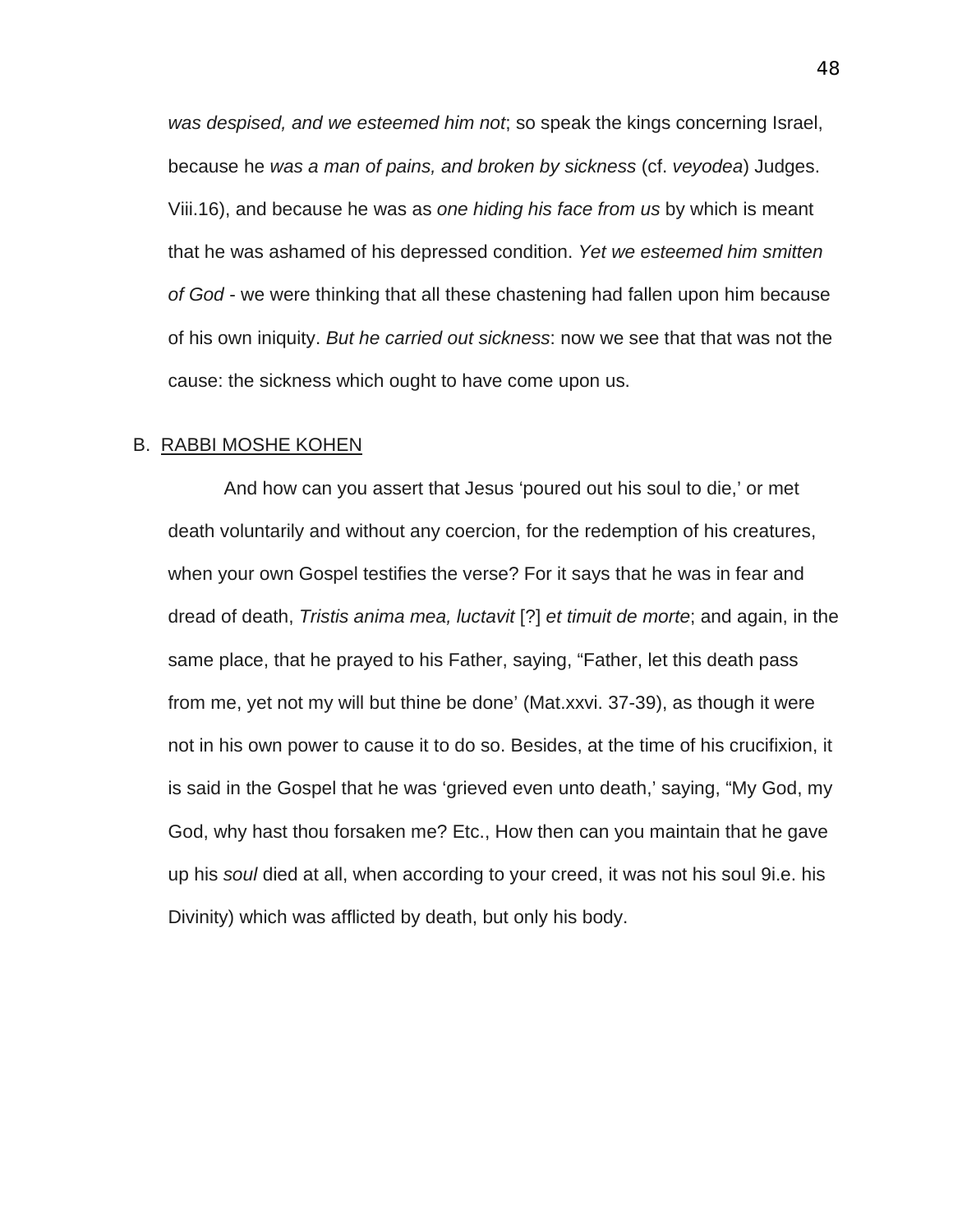*was despised, and we esteemed him not*; so speak the kings concerning Israel, because he *was a man of pains, and broken by sickness* (cf. *veyodea*) Judges. Viii.16), and because he was as *one hiding his face from us* by which is meant that he was ashamed of his depressed condition. *Yet we esteemed him smitten of God* - we were thinking that all these chastening had fallen upon him because of his own iniquity. *But he carried out sickness*: now we see that that was not the cause: the sickness which ought to have come upon us.

B. <u>RABBI MOSHE KOHEN</u>

And how can you assert that Jesus 'poured out his soul to die,' or met death voluntarily and without any coercion, for the redemption of his creatures, when your own Gospel testifies the verse? For it says that he was in fear and dread of death, *Tristis anima mea, luctavit* [?] *et timuit de morte*; and again, in the same place, that he prayed to his Father, saying, "Father, let this death pass from me, yet not my will but thine be done' (Mat.xxvi. 37-39), as though it were not in his own power to cause it to do so. Besides, at the time of his crucifixion, it is said in the Gospel that he was 'grieved even unto death,' saying, "My God, my God, why hast thou forsaken me? Etc., How then can you maintain that he gave up his *soul* died at all, when according to your creed, it was not his soul 9i.e. his Divinity) which was afflicted by death, but only his body.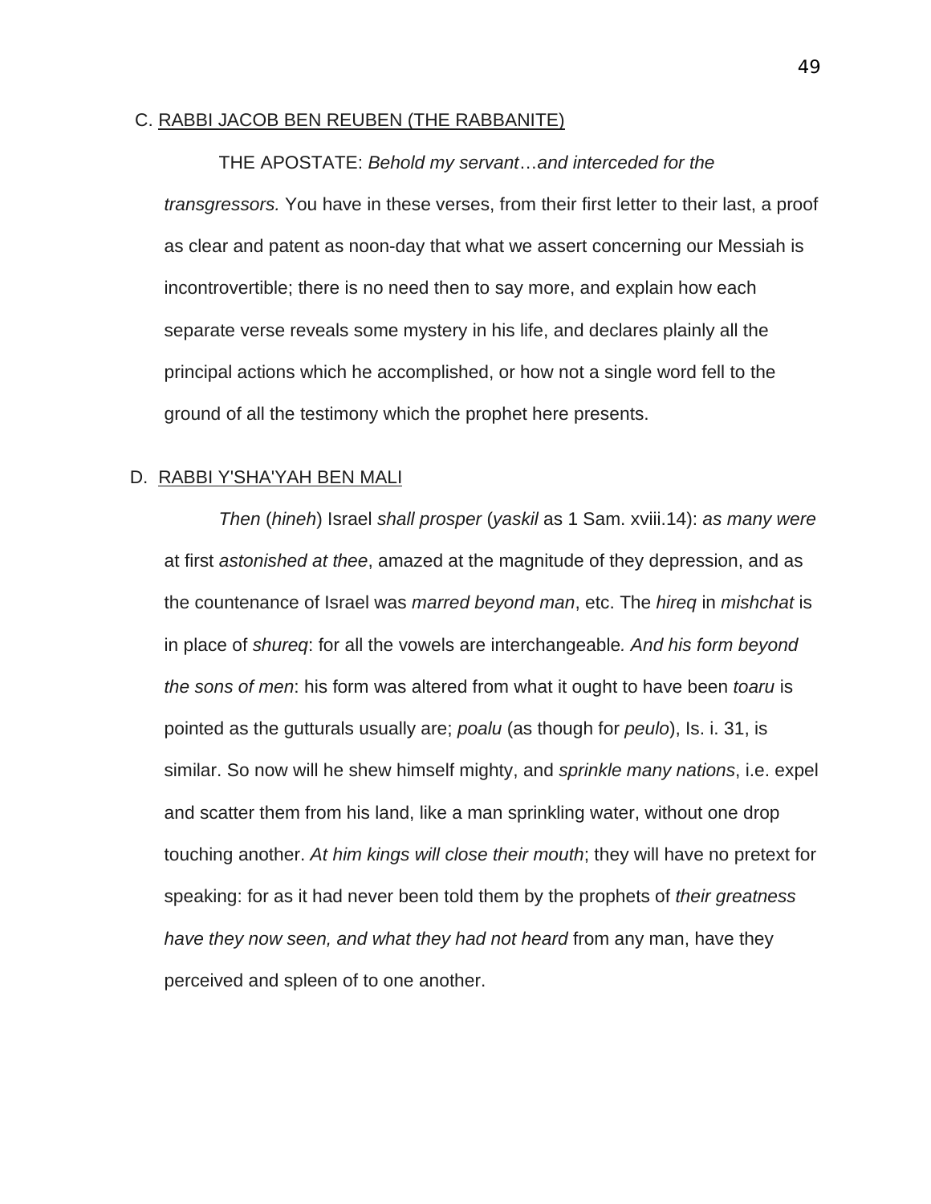C. RABBI JACOB BEN REUBEN (THE RABBANITE)

THE APOSTATE: *Behold my servant…and interceded for the transgressors.* You have in these verses, from their first letter to their last, a proof as clear and patent as noon-day that what we assert concerning our Messiah is incontrovertible; there is no need then to say more, and explain how each separate verse reveals some mystery in his life, and declares plainly all the principal actions which he accomplished, or how not a single word fell to the ground of all the testimony which the prophet here presents.

D. RABBI Y'SHA'YAH BEN MALI

*Then* (*hineh*) Israel *shall prosper* (*yaskil* as 1 Sam. xviii.14): *as many were* at first *astonished at thee*, amazed at the magnitude of they depression, and as the countenance of Israel was *marred beyond man*, etc. The *hireq* in *mishchat* is in place of *shureq*: for all the vowels are interchangeable*. And his form beyond the sons of men*: his form was altered from what it ought to have been *toaru* is pointed as the gutturals usually are; *poalu* (as though for *peulo*), Is. i. 31, is similar. So now will he shew himself mighty, and *sprinkle many nations*, i.e. expel and scatter them from his land, like a man sprinkling water, without one drop touching another. *At him kings will close their mouth*; they will have no pretext for speaking: for as it had never been told them by the prophets of *their greatness have they now seen, and what they had not heard* from any man, have they perceived and spleen of to one another.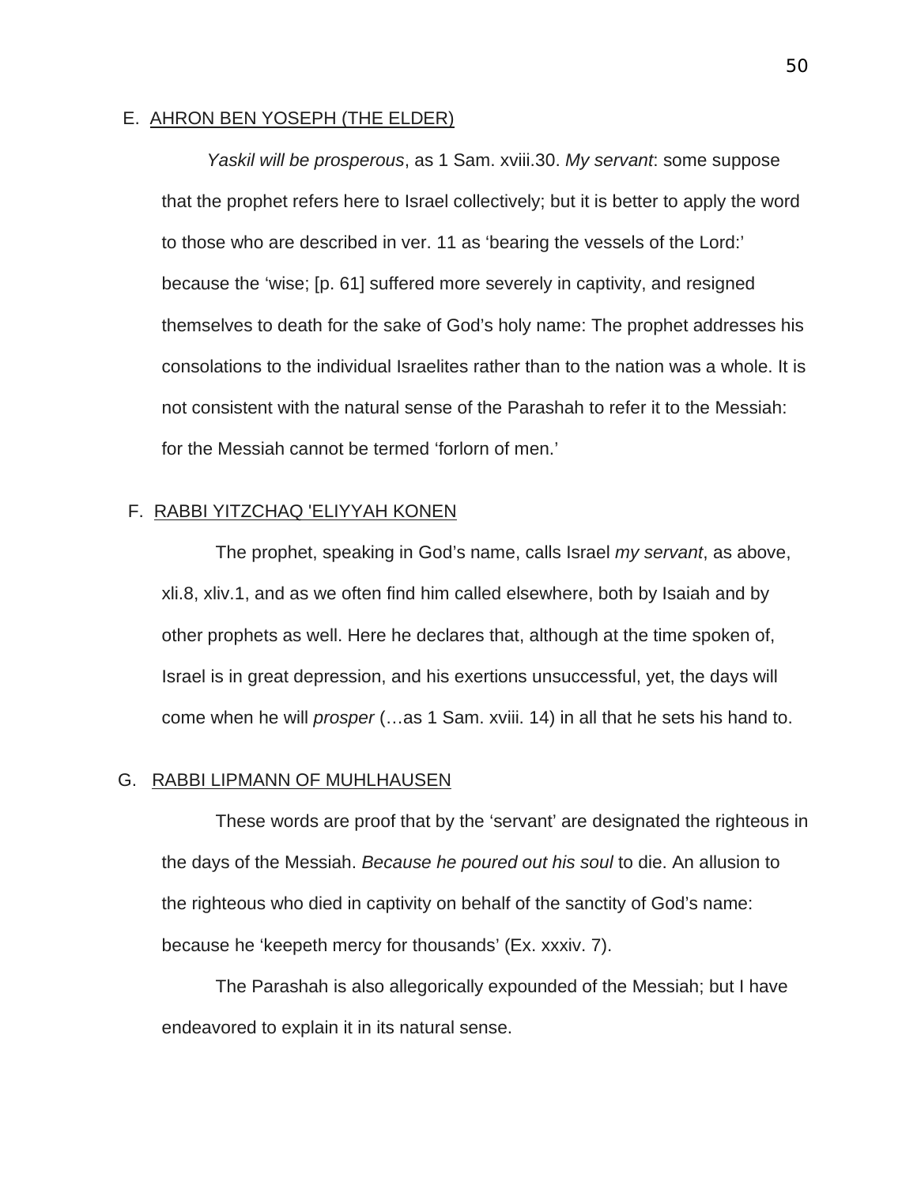E. AHRON BEN YOSEPH (THE ELDER)

*Yaskil will be prosperous*, as 1 Sam. xviii.30. *My servant*: some suppose that the prophet refers here to Israel collectively; but it is better to apply the word to those who are described in ver. 11 as 'bearing the vessels of the Lord:' because the 'wise; [p. 61] suffered more severely in captivity, and resigned themselves to death for the sake of God's holy name: The prophet addresses his consolations to the individual Israelites rather than to the nation was a whole. It is not consistent with the natural sense of the Parashah to refer it to the Messiah: for the Messiah cannot be termed 'forlorn of men.'

F. RABBI YITZCHAQ 'ELIYYAH KONEN

The prophet, speaking in God's name, calls Israel *my servant*, as above, xli.8, xliv.1, and as we often find him called elsewhere, both by Isaiah and by other prophets as well. Here he declares that, although at the time spoken of, Israel is in great depression, and his exertions unsuccessful, yet, the days will come when he will *prosper* (…as 1 Sam. xviii. 14) in all that he sets his hand to.

G. RABBI LIPMANN OF MUHLHAUSEN

These words are proof that by the 'servant' are designated the righteous in the days of the Messiah. *Because he poured out his soul* to die. An allusion to the righteous who died in captivity on behalf of the sanctity of God's name: because he 'keepeth mercy for thousands' (Ex. xxxiv. 7).

The Parashah is also allegorically expounded of the Messiah; but I have endeavored to explain it in its natural sense.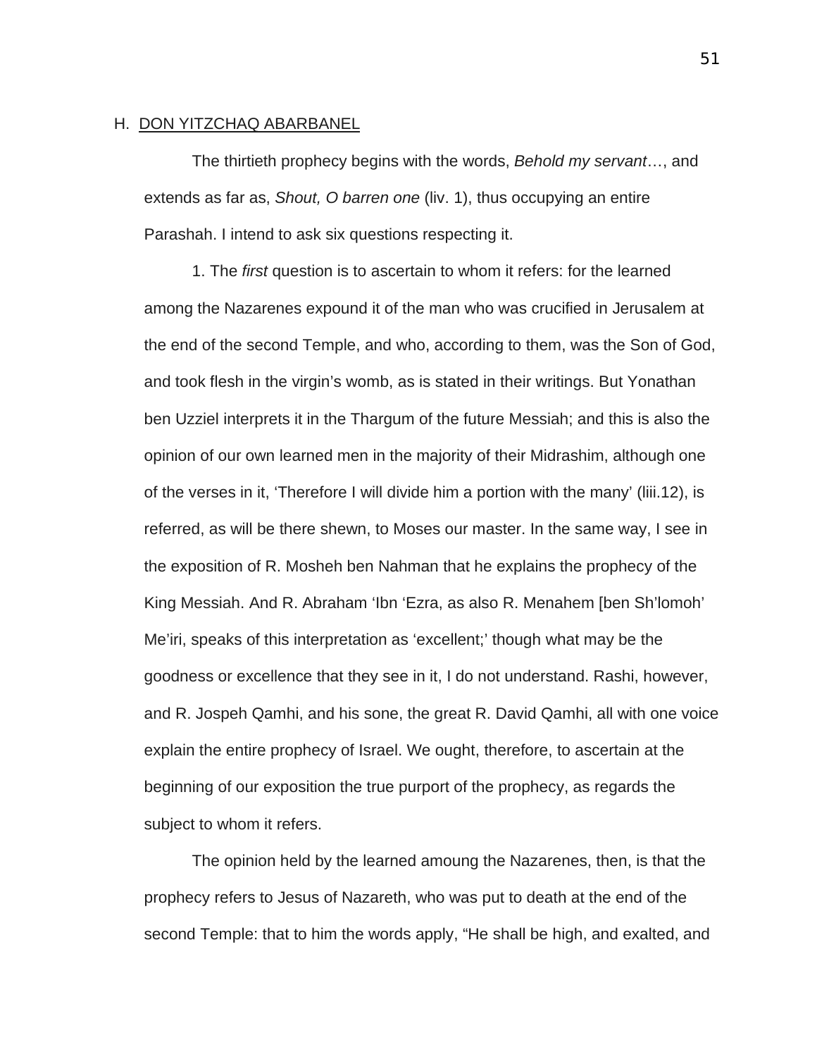H. DON YITZCHAQ ABARBANEL

The thirtieth prophecy begins with the words, *Behold my servant*…, and extends as far as, *Shout, O barren one* (liv. 1), thus occupying an entire Parashah. I intend to ask six questions respecting it.

1. The *first* question is to ascertain to whom it refers: for the learned among the Nazarenes expound it of the man who was crucified in Jerusalem at the end of the second Temple, and who, according to them, was the Son of God, and took flesh in the virgin's womb, as is stated in their writings. But Yonathan ben Uzziel interprets it in the Thargum of the future Messiah; and this is also the opinion of our own learned men in the majority of their Midrashim, although one of the verses in it, 'Therefore I will divide him a portion with the many' (liii.12), is referred, as will be there shewn, to Moses our master. In the same way, I see in the exposition of R. Mosheh ben Nahman that he explains the prophecy of the King Messiah. And R. Abraham 'Ibn 'Ezra, as also R. Menahem [ben Sh'lomoh' Me'iri, speaks of this interpretation as 'excellent;' though what may be the goodness or excellence that they see in it, I do not understand. Rashi, however, and R. Jospeh Qamhi, and his sone, the great R. David Qamhi, all with one voice explain the entire prophecy of Israel. We ought, therefore, to ascertain at the beginning of our exposition the true purport of the prophecy, as regards the subject to whom it refers.

The opinion held by the learned amoung the Nazarenes, then, is that the prophecy refers to Jesus of Nazareth, who was put to death at the end of the second Temple: that to him the words apply, "He shall be high, and exalted, and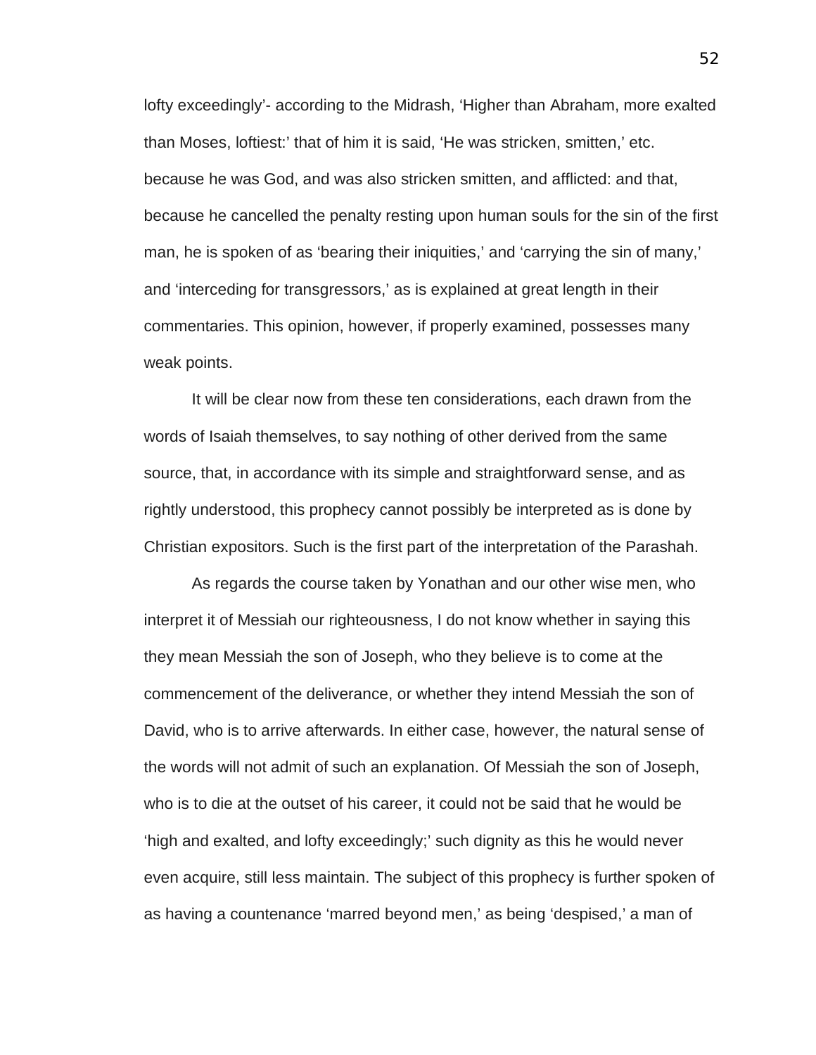lofty exceedingly'- according to the Midrash, 'Higher than Abraham, more exalted than Moses, loftiest:' that of him it is said, 'He was stricken, smitten,' etc. because he was God, and was also stricken smitten, and afflicted: and that, because he cancelled the penalty resting upon human souls for the sin of the first man, he is spoken of as 'bearing their iniquities,' and 'carrying the sin of many,' and 'interceding for transgressors,' as is explained at great length in their commentaries. This opinion, however, if properly examined, possesses many weak points.

It will be clear now from these ten considerations, each drawn from the words of Isaiah themselves, to say nothing of other derived from the same source, that, in accordance with its simple and straightforward sense, and as rightly understood, this prophecy cannot possibly be interpreted as is done by Christian expositors. Such is the first part of the interpretation of the Parashah.

As regards the course taken by Yonathan and our other wise men, who interpret it of Messiah our righteousness, I do not know whether in saying this they mean Messiah the son of Joseph, who they believe is to come at the commencement of the deliverance, or whether they intend Messiah the son of David, who is to arrive afterwards. In either case, however, the natural sense of the words will not admit of such an explanation. Of Messiah the son of Joseph, who is to die at the outset of his career, it could not be said that he would be 'high and exalted, and lofty exceedingly;' such dignity as this he would never even acquire, still less maintain. The subject of this prophecy is further spoken of as having a countenance 'marred beyond men,' as being 'despised,' a man of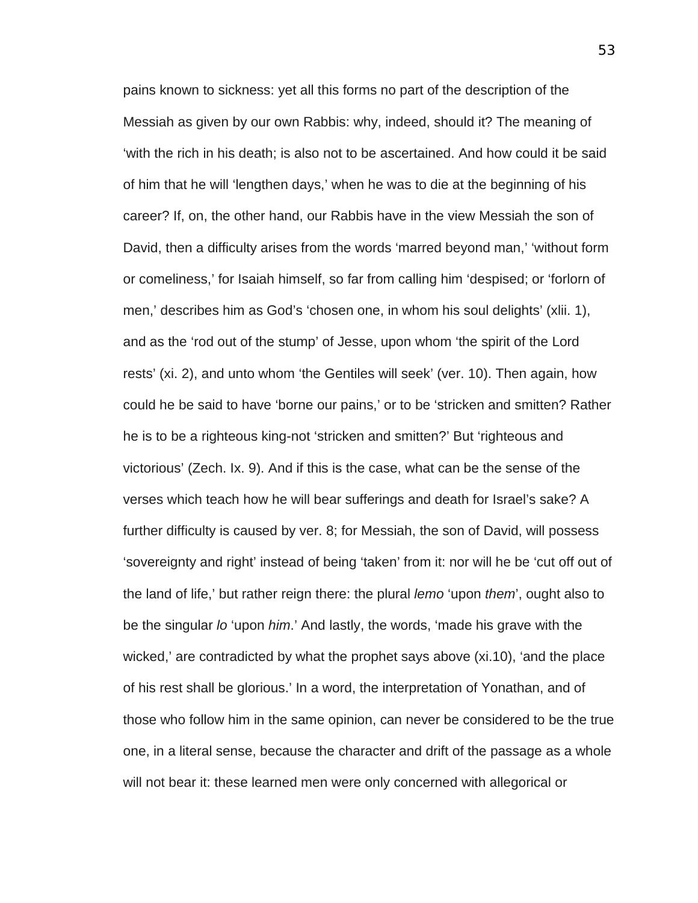pains known to sickness: yet all this forms no part of the description of the Messiah as given by our own Rabbis: why, indeed, should it? The meaning of 'with the rich in his death; is also not to be ascertained. And how could it be said of him that he will 'lengthen days,' when he was to die at the beginning of his career? If, on, the other hand, our Rabbis have in the view Messiah the son of David, then a difficulty arises from the words 'marred beyond man,' 'without form or comeliness,' for Isaiah himself, so far from calling him 'despised; or 'forlorn of men,' describes him as God's 'chosen one, in whom his soul delights' (xlii. 1), and as the 'rod out of the stump' of Jesse, upon whom 'the spirit of the Lord rests' (xi. 2), and unto whom 'the Gentiles will seek' (ver. 10). Then again, how could he be said to have 'borne our pains,' or to be 'stricken and smitten? Rather he is to be a righteous king-not 'stricken and smitten?' But 'righteous and victorious' (Zech. Ix. 9). And if this is the case, what can be the sense of the verses which teach how he will bear sufferings and death for Israel's sake? A further difficulty is caused by ver. 8; for Messiah, the son of David, will possess 'sovereignty and right' instead of being 'taken' from it: nor will he be 'cut off out of the land of life,' but rather reign there: the plural *lemo* 'upon *them*', ought also to be the singular *lo* 'upon *him*.' And lastly, the words, 'made his grave with the wicked,' are contradicted by what the prophet says above (xi.10), 'and the place of his rest shall be glorious.' In a word, the interpretation of Yonathan, and of those who follow him in the same opinion, can never be considered to be the true one, in a literal sense, because the character and drift of the passage as a whole will not bear it: these learned men were only concerned with allegorical or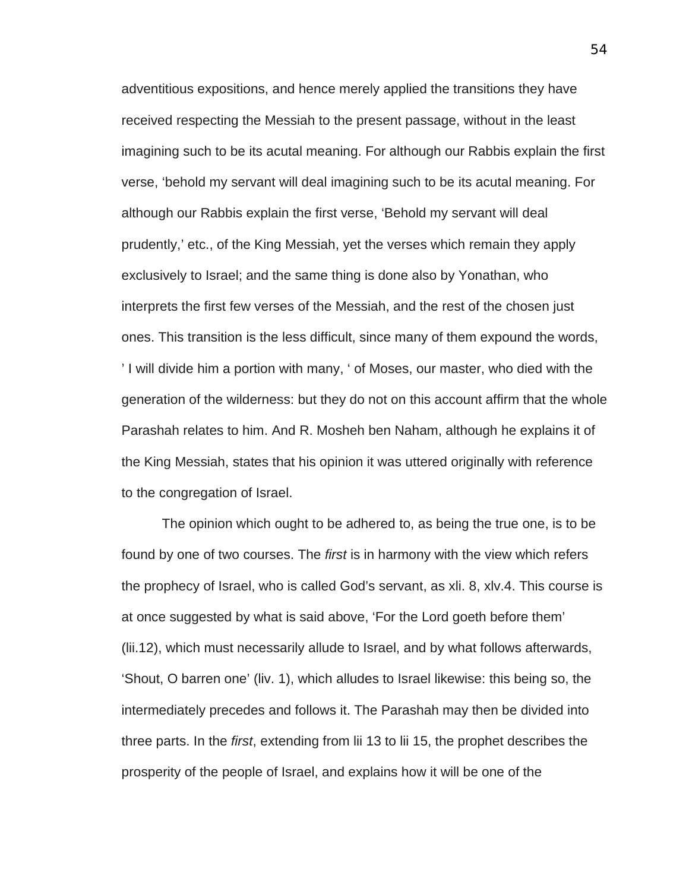adventitious expositions, and hence merely applied the transitions they have received respecting the Messiah to the present passage, without in the least imagining such to be its acutal meaning. For although our Rabbis explain the first verse, 'behold my servant will deal imagining such to be its acutal meaning. For although our Rabbis explain the first verse, 'Behold my servant will deal prudently,' etc., of the King Messiah, yet the verses which remain they apply exclusively to Israel; and the same thing is done also by Yonathan, who interprets the first few verses of the Messiah, and the rest of the chosen just ones. This transition is the less difficult, since many of them expound the words, ' I will divide him a portion with many, ' of Moses, our master, who died with the generation of the wilderness: but they do not on this account affirm that the whole Parashah relates to him. And R. Mosheh ben Naham, although he explains it of the King Messiah, states that his opinion it was uttered originally with reference to the congregation of Israel.

The opinion which ought to be adhered to, as being the true one, is to be found by one of two courses. The *first* is in harmony with the view which refers the prophecy of Israel, who is called God's servant, as xli. 8, xlv.4. This course is at once suggested by what is said above, 'For the Lord goeth before them' (lii.12), which must necessarily allude to Israel, and by what follows afterwards, 'Shout, O barren one' (liv. 1), which alludes to Israel likewise: this being so, the intermediately precedes and follows it. The Parashah may then be divided into three parts. In the *first*, extending from lii 13 to lii 15, the prophet describes the prosperity of the people of Israel, and explains how it will be one of the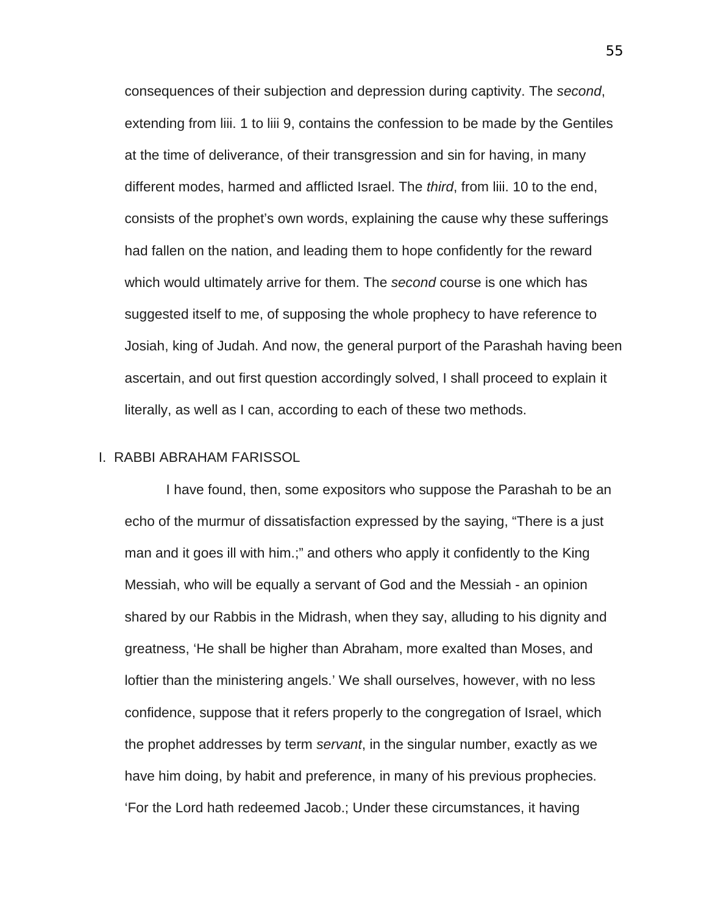consequences of their subjection and depression during captivity. The *second*, extending from liii. 1 to liii 9, contains the confession to be made by the Gentiles at the time of deliverance, of their transgression and sin for having, in many different modes, harmed and afflicted Israel. The *third*, from liii. 10 to the end, consists of the prophet's own words, explaining the cause why these sufferings had fallen on the nation, and leading them to hope confidently for the reward which would ultimately arrive for them. The *second* course is one which has suggested itself to me, of supposing the whole prophecy to have reference to Josiah, king of Judah. And now, the general purport of the Parashah having been ascertain, and out first question accordingly solved, I shall proceed to explain it literally, as well as I can, according to each of these two methods.

## I. RABBI ABRAHAM FARISSOL

I have found, then, some expositors who suppose the Parashah to be an echo of the murmur of dissatisfaction expressed by the saying, "There is a just man and it goes ill with him.;" and others who apply it confidently to the King Messiah, who will be equally a servant of God and the Messiah - an opinion shared by our Rabbis in the Midrash, when they say, alluding to his dignity and greatness, 'He shall be higher than Abraham, more exalted than Moses, and loftier than the ministering angels.' We shall ourselves, however, with no less confidence, suppose that it refers properly to the congregation of Israel, which the prophet addresses by term *servant*, in the singular number, exactly as we have him doing, by habit and preference, in many of his previous prophecies. 'For the Lord hath redeemed Jacob.; Under these circumstances, it having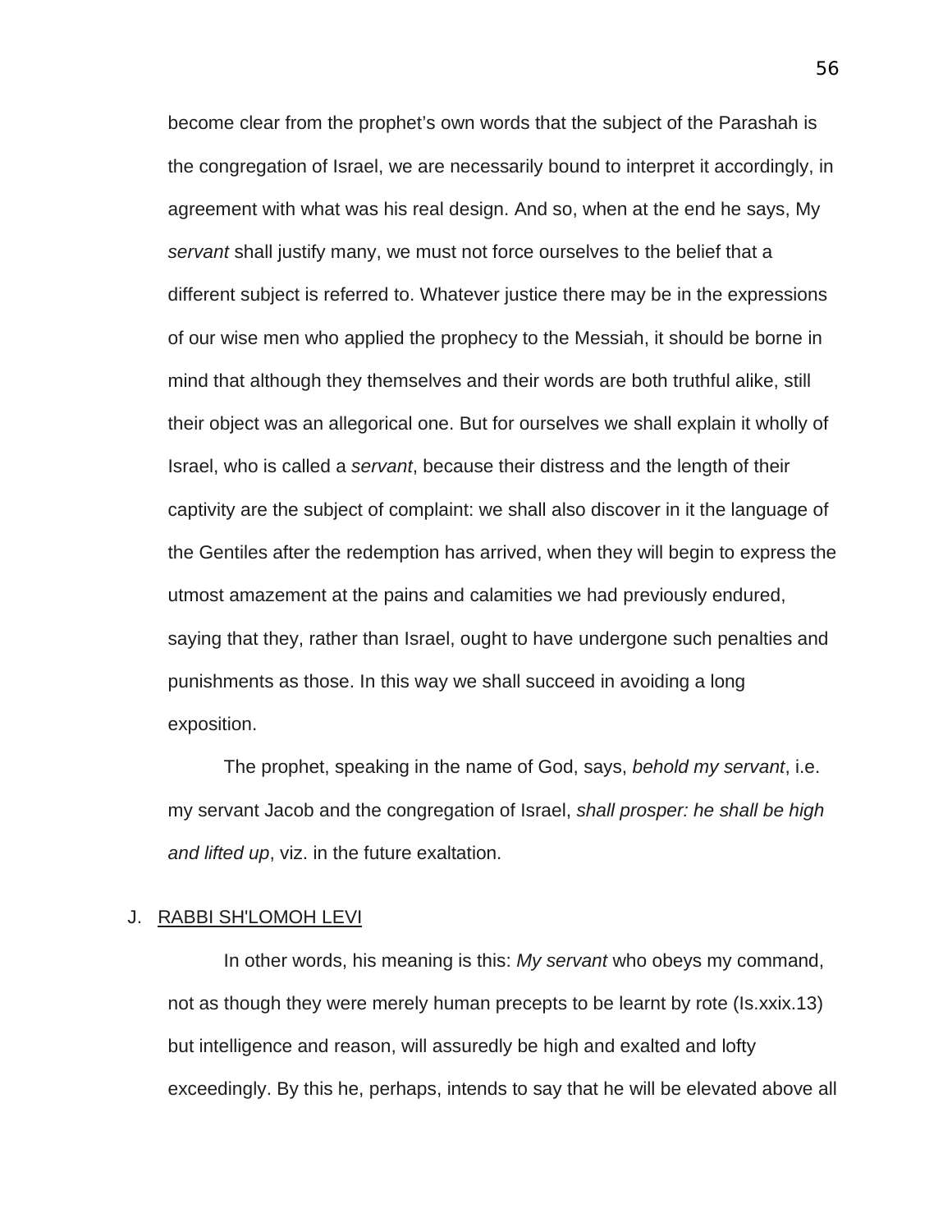become clear from the prophet's own words that the subject of the Parashah is the congregation of Israel, we are necessarily bound to interpret it accordingly, in agreement with what was his real design. And so, when at the end he says, My *servant* shall justify many, we must not force ourselves to the belief that a different subject is referred to. Whatever justice there may be in the expressions of our wise men who applied the prophecy to the Messiah, it should be borne in mind that although they themselves and their words are both truthful alike, still their object was an allegorical one. But for ourselves we shall explain it wholly of Israel, who is called a *servant*, because their distress and the length of their captivity are the subject of complaint: we shall also discover in it the language of the Gentiles after the redemption has arrived, when they will begin to express the utmost amazement at the pains and calamities we had previously endured, saying that they, rather than Israel, ought to have undergone such penalties and punishments as those. In this way we shall succeed in avoiding a long exposition.

The prophet, speaking in the name of God, says, *behold my servant*, i.e. my servant Jacob and the congregation of Israel, *shall prosper: he shall be high and lifted up*, viz. in the future exaltation.

## J. RABBI SH'LOMOH LEVI

In other words, his meaning is this: *My servant* who obeys my command, not as though they were merely human precepts to be learnt by rote (Is.xxix.13) but intelligence and reason, will assuredly be high and exalted and lofty exceedingly. By this he, perhaps, intends to say that he will be elevated above all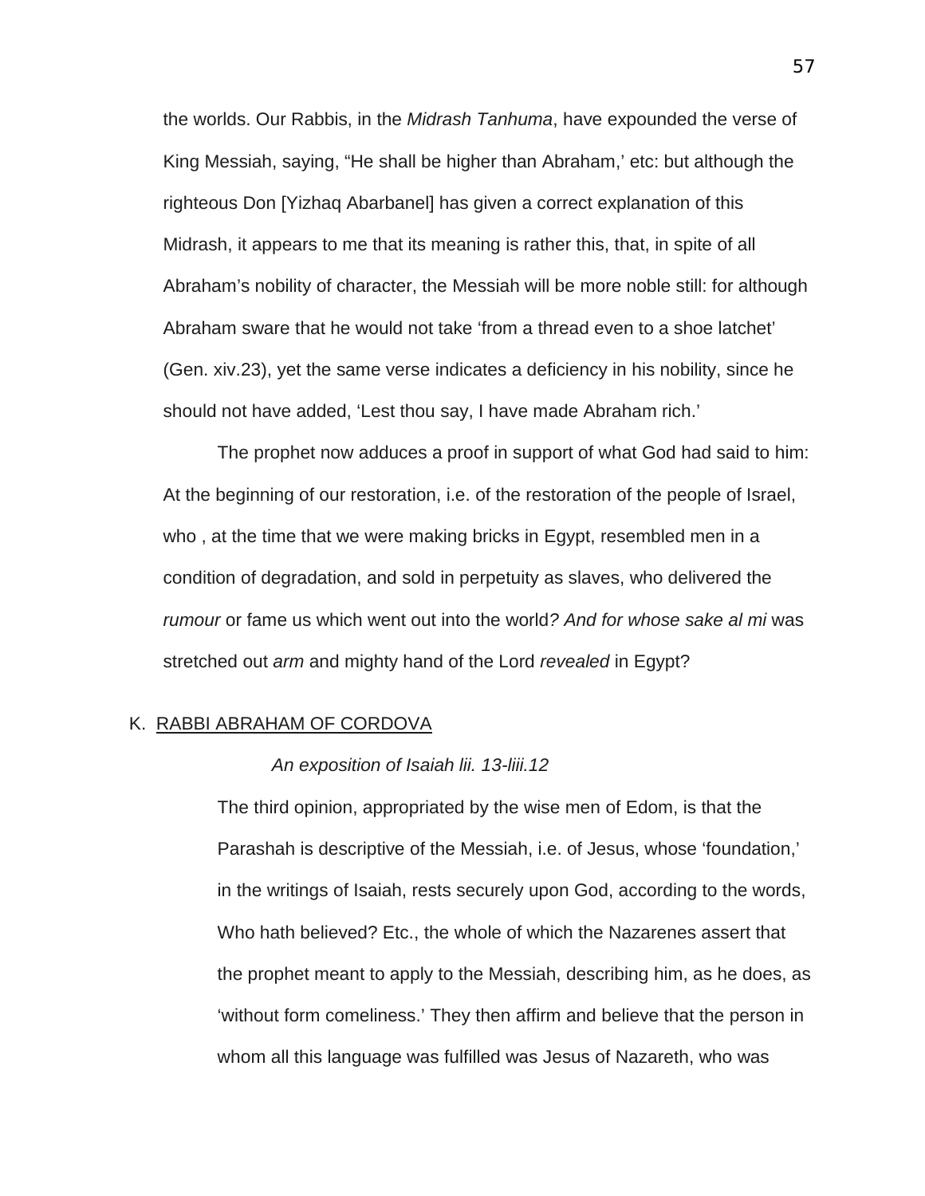the worlds. Our Rabbis, in the *Midrash Tanhuma*, have expounded the verse of King Messiah, saying, "He shall be higher than Abraham,' etc: but although the righteous Don [Yizhaq Abarbanel] has given a correct explanation of this Midrash, it appears to me that its meaning is rather this, that, in spite of all Abraham's nobility of character, the Messiah will be more noble still: for although Abraham sware that he would not take 'from a thread even to a shoe latchet' (Gen. xiv.23), yet the same verse indicates a deficiency in his nobility, since he should not have added, 'Lest thou say, I have made Abraham rich.'

The prophet now adduces a proof in support of what God had said to him: At the beginning of our restoration, i.e. of the restoration of the people of Israel, who , at the time that we were making bricks in Egypt, resembled men in a condition of degradation, and sold in perpetuity as slaves, who delivered the *rumour* or fame us which went out into the world*? And for whose sake al mi* was stretched out *arm* and mighty hand of the Lord *revealed* in Egypt?

K. RABBI ABRAHAM OF CORDOVA

*An exposition of Isaiah lii. 13-liii.12*

> The third opinion, appropriated by the wise men of Edom, is that the Parashah is descriptive of the Messiah, i.e. of Jesus, whose 'foundation,' in the writings of Isaiah, rests securely upon God, according to the words, Who hath believed? Etc., the whole of which the Nazarenes assert that the prophet meant to apply to the Messiah, describing him, as he does, as 'without form comeliness.' They then affirm and believe that the person in whom all this language was fulfilled was Jesus of Nazareth, who was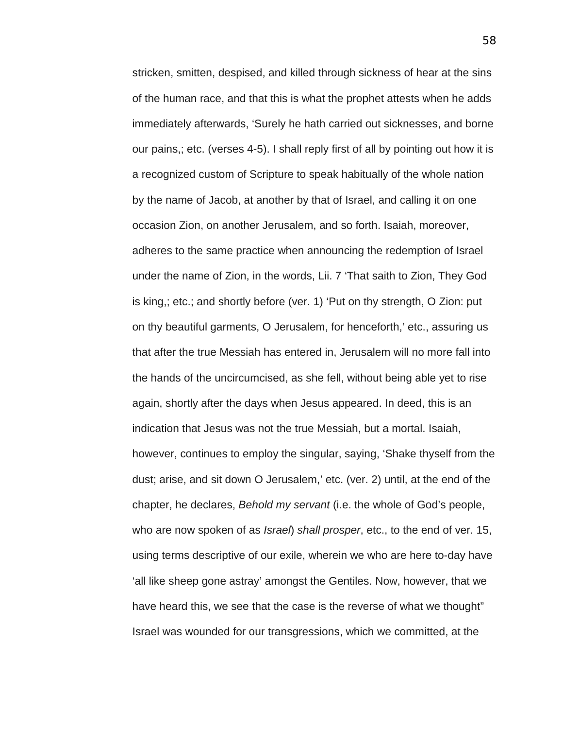stricken, smitten, despised, and killed through sickness of hear at the sins of the human race, and that this is what the prophet attests when he adds immediately afterwards, ‘Surely he hath carried out sicknesses, and borne our pains,; etc. (verses 4-5). I shall reply first of all by pointing out how it is a recognized custom of Scripture to speak habitually of the whole nation by the name of Jacob, at another by that of Israel, and calling it on one occasion Zion, on another Jerusalem, and so forth. Isaiah, moreover, adheres to the same practice when announcing the redemption of Israel under the name of Zion, in the words, Lii. 7 ‘That saith to Zion, They God is king,; etc.; and shortly before (ver. 1) ‘Put on thy strength, O Zion: put on thy beautiful garments, O Jerusalem, for henceforth,’ etc., assuring us that after the true Messiah has entered in, Jerusalem will no more fall into the hands of the uncircumcised, as she fell, without being able yet to rise again, shortly after the days when Jesus appeared. In deed, this is an indication that Jesus was not the true Messiah, but a mortal. Isaiah, however, continues to employ the singular, saying, ‘Shake thyself from the dust; arise, and sit down O Jerusalem,’ etc. (ver. 2) until, at the end of the chapter, he declares, *Behold my servant* (i.e. the whole of God’s people, who are now spoken of as *Israel*) *shall prosper*, etc., to the end of ver. 15, using terms descriptive of our exile, wherein we who are here to-day have ‘all like sheep gone astray’ amongst the Gentiles. Now, however, that we have heard this, we see that the case is the reverse of what we thought” Israel was wounded for our transgressions, which we committed, at the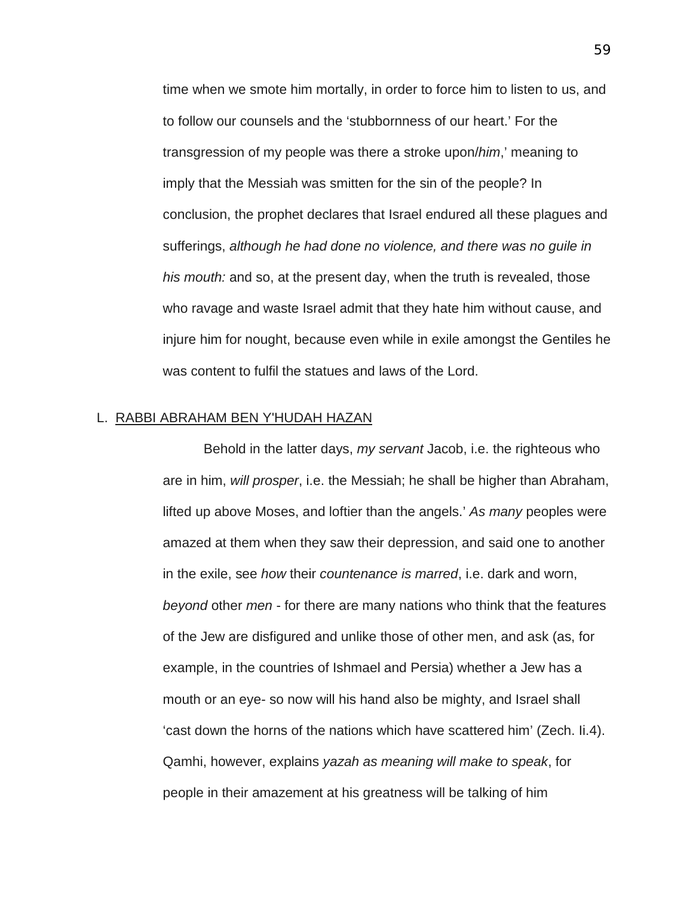time when we smote him mortally, in order to force him to listen to us, and to follow our counsels and the 'stubbornness of our heart.' For the transgression of my people was there a stroke upon/*him*,' meaning to imply that the Messiah was smitten for the sin of the people? In conclusion, the prophet declares that Israel endured all these plagues and sufferings, *although he had done no violence, and there was no guile in his mouth:* and so, at the present day, when the truth is revealed, those who ravage and waste Israel admit that they hate him without cause, and injure him for nought, because even while in exile amongst the Gentiles he was content to fulfil the statues and laws of the Lord.

L. RABBI ABRAHAM BEN Y'HUDAH HAZAN

Behold in the latter days, *my servant* Jacob, i.e. the righteous who are in him, *will prosper*, i.e. the Messiah; he shall be higher than Abraham, lifted up above Moses, and loftier than the angels.' *As many* peoples were amazed at them when they saw their depression, and said one to another in the exile, see *how* their *countenance is marred*, i.e. dark and worn, *beyond* other *men* - for there are many nations who think that the features of the Jew are disfigured and unlike those of other men, and ask (as, for example, in the countries of Ishmael and Persia) whether a Jew has a mouth or an eye- so now will his hand also be mighty, and Israel shall 'cast down the horns of the nations which have scattered him' (Zech. Ii.4). Qamhi, however, explains *yazah as meaning will make to speak*, for people in their amazement at his greatness will be talking of him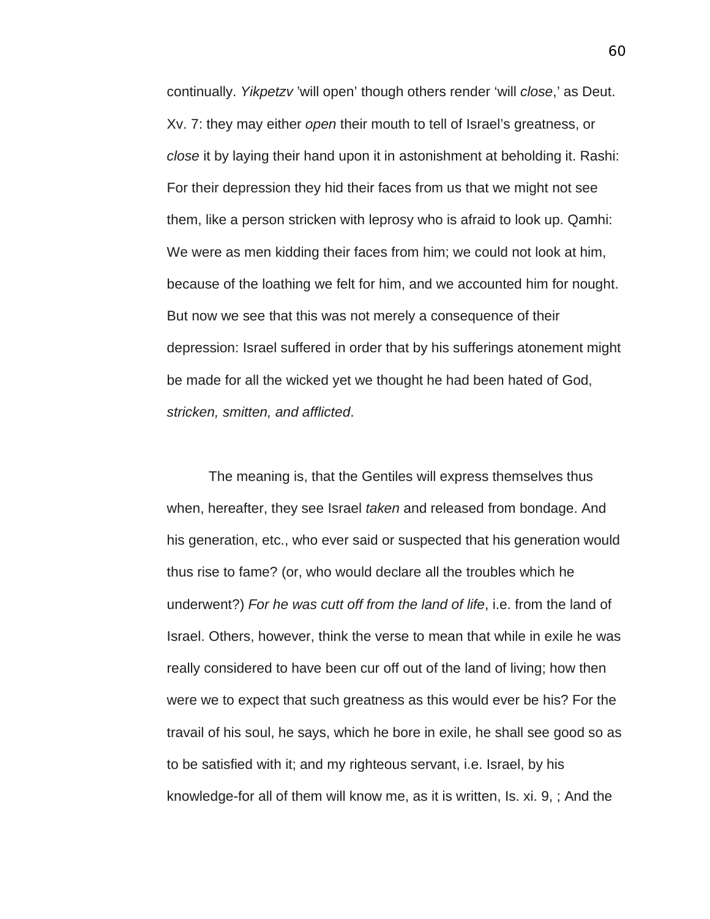continually. *Yikpetzv* 'will open' though others render 'will *close*,' as Deut. Xv. 7: they may either *open* their mouth to tell of Israel's greatness, or *close* it by laying their hand upon it in astonishment at beholding it. Rashi: For their depression they hid their faces from us that we might not see them, like a person stricken with leprosy who is afraid to look up. Qamhi: We were as men kidding their faces from him; we could not look at him, because of the loathing we felt for him, and we accounted him for nought. But now we see that this was not merely a consequence of their depression: Israel suffered in order that by his sufferings atonement might be made for all the wicked yet we thought he had been hated of God, *stricken, smitten, and afflicted*.

The meaning is, that the Gentiles will express themselves thus when, hereafter, they see Israel *taken* and released from bondage. And his generation, etc., who ever said or suspected that his generation would thus rise to fame? (or, who would declare all the troubles which he underwent?) *For he was cutt off from the land of life*, i.e. from the land of Israel. Others, however, think the verse to mean that while in exile he was really considered to have been cur off out of the land of living; how then were we to expect that such greatness as this would ever be his? For the travail of his soul, he says, which he bore in exile, he shall see good so as to be satisfied with it; and my righteous servant, i.e. Israel, by his knowledge-for all of them will know me, as it is written, Is. xi. 9, ; And the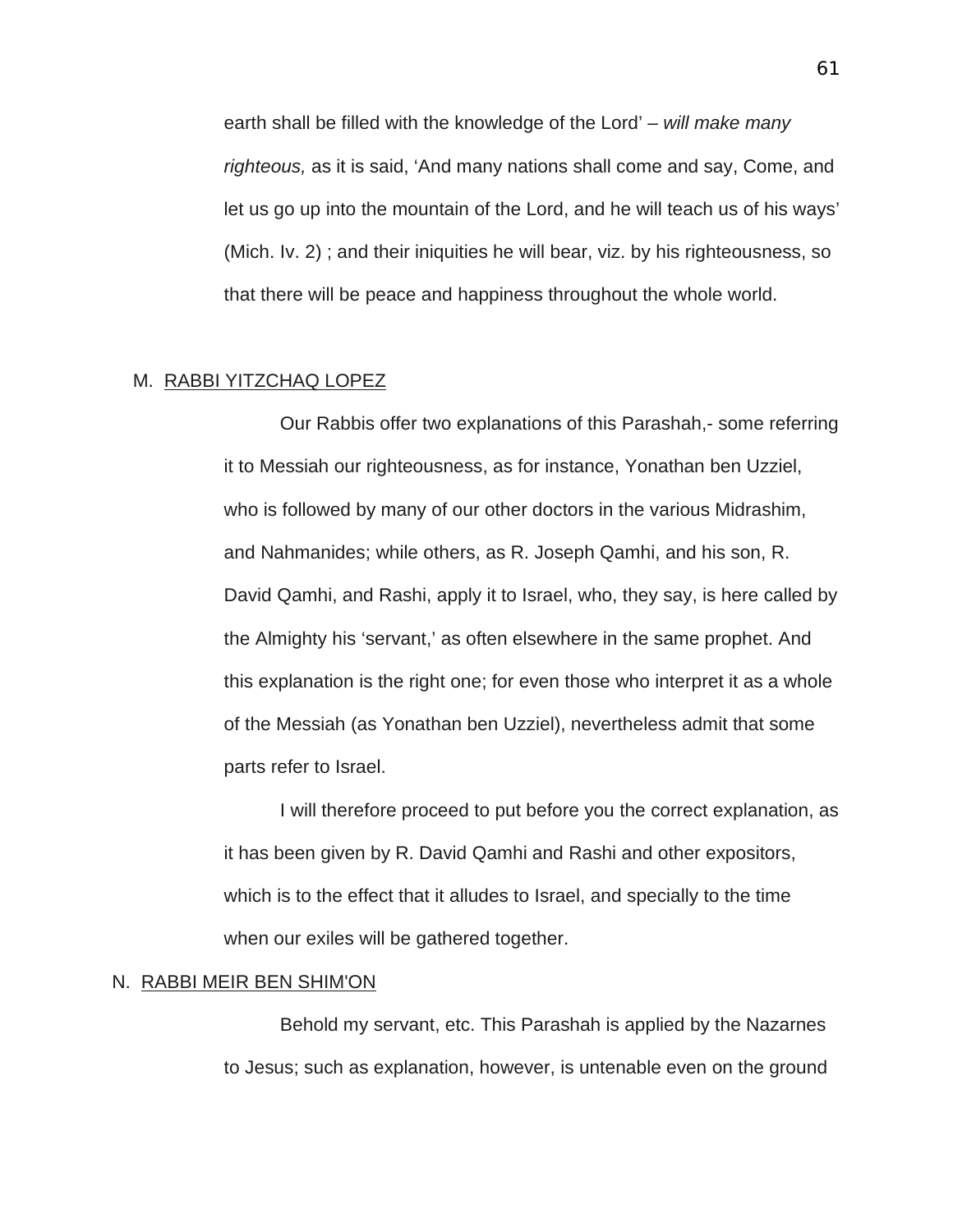earth shall be filled with the knowledge of the Lord' – *will make many righteous,* as it is said, 'And many nations shall come and say, Come, and let us go up into the mountain of the Lord, and he will teach us of his ways' (Mich. Iv. 2) ; and their iniquities he will bear, viz. by his righteousness, so that there will be peace and happiness throughout the whole world.

M. RABBI YITZCHAQ LOPEZ

Our Rabbis offer two explanations of this Parashah,- some referring it to Messiah our righteousness, as for instance, Yonathan ben Uzziel, who is followed by many of our other doctors in the various Midrashim, and Nahmanides; while others, as R. Joseph Qamhi, and his son, R. David Qamhi, and Rashi, apply it to Israel, who, they say, is here called by the Almighty his 'servant,' as often elsewhere in the same prophet. And this explanation is the right one; for even those who interpret it as a whole of the Messiah (as Yonathan ben Uzziel), nevertheless admit that some parts refer to Israel.

I will therefore proceed to put before you the correct explanation, as it has been given by R. David Qamhi and Rashi and other expositors, which is to the effect that it alludes to Israel, and specially to the time when our exiles will be gathered together.

N. RABBI MEIR BEN SHIM'ON

Behold my servant, etc. This Parashah is applied by the Nazarnes to Jesus; such as explanation, however, is untenable even on the ground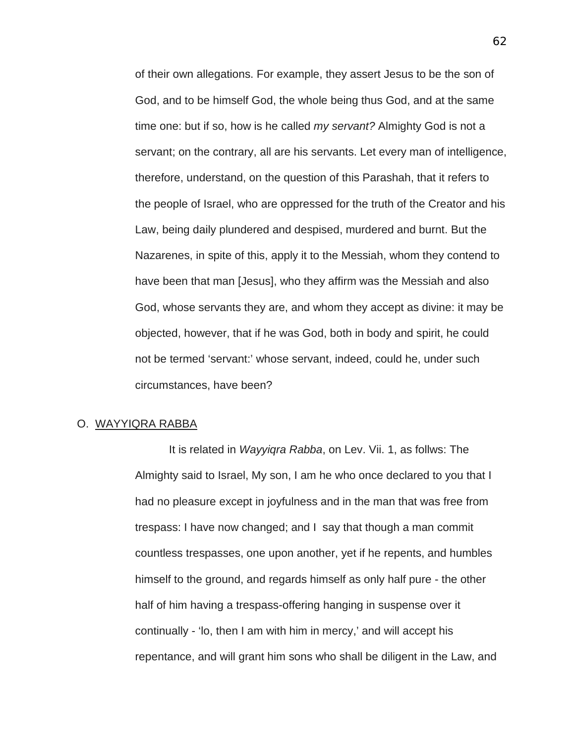of their own allegations. For example, they assert Jesus to be the son of God, and to be himself God, the whole being thus God, and at the same time one: but if so, how is he called *my servant?* Almighty God is not a servant; on the contrary, all are his servants. Let every man of intelligence, therefore, understand, on the question of this Parashah, that it refers to the people of Israel, who are oppressed for the truth of the Creator and his Law, being daily plundered and despised, murdered and burnt. But the Nazarenes, in spite of this, apply it to the Messiah, whom they contend to have been that man [Jesus], who they affirm was the Messiah and also God, whose servants they are, and whom they accept as divine: it may be objected, however, that if he was God, both in body and spirit, he could not be termed 'servant:' whose servant, indeed, could he, under such circumstances, have been?

## O. <u>WAYYIQRA RABBA</u>

It is related in *Wayyiqra Rabba*, on Lev. Vii. 1, as follws: The Almighty said to Israel, My son, I am he who once declared to you that I had no pleasure except in joyfulness and in the man that was free from trespass: I have now changed; and I say that though a man commit countless trespasses, one upon another, yet if he repents, and humbles himself to the ground, and regards himself as only half pure - the other half of him having a trespass-offering hanging in suspense over it continually - 'lo, then I am with him in mercy,' and will accept his repentance, and will grant him sons who shall be diligent in the Law, and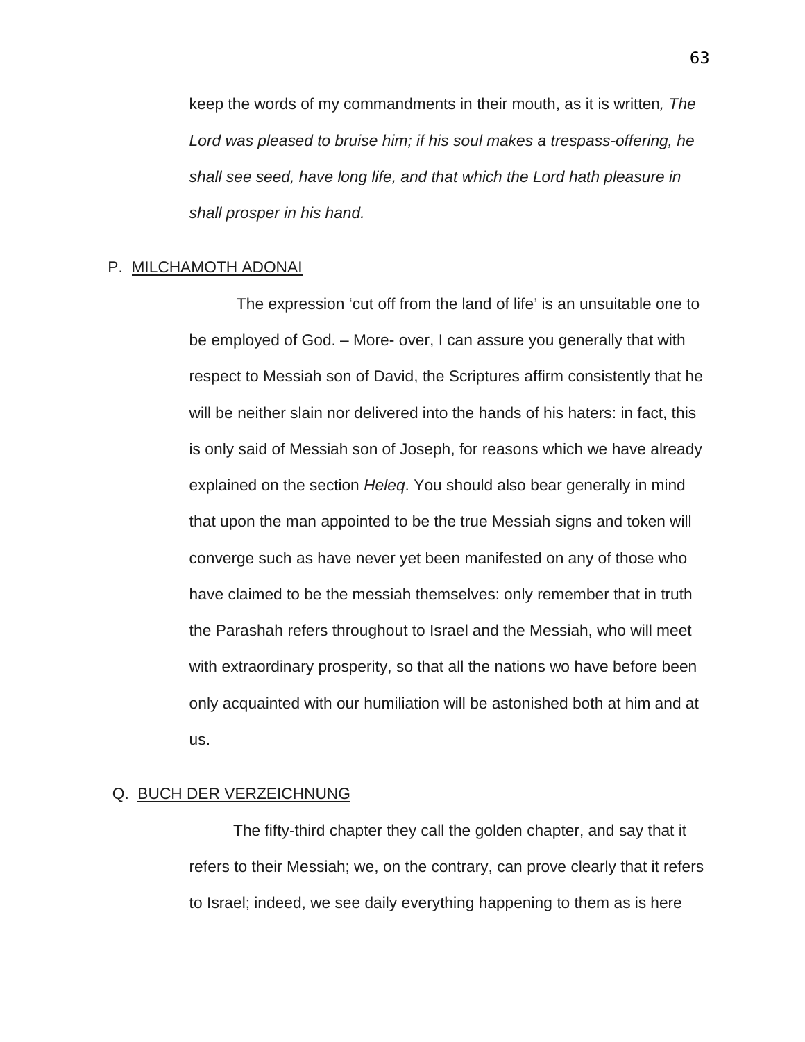keep the words of my commandments in their mouth, as it is written*, The Lord was pleased to bruise him; if his soul makes a trespass-offering, he shall see seed, have long life, and that which the Lord hath pleasure in shall prosper in his hand.*

P. <u>MILCHAMOTH ADONAI</u>

The expression 'cut off from the land of life' is an unsuitable one to be employed of God. – More- over, I can assure you generally that with respect to Messiah son of David, the Scriptures affirm consistently that he will be neither slain nor delivered into the hands of his haters: in fact, this is only said of Messiah son of Joseph, for reasons which we have already explained on the section *Heleq*. You should also bear generally in mind that upon the man appointed to be the true Messiah signs and token will converge such as have never yet been manifested on any of those who have claimed to be the messiah themselves: only remember that in truth the Parashah refers throughout to Israel and the Messiah, who will meet with extraordinary prosperity, so that all the nations wo have before been only acquainted with our humiliation will be astonished both at him and at us.

Q. <u>BUCH DER VERZEICHNUNG</u>

The fifty-third chapter they call the golden chapter, and say that it refers to their Messiah; we, on the contrary, can prove clearly that it refers to Israel; indeed, we see daily everything happening to them as is here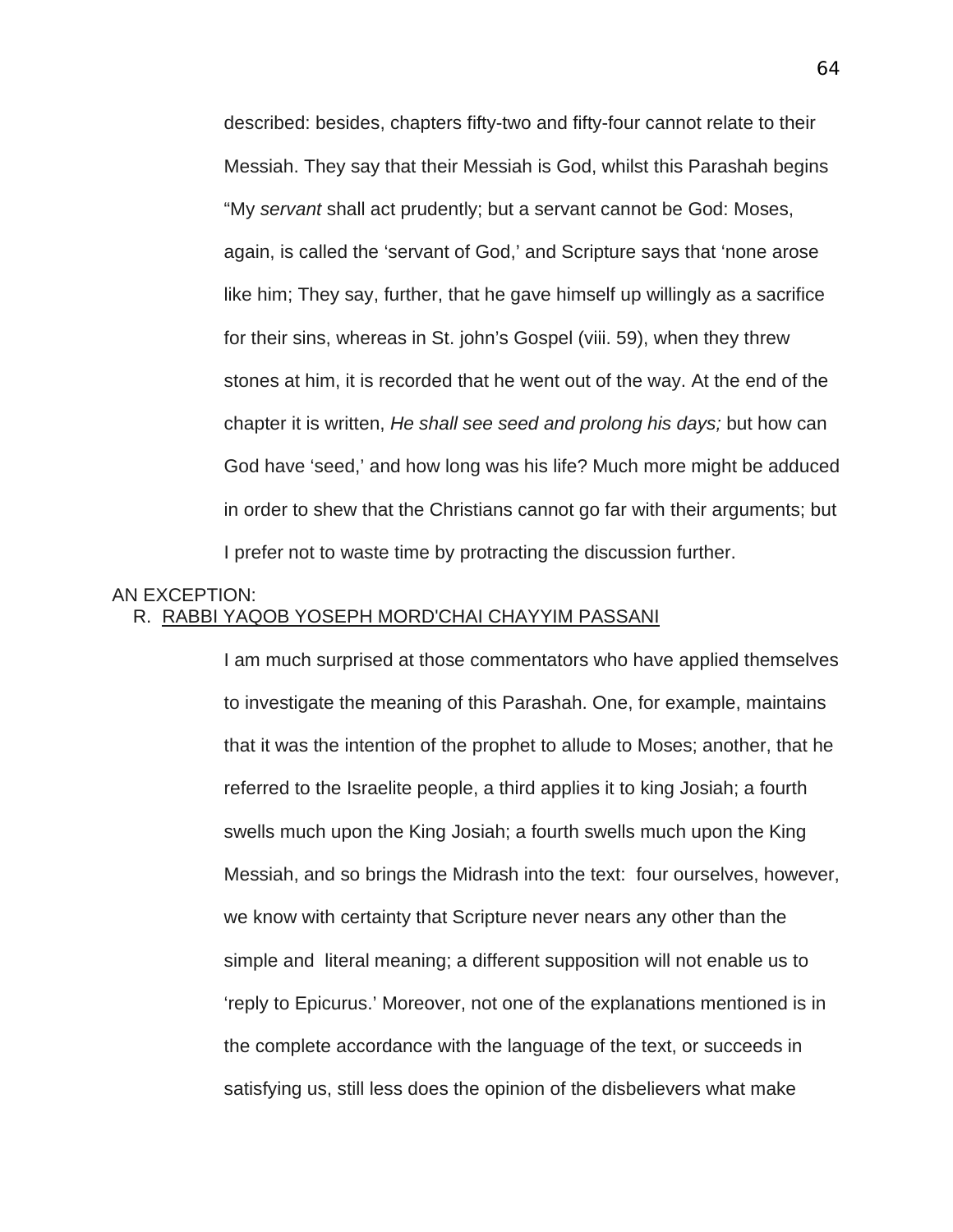described: besides, chapters fifty-two and fifty-four cannot relate to their Messiah. They say that their Messiah is God, whilst this Parashah begins "My *servant* shall act prudently; but a servant cannot be God: Moses, again, is called the 'servant of God,' and Scripture says that 'none arose like him; They say, further, that he gave himself up willingly as a sacrifice for their sins, whereas in St. john's Gospel (viii. 59), when they threw stones at him, it is recorded that he went out of the way. At the end of the chapter it is written, *He shall see seed and prolong his days;* but how can God have 'seed,' and how long was his life? Much more might be adduced in order to shew that the Christians cannot go far with their arguments; but I prefer not to waste time by protracting the discussion further.

AN EXCEPTION:

R. <u>RABBI YAQOB YOSEPH MORD'CHAI CHAYYIM PASSANI</u>

I am much surprised at those commentators who have applied themselves to investigate the meaning of this Parashah. One, for example, maintains that it was the intention of the prophet to allude to Moses; another, that he referred to the Israelite people, a third applies it to king Josiah; a fourth swells much upon the King Josiah; a fourth swells much upon the King Messiah, and so brings the Midrash into the text: four ourselves, however, we know with certainty that Scripture never nears any other than the simple and literal meaning; a different supposition will not enable us to 'reply to Epicurus.' Moreover, not one of the explanations mentioned is in the complete accordance with the language of the text, or succeeds in satisfying us, still less does the opinion of the disbelievers what make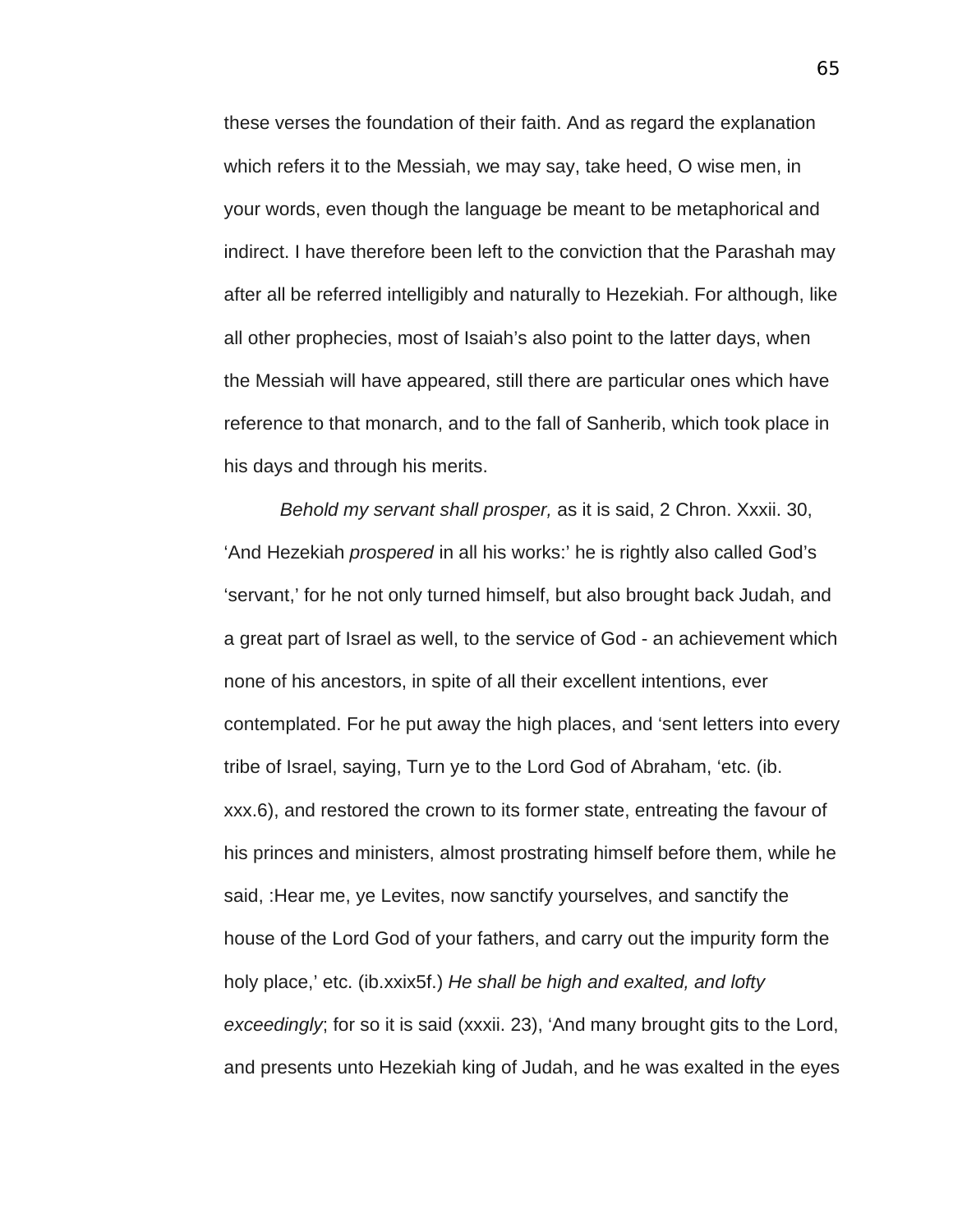these verses the foundation of their faith. And as regard the explanation which refers it to the Messiah, we may say, take heed, O wise men, in your words, even though the language be meant to be metaphorical and indirect. I have therefore been left to the conviction that the Parashah may after all be referred intelligibly and naturally to Hezekiah. For although, like all other prophecies, most of Isaiah's also point to the latter days, when the Messiah will have appeared, still there are particular ones which have reference to that monarch, and to the fall of Sanherib, which took place in his days and through his merits.

*Behold my servant shall prosper,* as it is said, 2 Chron. Xxxii. 30, 'And Hezekiah *prospered* in all his works:' he is rightly also called God's 'servant,' for he not only turned himself, but also brought back Judah, and a great part of Israel as well, to the service of God - an achievement which none of his ancestors, in spite of all their excellent intentions, ever contemplated. For he put away the high places, and 'sent letters into every tribe of Israel, saying, Turn ye to the Lord God of Abraham, 'etc. (ib. xxx.6), and restored the crown to its former state, entreating the favour of his princes and ministers, almost prostrating himself before them, while he said, :Hear me, ye Levites, now sanctify yourselves, and sanctify the house of the Lord God of your fathers, and carry out the impurity form the holy place,' etc. (ib.xxix5f.) *He shall be high and exalted, and lofty exceedingly*; for so it is said (xxxii. 23), 'And many brought gits to the Lord, and presents unto Hezekiah king of Judah, and he was exalted in the eyes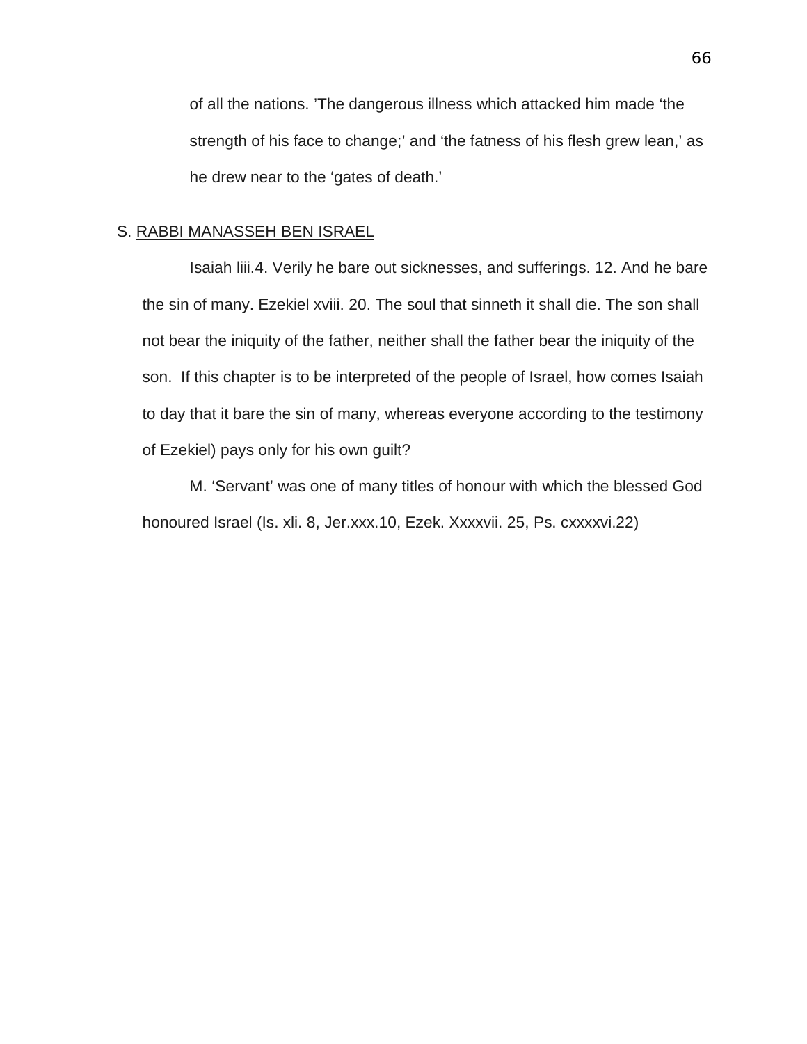of all the nations. 'The dangerous illness which attacked him made 'the strength of his face to change;' and 'the fatness of his flesh grew lean,' as he drew near to the 'gates of death.'

S. <u>RABBI MANASSEH BEN ISRAEL</u>

Isaiah liii.4. Verily he bare out sicknesses, and sufferings. 12. And he bare the sin of many. Ezekiel xviii. 20. The soul that sinneth it shall die. The son shall not bear the iniquity of the father, neither shall the father bear the iniquity of the son.  If this chapter is to be interpreted of the people of Israel, how comes Isaiah to day that it bare the sin of many, whereas everyone according to the testimony of Ezekiel) pays only for his own guilt?

M. 'Servant' was one of many titles of honour with which the blessed God honoured Israel (Is. xli. 8, Jer.xxx.10, Ezek. Xxxxvii. 25, Ps. cxxxxvi.22)